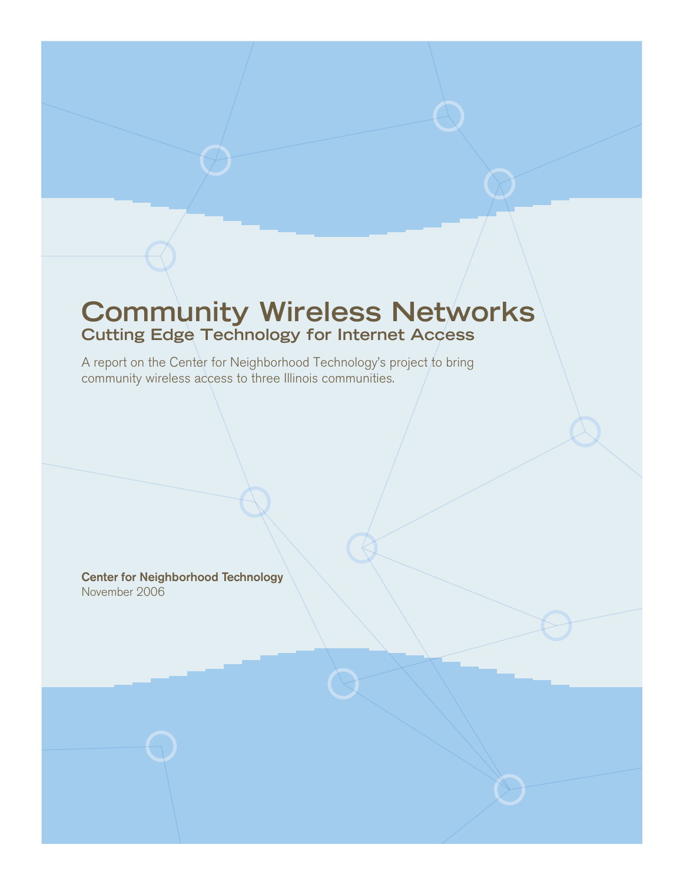# Community Wireless Networks

## Cutting Edge Technology for Internet Access

A report on the Center for Neighborhood Technology's project to bring community wireless access to three Illinois communities.

**Center for Neighborhood Technology**
November 2006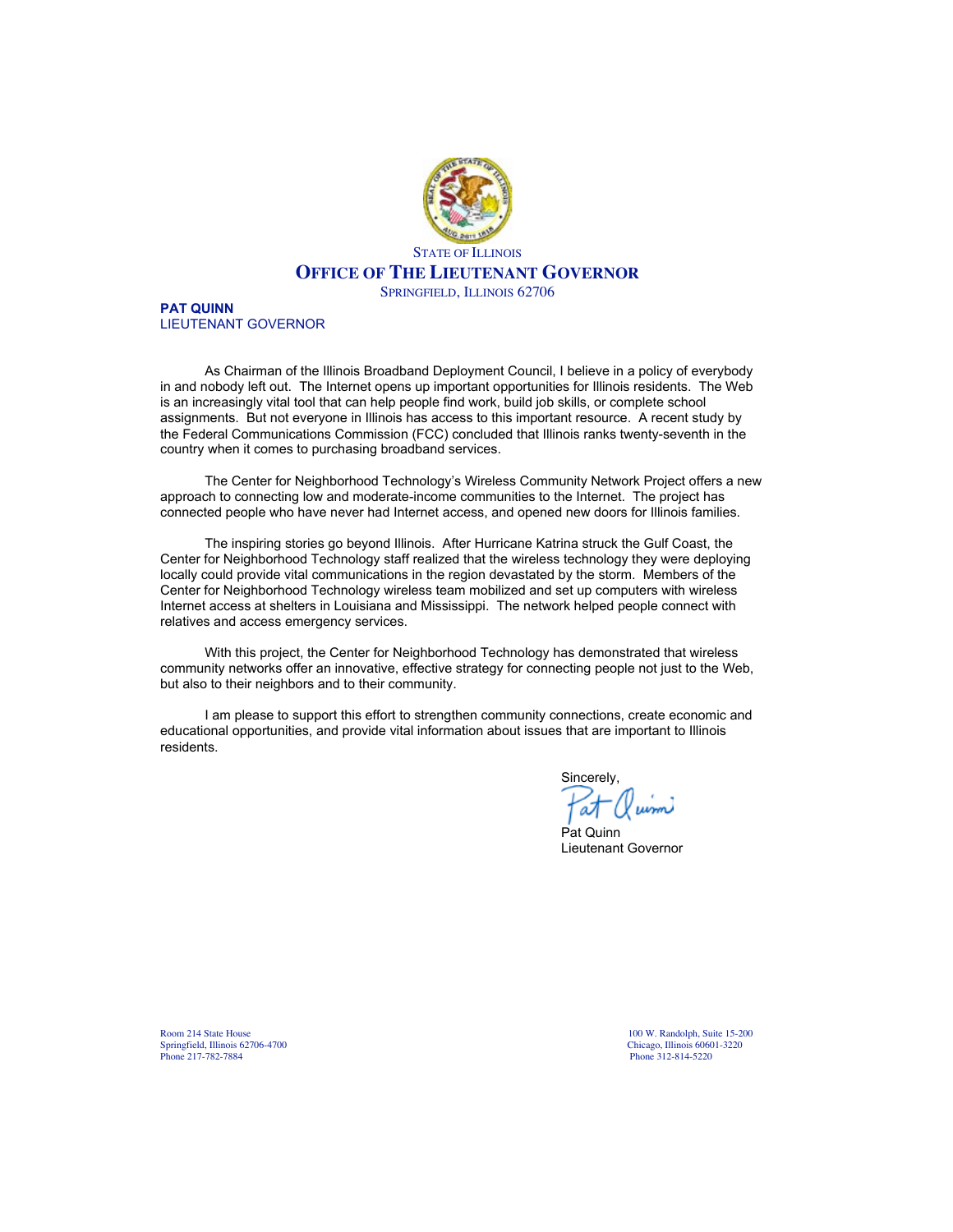STATE OF ILLINOIS

# OFFICE OF THE LIEUTENANT GOVERNOR

SPRINGFIELD, ILLINOIS 62706

**PAT QUINN**
LIEUTENANT GOVERNOR

As Chairman of the Illinois Broadband Deployment Council, I believe in a policy of everybody in and nobody left out. The Internet opens up important opportunities for Illinois residents. The Web is an increasingly vital tool that can help people find work, build job skills, or complete school assignments. But not everyone in Illinois has access to this important resource. A recent study by the Federal Communications Commission (FCC) concluded that Illinois ranks twenty-seventh in the country when it comes to purchasing broadband services.

The Center for Neighborhood Technology's Wireless Community Network Project offers a new approach to connecting low and moderate-income communities to the Internet. The project has connected people who have never had Internet access, and opened new doors for Illinois families.

The inspiring stories go beyond Illinois. After Hurricane Katrina struck the Gulf Coast, the Center for Neighborhood Technology staff realized that the wireless technology they were deploying locally could provide vital communications in the region devastated by the storm. Members of the Center for Neighborhood Technology wireless team mobilized and set up computers with wireless Internet access at shelters in Louisiana and Mississippi. The network helped people connect with relatives and access emergency services.

With this project, the Center for Neighborhood Technology has demonstrated that wireless community networks offer an innovative, effective strategy for connecting people not just to the Web, but also to their neighbors and to their community.

I am please to support this effort to strengthen community connections, create economic and educational opportunities, and provide vital information about issues that are important to Illinois residents.

Sincerely,

Pat Quinn
Lieutenant Governor

Room 214 State House
Springfield, Illinois 62706-4700
Phone 217-782-7884

100 W. Randolph, Suite 15-200
Chicago, Illinois 60601-3220
Phone 312-814-5220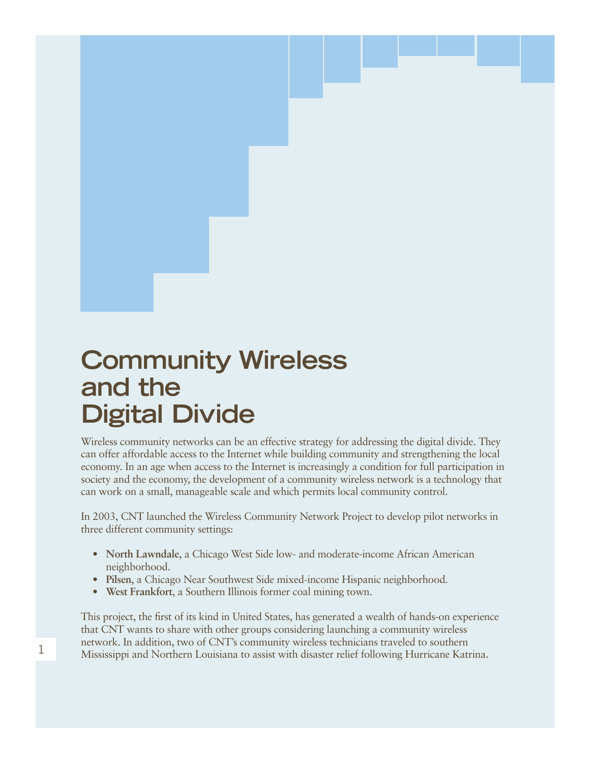# Community Wireless and the Digital Divide

Wireless community networks can be an effective strategy for addressing the digital divide. They can offer affordable access to the Internet while building community and strengthening the local economy. In an age when access to the Internet is increasingly a condition for full participation in society and the economy, the development of a community wireless network is a technology that can work on a small, manageable scale and which permits local community control.

In 2003, CNT launched the Wireless Community Network Project to develop pilot networks in three different community settings:

- **North Lawndale**, a Chicago West Side low- and moderate-income African American neighborhood.
- **Pilsen**, a Chicago Near Southwest Side mixed-income Hispanic neighborhood.
- **West Frankfort**, a Southern Illinois former coal mining town.

This project, the first of its kind in United States, has generated a wealth of hands-on experience that CNT wants to share with other groups considering launching a community wireless network. In addition, two of CNT's community wireless technicians traveled to southern Mississippi and Northern Louisiana to assist with disaster relief following Hurricane Katrina.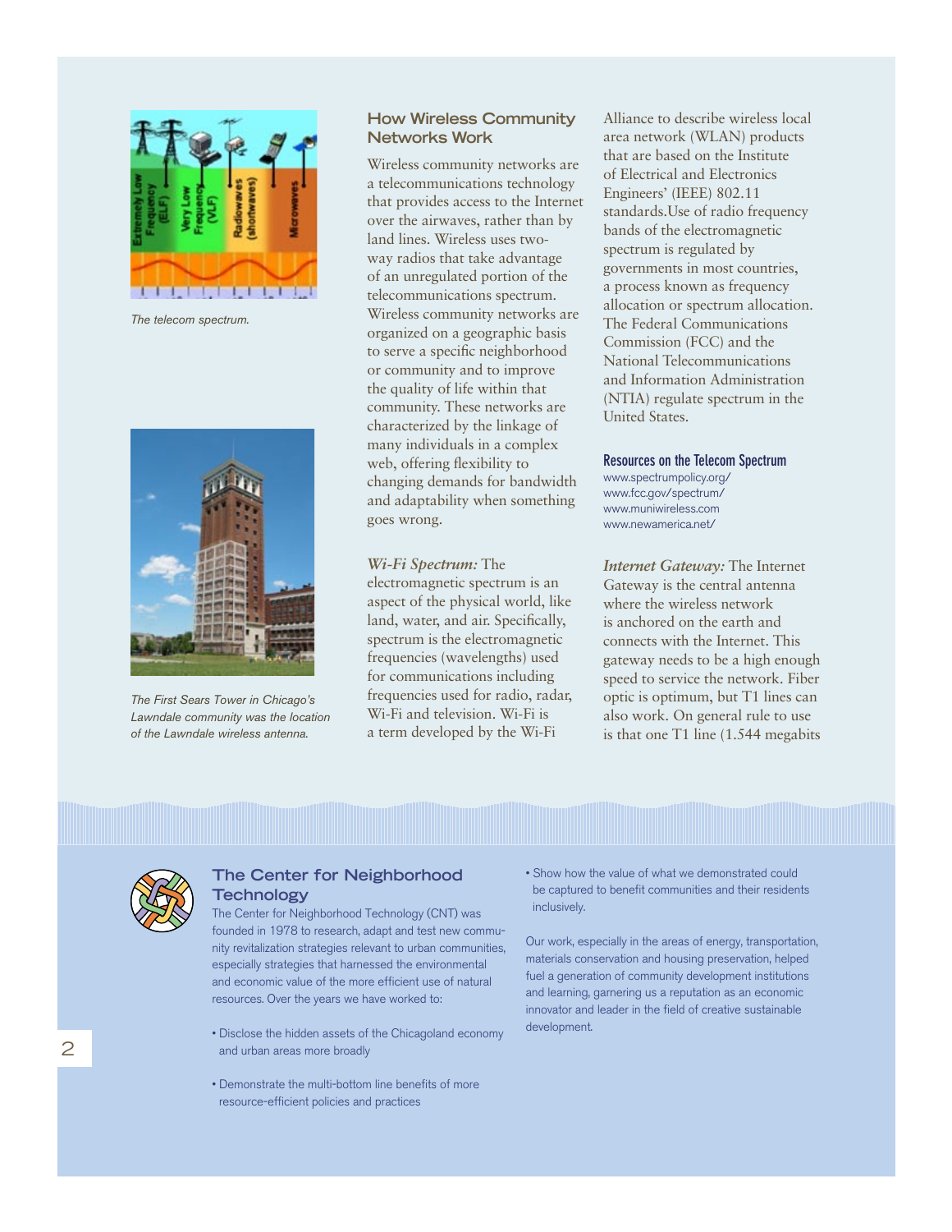The telecom spectrum.

The First Sears Tower in Chicago's Lawndale community was the location of the Lawndale wireless antenna.

## How Wireless Community Networks Work

Wireless community networks are a telecommunications technology that provides access to the Internet over the airwaves, rather than by land lines. Wireless uses two-way radios that take advantage of an unregulated portion of the telecommunications spectrum. Wireless community networks are organized on a geographic basis to serve a specific neighborhood or community and to improve the quality of life within that community. These networks are characterized by the linkage of many individuals in a complex web, offering flexibility to changing demands for bandwidth and adaptability when something goes wrong.

*Wi-Fi Spectrum:* The electromagnetic spectrum is an aspect of the physical world, like land, water, and air. Specifically, spectrum is the electromagnetic frequencies (wavelengths) used for communications including frequencies used for radio, radar, Wi-Fi and television. Wi-Fi is a term developed by the Wi-Fi Alliance to describe wireless local area network (WLAN) products that are based on the Institute of Electrical and Electronics Engineers' (IEEE) 802.11 standards.Use of radio frequency bands of the electromagnetic spectrum is regulated by governments in most countries, a process known as frequency allocation or spectrum allocation. The Federal Communications Commission (FCC) and the National Telecommunications and Information Administration (NTIA) regulate spectrum in the United States.

### Resources on the Telecom Spectrum

www.spectrumpolicy.org/
www.fcc.gov/spectrum/
www.muniwireless.com
www.newamerica.net/

*Internet Gateway:* The Internet Gateway is the central antenna where the wireless network is anchored on the earth and connects with the Internet. This gateway needs to be a high enough speed to service the network. Fiber optic is optimum, but T1 lines can also work. On general rule to use is that one T1 line (1.544 megabits

## The Center for Neighborhood Technology

The Center for Neighborhood Technology (CNT) was founded in 1978 to research, adapt and test new community revitalization strategies relevant to urban communities, especially strategies that harnessed the environmental and economic value of the more efficient use of natural resources. Over the years we have worked to:

- Disclose the hidden assets of the Chicagoland economy and urban areas more broadly
- Demonstrate the multi-bottom line benefits of more resource-efficient policies and practices
- Show how the value of what we demonstrated could be captured to benefit communities and their residents inclusively.

Our work, especially in the areas of energy, transportation, materials conservation and housing preservation, helped fuel a generation of community development institutions and learning, garnering us a reputation as an economic innovator and leader in the field of creative sustainable development.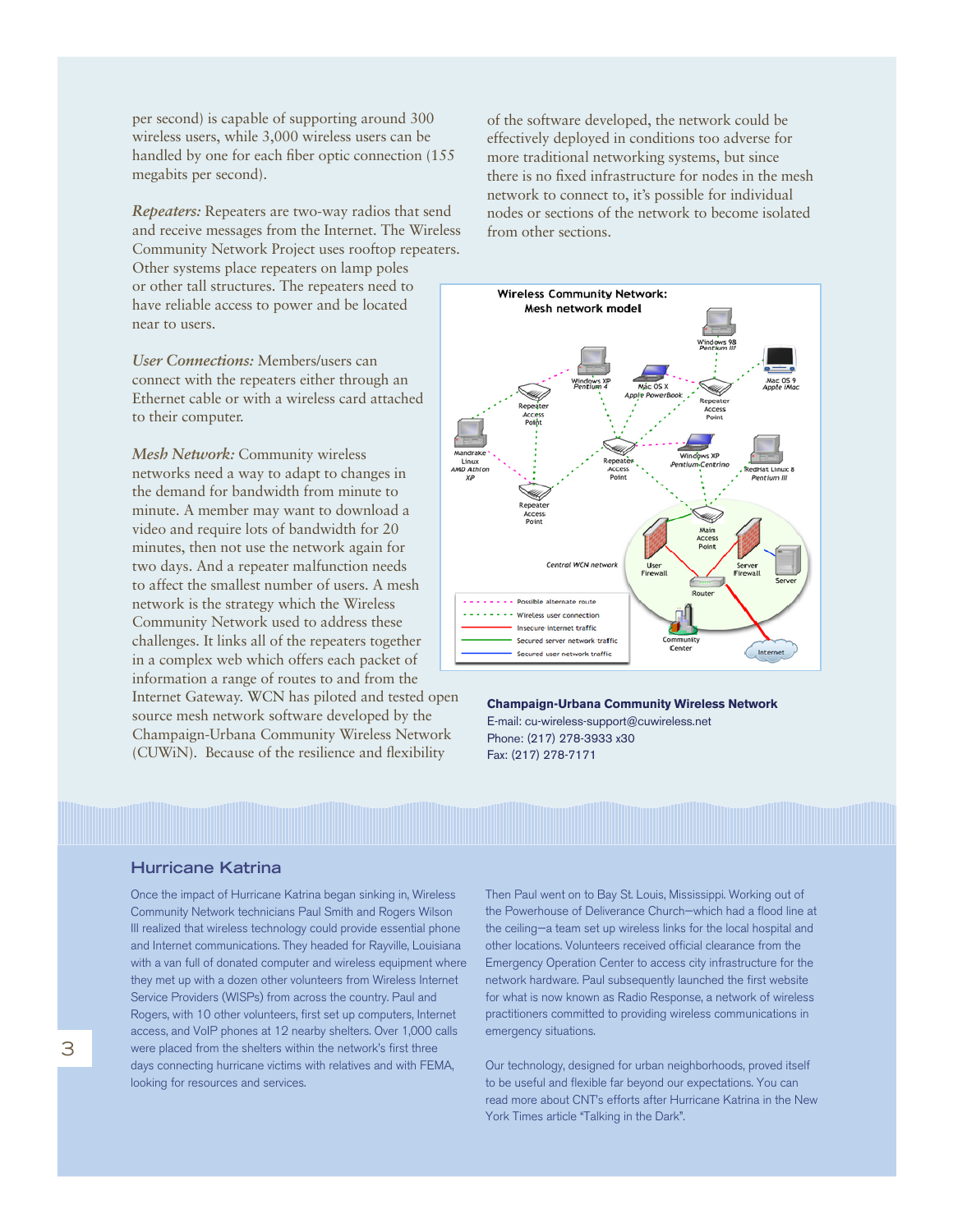per second) is capable of supporting around 300 wireless users, while 3,000 wireless users can be handled by one for each fiber optic connection (155 megabits per second).

*Repeaters:* Repeaters are two-way radios that send and receive messages from the Internet. The Wireless Community Network Project uses rooftop repeaters. Other systems place repeaters on lamp poles or other tall structures. The repeaters need to have reliable access to power and be located near to users.

*User Connections:* Members/users can connect with the repeaters either through an Ethernet cable or with a wireless card attached to their computer.

*Mesh Network:* Community wireless networks need a way to adapt to changes in the demand for bandwidth from minute to minute. A member may want to download a video and require lots of bandwidth for 20 minutes, then not use the network again for two days. And a repeater malfunction needs to affect the smallest number of users. A mesh network is the strategy which the Wireless Community Network used to address these challenges. It links all of the repeaters together in a complex web which offers each packet of information a range of routes to and from the Internet Gateway. WCN has piloted and tested open source mesh network software developed by the Champaign-Urbana Community Wireless Network (CUWiN). Because of the resilience and flexibility of the software developed, the network could be effectively deployed in conditions too adverse for more traditional networking systems, but since there is no fixed infrastructure for nodes in the mesh network to connect to, it's possible for individual nodes or sections of the network to become isolated from other sections.

**Champaign-Urbana Community Wireless Network**
E-mail: cu-wireless-support@cuwireless.net
Phone: (217) 278-3933 x30
Fax: (217) 278-7171

## Hurricane Katrina

Once the impact of Hurricane Katrina began sinking in, Wireless Community Network technicians Paul Smith and Rogers Wilson III realized that wireless technology could provide essential phone and Internet communications. They headed for Rayville, Louisiana with a van full of donated computer and wireless equipment where they met up with a dozen other volunteers from Wireless Internet Service Providers (WISPs) from across the country. Paul and Rogers, with 10 other volunteers, first set up computers, Internet access, and VoIP phones at 12 nearby shelters. Over 1,000 calls were placed from the shelters within the network's first three days connecting hurricane victims with relatives and with FEMA, looking for resources and services.

Then Paul went on to Bay St. Louis, Mississippi. Working out of the Powerhouse of Deliverance Church—which had a flood line at the ceiling—a team set up wireless links for the local hospital and other locations. Volunteers received official clearance from the Emergency Operation Center to access city infrastructure for the network hardware. Paul subsequently launched the first website for what is now known as Radio Response, a network of wireless practitioners committed to providing wireless communications in emergency situations.

Our technology, designed for urban neighborhoods, proved itself to be useful and flexible far beyond our expectations. You can read more about CNT's efforts after Hurricane Katrina in the New York Times article "Talking in the Dark".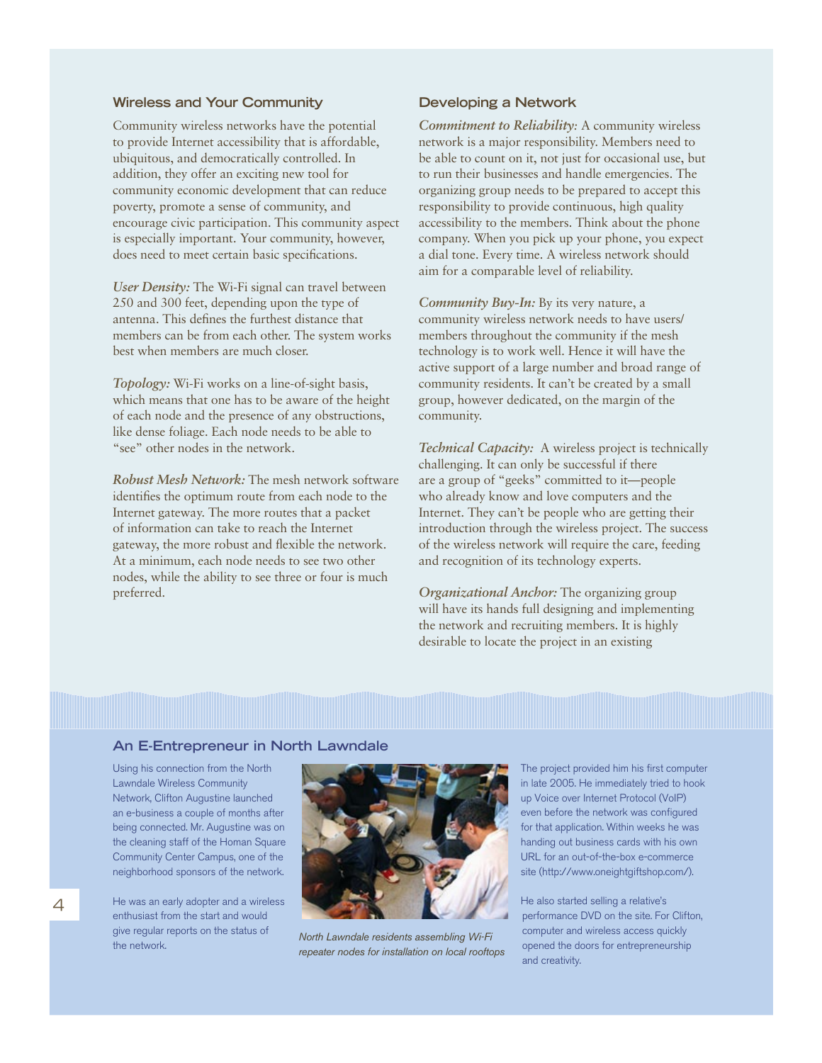## Wireless and Your Community

Community wireless networks have the potential to provide Internet accessibility that is affordable, ubiquitous, and democratically controlled. In addition, they offer an exciting new tool for community economic development that can reduce poverty, promote a sense of community, and encourage civic participation. This community aspect is especially important. Your community, however, does need to meet certain basic specifications.

*User Density:* The Wi-Fi signal can travel between 250 and 300 feet, depending upon the type of antenna. This defines the furthest distance that members can be from each other. The system works best when members are much closer.

*Topology:* Wi-Fi works on a line-of-sight basis, which means that one has to be aware of the height of each node and the presence of any obstructions, like dense foliage. Each node needs to be able to "see" other nodes in the network.

*Robust Mesh Network:* The mesh network software identifies the optimum route from each node to the Internet gateway. The more routes that a packet of information can take to reach the Internet gateway, the more robust and flexible the network. At a minimum, each node needs to see two other nodes, while the ability to see three or four is much preferred.

## Developing a Network

*Commitment to Reliability:* A community wireless network is a major responsibility. Members need to be able to count on it, not just for occasional use, but to run their businesses and handle emergencies. The organizing group needs to be prepared to accept this responsibility to provide continuous, high quality accessibility to the members. Think about the phone company. When you pick up your phone, you expect a dial tone. Every time. A wireless network should aim for a comparable level of reliability.

*Community Buy-In:* By its very nature, a community wireless network needs to have users/members throughout the community if the mesh technology is to work well. Hence it will have the active support of a large number and broad range of community residents. It can't be created by a small group, however dedicated, on the margin of the community.

*Technical Capacity:* A wireless project is technically challenging. It can only be successful if there are a group of "geeks" committed to it—people who already know and love computers and the Internet. They can't be people who are getting their introduction through the wireless project. The success of the wireless network will require the care, feeding and recognition of its technology experts.

*Organizational Anchor:* The organizing group will have its hands full designing and implementing the network and recruiting members. It is highly desirable to locate the project in an existing

### An E-Entrepreneur in North Lawndale

Using his connection from the North Lawndale Wireless Community Network, Clifton Augustine launched an e-business a couple of months after being connected. Mr. Augustine was on the cleaning staff of the Homan Square Community Center Campus, one of the neighborhood sponsors of the network.

He was an early adopter and a wireless enthusiast from the start and would give regular reports on the status of the network.

*North Lawndale residents assembling Wi-Fi repeater nodes for installation on local rooftops*

The project provided him his first computer in late 2005. He immediately tried to hook up Voice over Internet Protocol (VoIP) even before the network was configured for that application. Within weeks he was handing out business cards with his own URL for an out-of-the-box e-commerce site (http://www.oneightgiftshop.com/).

He also started selling a relative's performance DVD on the site. For Clifton, computer and wireless access quickly opened the doors for entrepreneurship and creativity.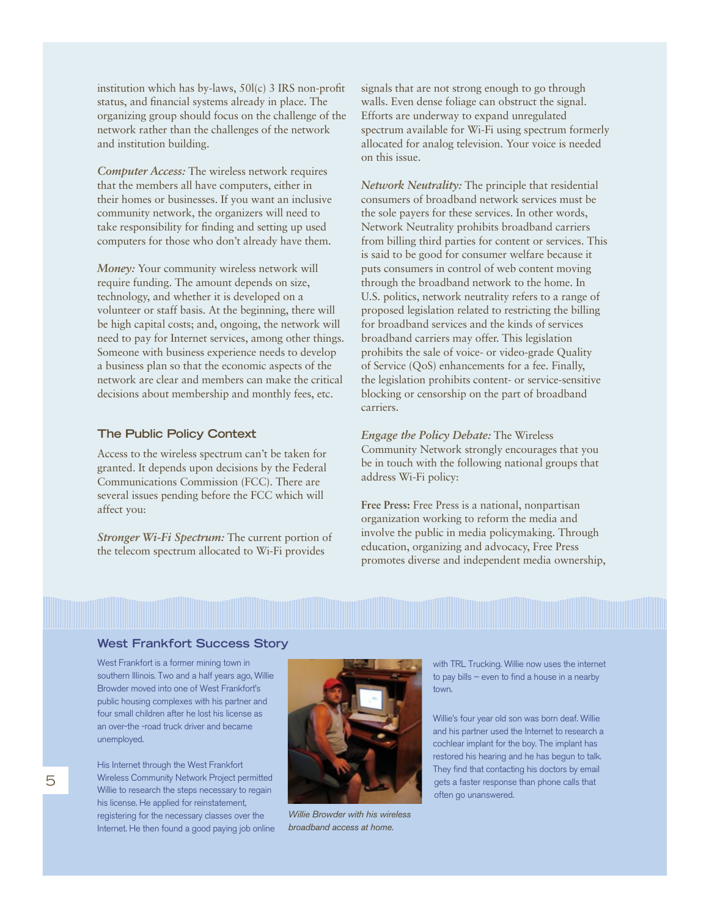institution which has by-laws, 50l(c) 3 IRS non-profit status, and financial systems already in place. The organizing group should focus on the challenge of the network rather than the challenges of the network and institution building.

*Computer Access:* The wireless network requires that the members all have computers, either in their homes or businesses. If you want an inclusive community network, the organizers will need to take responsibility for finding and setting up used computers for those who don't already have them.

*Money:* Your community wireless network will require funding. The amount depends on size, technology, and whether it is developed on a volunteer or staff basis. At the beginning, there will be high capital costs; and, ongoing, the network will need to pay for Internet services, among other things. Someone with business experience needs to develop a business plan so that the economic aspects of the network are clear and members can make the critical decisions about membership and monthly fees, etc.

### The Public Policy Context

Access to the wireless spectrum can't be taken for granted. It depends upon decisions by the Federal Communications Commission (FCC). There are several issues pending before the FCC which will affect you:

*Stronger Wi-Fi Spectrum:* The current portion of the telecom spectrum allocated to Wi-Fi provides signals that are not strong enough to go through walls. Even dense foliage can obstruct the signal. Efforts are underway to expand unregulated spectrum available for Wi-Fi using spectrum formerly allocated for analog television. Your voice is needed on this issue.

*Network Neutrality:* The principle that residential consumers of broadband network services must be the sole payers for these services. In other words, Network Neutrality prohibits broadband carriers from billing third parties for content or services. This is said to be good for consumer welfare because it puts consumers in control of web content moving through the broadband network to the home. In U.S. politics, network neutrality refers to a range of proposed legislation related to restricting the billing for broadband services and the kinds of services broadband carriers may offer. This legislation prohibits the sale of voice- or video-grade Quality of Service (QoS) enhancements for a fee. Finally, the legislation prohibits content- or service-sensitive blocking or censorship on the part of broadband carriers.

*Engage the Policy Debate:* The Wireless Community Network strongly encourages that you be in touch with the following national groups that address Wi-Fi policy:

**Free Press:** Free Press is a national, nonpartisan organization working to reform the media and involve the public in media policymaking. Through education, organizing and advocacy, Free Press promotes diverse and independent media ownership,

### West Frankfort Success Story

West Frankfort is a former mining town in southern Illinois. Two and a half years ago, Willie Browder moved into one of West Frankfort's public housing complexes with his partner and four small children after he lost his license as an over-the -road truck driver and became unemployed.

His Internet through the West Frankfort Wireless Community Network Project permitted Willie to research the steps necessary to regain his license. He applied for reinstatement, registering for the necessary classes over the Internet. He then found a good paying job online with TRL Trucking. Willie now uses the internet to pay bills – even to find a house in a nearby town.

*Willie Browder with his wireless broadband access at home.*

Willie's four year old son was born deaf. Willie and his partner used the Internet to research a cochlear implant for the boy. The implant has restored his hearing and he has begun to talk. They find that contacting his doctors by email gets a faster response than phone calls that often go unanswered.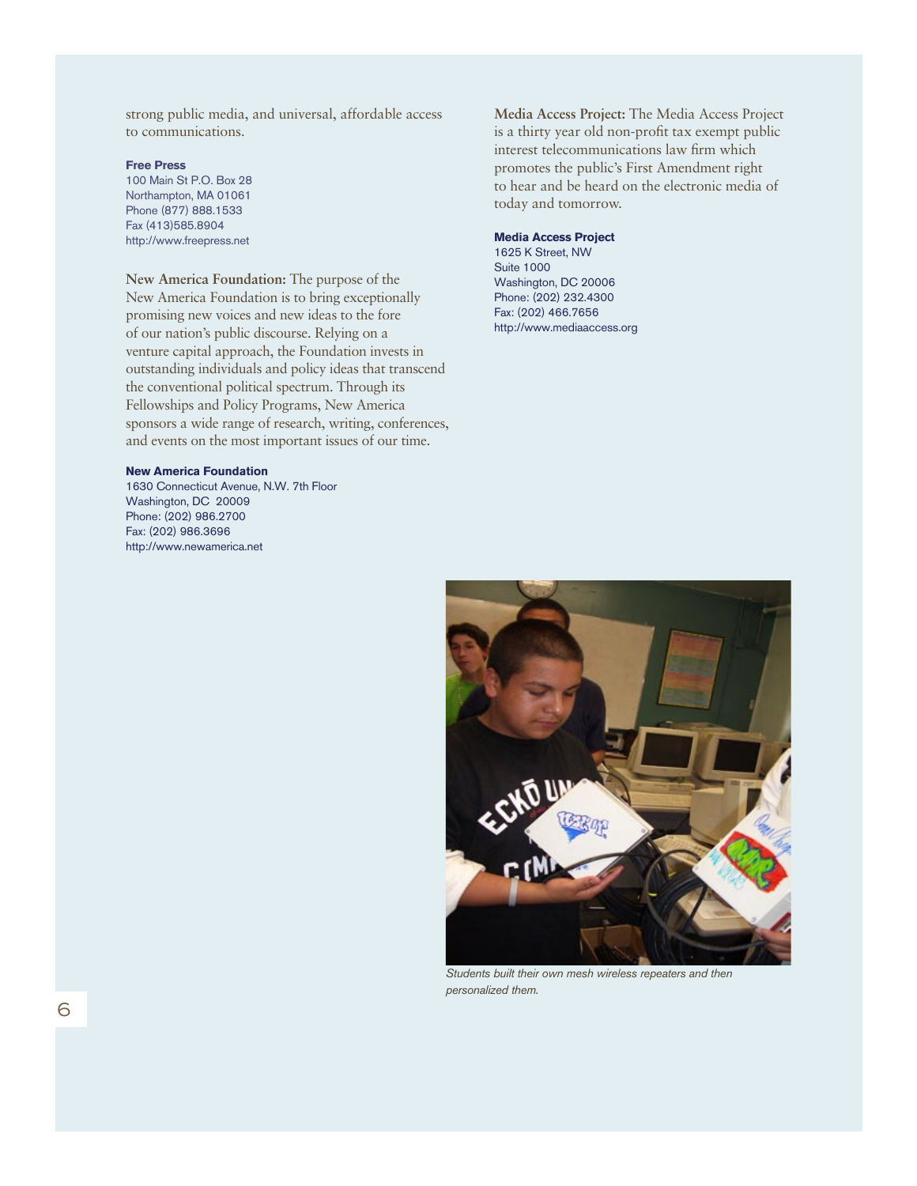strong public media, and universal, affordable access to communications.

**Free Press**
100 Main St P.O. Box 28
Northampton, MA 01061
Phone (877) 888.1533
Fax (413)585.8904
http://www.freepress.net

**New America Foundation:** The purpose of the New America Foundation is to bring exceptionally promising new voices and new ideas to the fore of our nation's public discourse. Relying on a venture capital approach, the Foundation invests in outstanding individuals and policy ideas that transcend the conventional political spectrum. Through its Fellowships and Policy Programs, New America sponsors a wide range of research, writing, conferences, and events on the most important issues of our time.

**New America Foundation**
1630 Connecticut Avenue, N.W. 7th Floor
Washington, DC 20009
Phone: (202) 986.2700
Fax: (202) 986.3696
http://www.newamerica.net

**Media Access Project:** The Media Access Project is a thirty year old non-profit tax exempt public interest telecommunications law firm which promotes the public's First Amendment right to hear and be heard on the electronic media of today and tomorrow.

**Media Access Project**
1625 K Street, NW
Suite 1000
Washington, DC 20006
Phone: (202) 232.4300
Fax: (202) 466.7656
http://www.mediaaccess.org

*Students built their own mesh wireless repeaters and then personalized them.*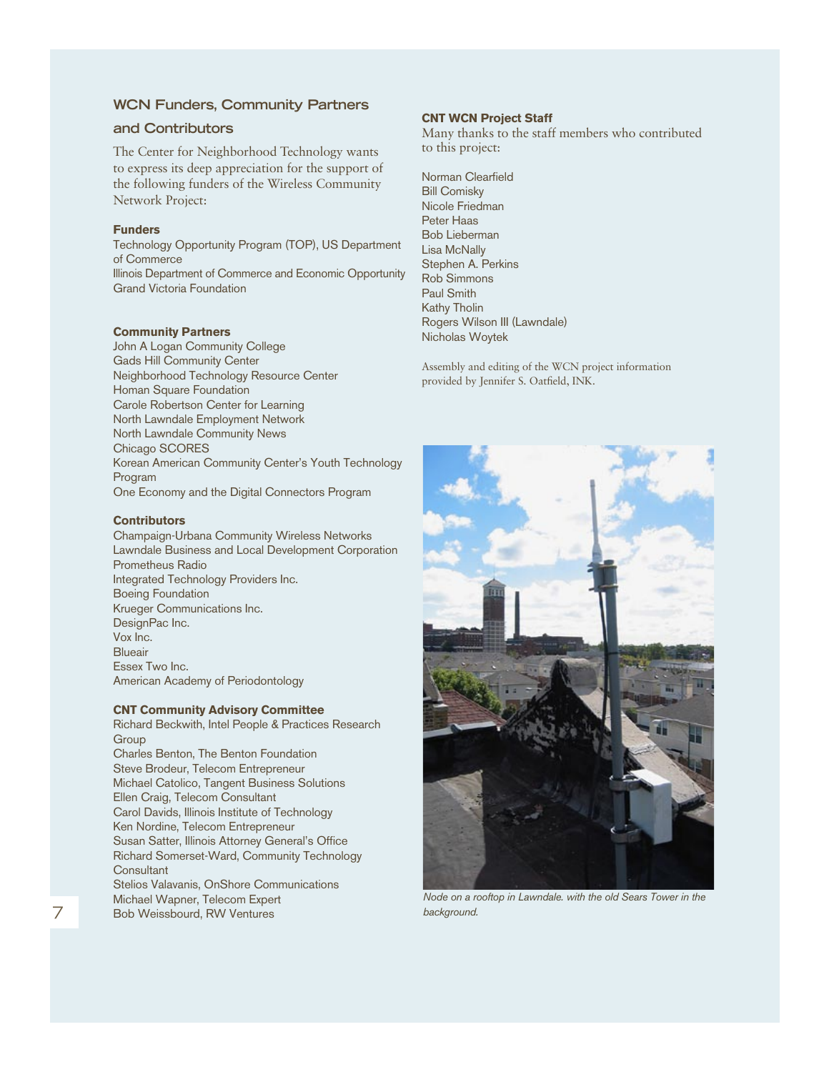## WCN Funders, Community Partners and Contributors

The Center for Neighborhood Technology wants to express its deep appreciation for the support of the following funders of the Wireless Community Network Project:

### Funders

Technology Opportunity Program (TOP), US Department of Commerce
Illinois Department of Commerce and Economic Opportunity
Grand Victoria Foundation

### Community Partners

John A Logan Community College
Gads Hill Community Center
Neighborhood Technology Resource Center
Homan Square Foundation
Carole Robertson Center for Learning
North Lawndale Employment Network
North Lawndale Community News
Chicago SCORES
Korean American Community Center's Youth Technology Program
One Economy and the Digital Connectors Program

### Contributors

Champaign-Urbana Community Wireless Networks
Lawndale Business and Local Development Corporation
Prometheus Radio
Integrated Technology Providers Inc.
Boeing Foundation
Krueger Communications Inc.
DesignPac Inc.
Vox Inc.
Blueair
Essex Two Inc.
American Academy of Periodontology

### CNT Community Advisory Committee

Richard Beckwith, Intel People & Practices Research Group
Charles Benton, The Benton Foundation
Steve Brodeur, Telecom Entrepreneur
Michael Catolico, Tangent Business Solutions
Ellen Craig, Telecom Consultant
Carol Davids, Illinois Institute of Technology
Ken Nordine, Telecom Entrepreneur
Susan Satter, Illinois Attorney General's Office
Richard Somerset-Ward, Community Technology Consultant
Stelios Valavanis, OnShore Communications
Michael Wapner, Telecom Expert
Bob Weissbourd, RW Ventures

### CNT WCN Project Staff

Many thanks to the staff members who contributed to this project:

Norman Clearfield
Bill Comisky
Nicole Friedman
Peter Haas
Bob Lieberman
Lisa McNally
Stephen A. Perkins
Rob Simmons
Paul Smith
Kathy Tholin
Rogers Wilson III (Lawndale)
Nicholas Woytek

Assembly and editing of the WCN project information provided by Jennifer S. Oatfield, INK.

*Node on a rooftop in Lawndale. with the old Sears Tower in the background.*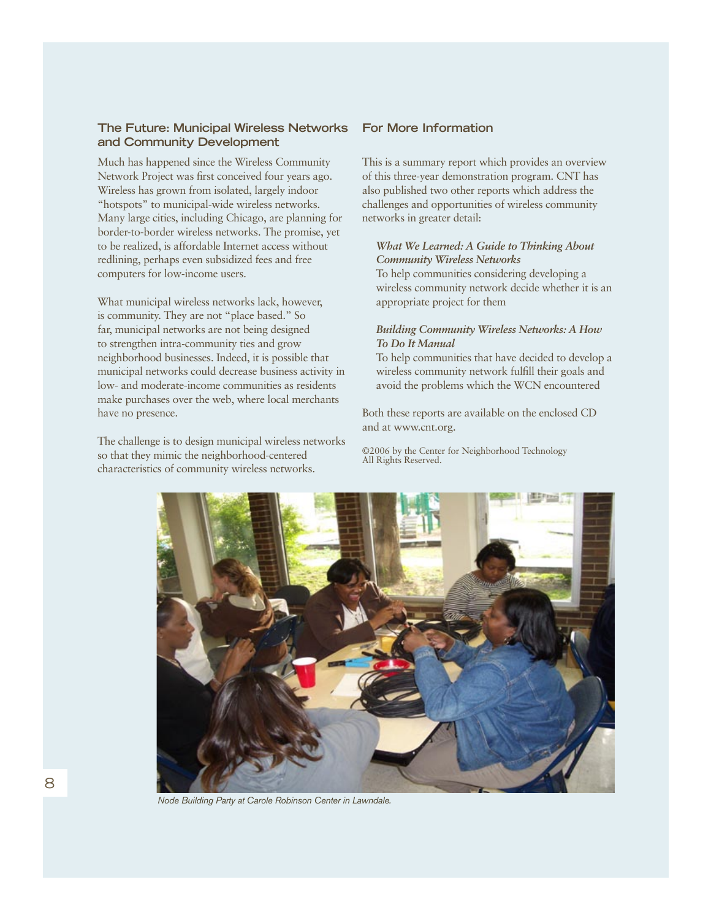## The Future: Municipal Wireless Networks and Community Development

Much has happened since the Wireless Community Network Project was first conceived four years ago. Wireless has grown from isolated, largely indoor "hotspots" to municipal-wide wireless networks. Many large cities, including Chicago, are planning for border-to-border wireless networks. The promise, yet to be realized, is affordable Internet access without redlining, perhaps even subsidized fees and free computers for low-income users.

What municipal wireless networks lack, however, is community. They are not "place based." So far, municipal networks are not being designed to strengthen intra-community ties and grow neighborhood businesses. Indeed, it is possible that municipal networks could decrease business activity in low- and moderate-income communities as residents make purchases over the web, where local merchants have no presence.

The challenge is to design municipal wireless networks so that they mimic the neighborhood-centered characteristics of community wireless networks.

## For More Information

This is a summary report which provides an overview of this three-year demonstration program. CNT has also published two other reports which address the challenges and opportunities of wireless community networks in greater detail:

***What We Learned: A Guide to Thinking About Community Wireless Networks***
To help communities considering developing a wireless community network decide whether it is an appropriate project for them

***Building Community Wireless Networks: A How To Do It Manual***
To help communities that have decided to develop a wireless community network fulfill their goals and avoid the problems which the WCN encountered

Both these reports are available on the enclosed CD and at www.cnt.org.

©2006 by the Center for Neighborhood Technology
All Rights Reserved.

*Node Building Party at Carole Robinson Center in Lawndale.*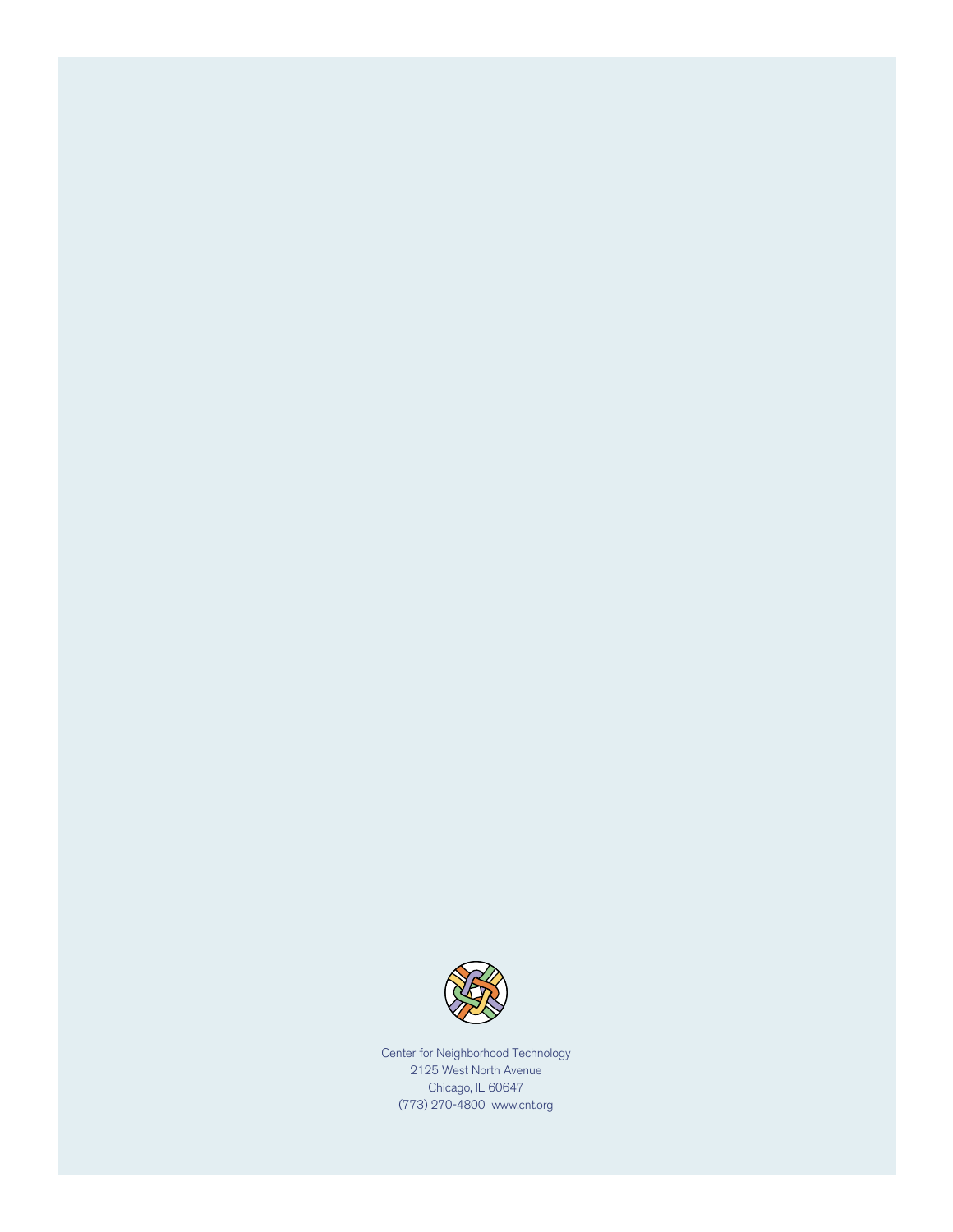Center for Neighborhood Technology
2125 West North Avenue
Chicago, IL 60647
(773) 270-4800  www.cnt.org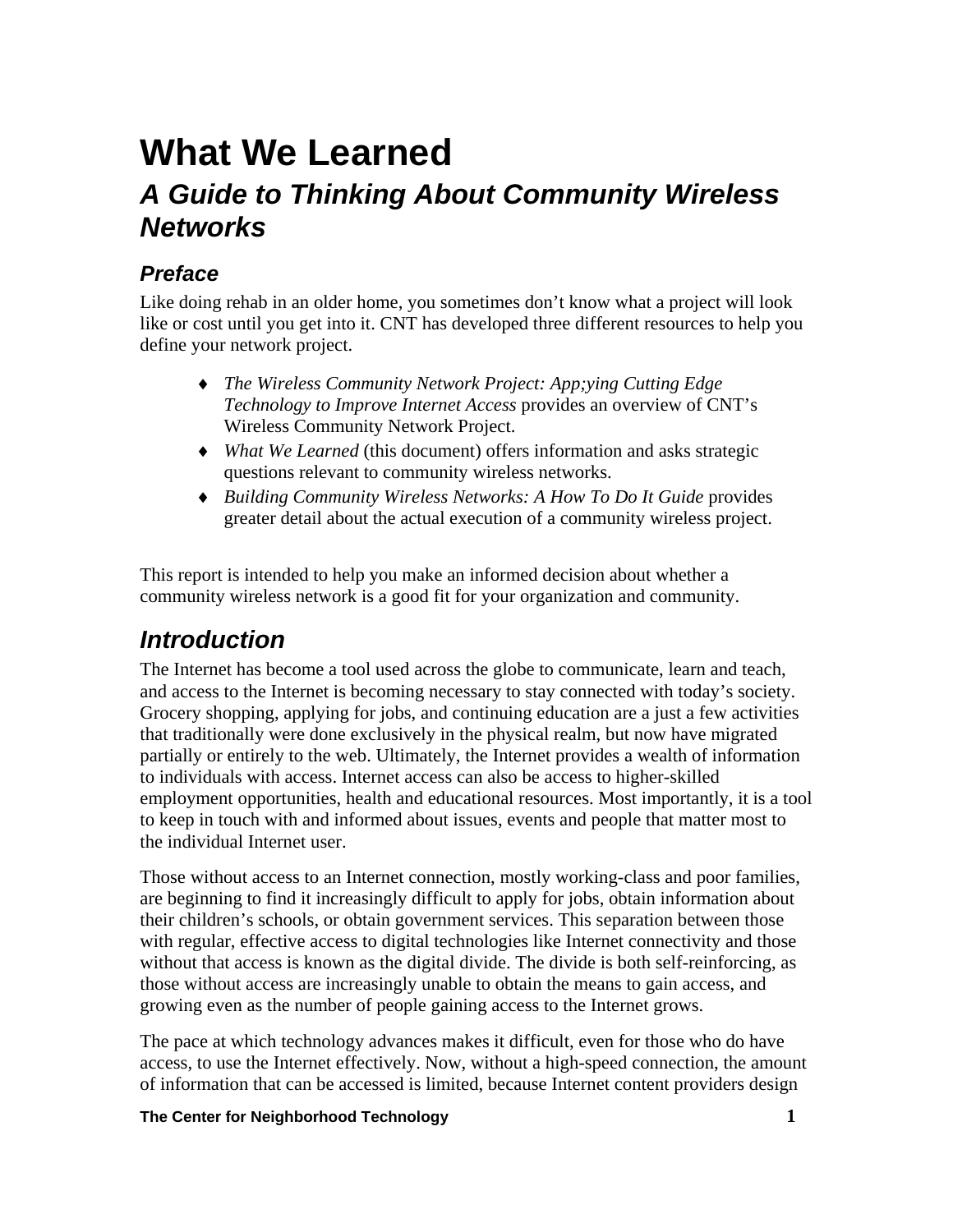# What We Learned

## *A Guide to Thinking About Community Wireless Networks*

### *Preface*

Like doing rehab in an older home, you sometimes don't know what a project will look like or cost until you get into it. CNT has developed three different resources to help you define your network project.

- *The Wireless Community Network Project: App;ying Cutting Edge Technology to Improve Internet Access* provides an overview of CNT's Wireless Community Network Project.
- *What We Learned* (this document) offers information and asks strategic questions relevant to community wireless networks.
- *Building Community Wireless Networks: A How To Do It Guide* provides greater detail about the actual execution of a community wireless project.

This report is intended to help you make an informed decision about whether a community wireless network is a good fit for your organization and community.

## *Introduction*

The Internet has become a tool used across the globe to communicate, learn and teach, and access to the Internet is becoming necessary to stay connected with today's society. Grocery shopping, applying for jobs, and continuing education are a just a few activities that traditionally were done exclusively in the physical realm, but now have migrated partially or entirely to the web. Ultimately, the Internet provides a wealth of information to individuals with access. Internet access can also be access to higher-skilled employment opportunities, health and educational resources. Most importantly, it is a tool to keep in touch with and informed about issues, events and people that matter most to the individual Internet user.

Those without access to an Internet connection, mostly working-class and poor families, are beginning to find it increasingly difficult to apply for jobs, obtain information about their children's schools, or obtain government services. This separation between those with regular, effective access to digital technologies like Internet connectivity and those without that access is known as the digital divide. The divide is both self-reinforcing, as those without access are increasingly unable to obtain the means to gain access, and growing even as the number of people gaining access to the Internet grows.

The pace at which technology advances makes it difficult, even for those who do have access, to use the Internet effectively. Now, without a high-speed connection, the amount of information that can be accessed is limited, because Internet content providers design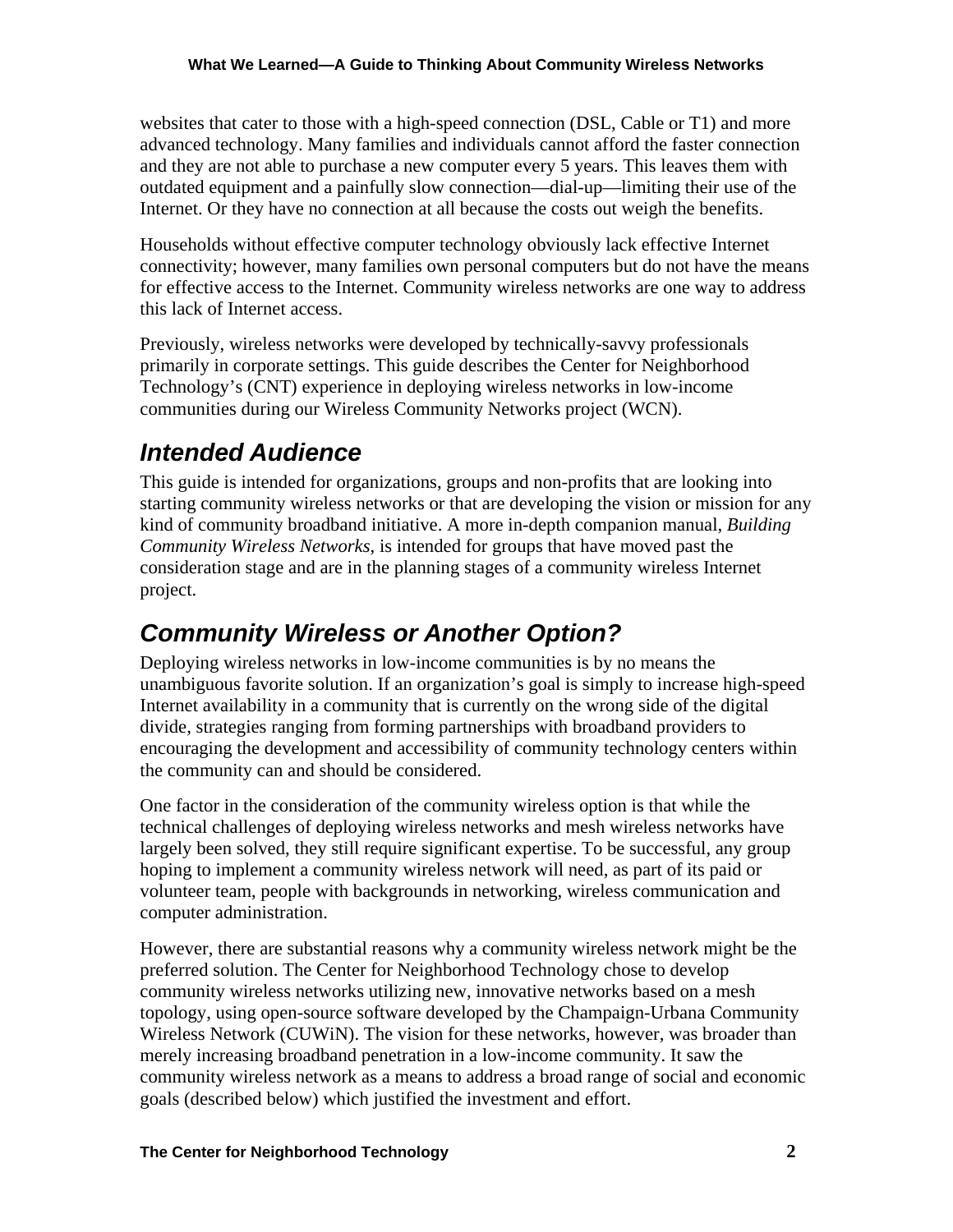websites that cater to those with a high-speed connection (DSL, Cable or T1) and more advanced technology. Many families and individuals cannot afford the faster connection and they are not able to purchase a new computer every 5 years. This leaves them with outdated equipment and a painfully slow connection—dial-up—limiting their use of the Internet. Or they have no connection at all because the costs out weigh the benefits.

Households without effective computer technology obviously lack effective Internet connectivity; however, many families own personal computers but do not have the means for effective access to the Internet. Community wireless networks are one way to address this lack of Internet access.

Previously, wireless networks were developed by technically-savvy professionals primarily in corporate settings. This guide describes the Center for Neighborhood Technology's (CNT) experience in deploying wireless networks in low-income communities during our Wireless Community Networks project (WCN).

## *Intended Audience*

This guide is intended for organizations, groups and non-profits that are looking into starting community wireless networks or that are developing the vision or mission for any kind of community broadband initiative. A more in-depth companion manual, *Building Community Wireless Networks*, is intended for groups that have moved past the consideration stage and are in the planning stages of a community wireless Internet project.

## *Community Wireless or Another Option?*

Deploying wireless networks in low-income communities is by no means the unambiguous favorite solution. If an organization's goal is simply to increase high-speed Internet availability in a community that is currently on the wrong side of the digital divide, strategies ranging from forming partnerships with broadband providers to encouraging the development and accessibility of community technology centers within the community can and should be considered.

One factor in the consideration of the community wireless option is that while the technical challenges of deploying wireless networks and mesh wireless networks have largely been solved, they still require significant expertise. To be successful, any group hoping to implement a community wireless network will need, as part of its paid or volunteer team, people with backgrounds in networking, wireless communication and computer administration.

However, there are substantial reasons why a community wireless network might be the preferred solution. The Center for Neighborhood Technology chose to develop community wireless networks utilizing new, innovative networks based on a mesh topology, using open-source software developed by the Champaign-Urbana Community Wireless Network (CUWiN). The vision for these networks, however, was broader than merely increasing broadband penetration in a low-income community. It saw the community wireless network as a means to address a broad range of social and economic goals (described below) which justified the investment and effort.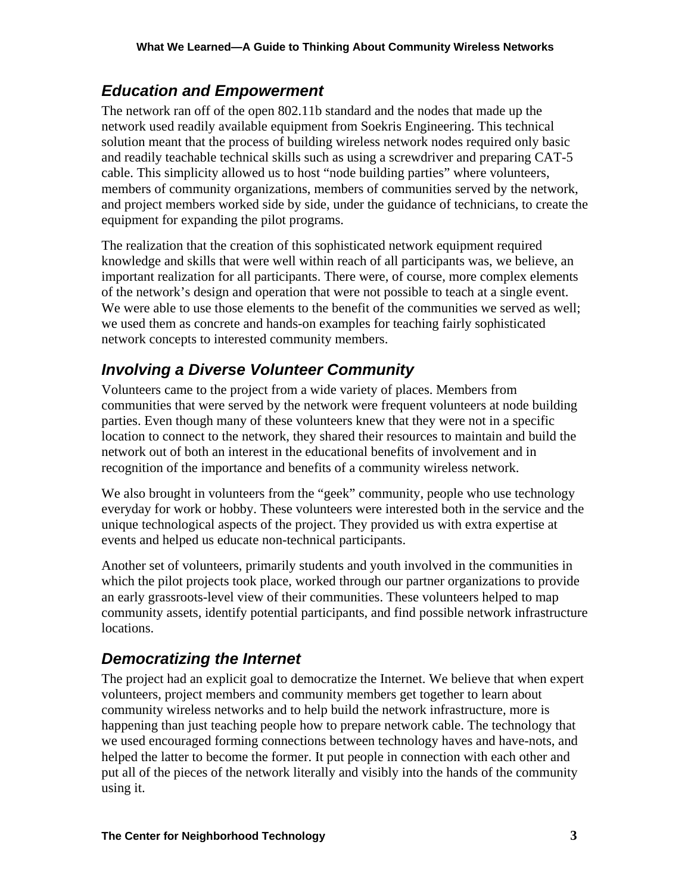## *Education and Empowerment*

The network ran off of the open 802.11b standard and the nodes that made up the network used readily available equipment from Soekris Engineering. This technical solution meant that the process of building wireless network nodes required only basic and readily teachable technical skills such as using a screwdriver and preparing CAT-5 cable. This simplicity allowed us to host "node building parties" where volunteers, members of community organizations, members of communities served by the network, and project members worked side by side, under the guidance of technicians, to create the equipment for expanding the pilot programs.

The realization that the creation of this sophisticated network equipment required knowledge and skills that were well within reach of all participants was, we believe, an important realization for all participants. There were, of course, more complex elements of the network's design and operation that were not possible to teach at a single event. We were able to use those elements to the benefit of the communities we served as well; we used them as concrete and hands-on examples for teaching fairly sophisticated network concepts to interested community members.

## *Involving a Diverse Volunteer Community*

Volunteers came to the project from a wide variety of places. Members from communities that were served by the network were frequent volunteers at node building parties. Even though many of these volunteers knew that they were not in a specific location to connect to the network, they shared their resources to maintain and build the network out of both an interest in the educational benefits of involvement and in recognition of the importance and benefits of a community wireless network.

We also brought in volunteers from the "geek" community, people who use technology everyday for work or hobby. These volunteers were interested both in the service and the unique technological aspects of the project. They provided us with extra expertise at events and helped us educate non-technical participants.

Another set of volunteers, primarily students and youth involved in the communities in which the pilot projects took place, worked through our partner organizations to provide an early grassroots-level view of their communities. These volunteers helped to map community assets, identify potential participants, and find possible network infrastructure locations.

## *Democratizing the Internet*

The project had an explicit goal to democratize the Internet. We believe that when expert volunteers, project members and community members get together to learn about community wireless networks and to help build the network infrastructure, more is happening than just teaching people how to prepare network cable. The technology that we used encouraged forming connections between technology haves and have-nots, and helped the latter to become the former. It put people in connection with each other and put all of the pieces of the network literally and visibly into the hands of the community using it.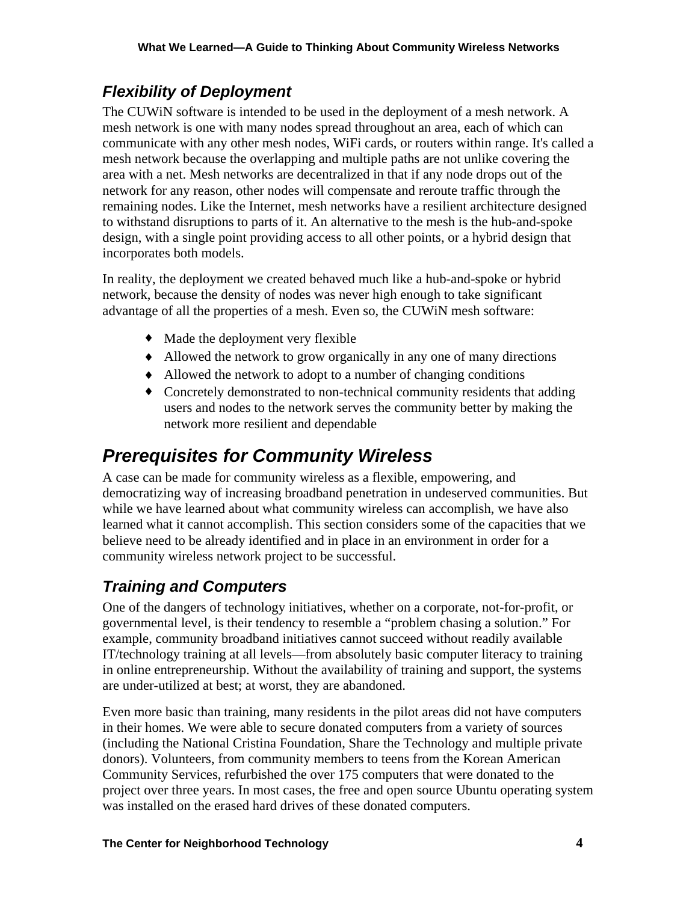## *Flexibility of Deployment*

The CUWiN software is intended to be used in the deployment of a mesh network. A mesh network is one with many nodes spread throughout an area, each of which can communicate with any other mesh nodes, WiFi cards, or routers within range. It's called a mesh network because the overlapping and multiple paths are not unlike covering the area with a net. Mesh networks are decentralized in that if any node drops out of the network for any reason, other nodes will compensate and reroute traffic through the remaining nodes. Like the Internet, mesh networks have a resilient architecture designed to withstand disruptions to parts of it. An alternative to the mesh is the hub-and-spoke design, with a single point providing access to all other points, or a hybrid design that incorporates both models.

In reality, the deployment we created behaved much like a hub-and-spoke or hybrid network, because the density of nodes was never high enough to take significant advantage of all the properties of a mesh. Even so, the CUWiN mesh software:

- Made the deployment very flexible
- Allowed the network to grow organically in any one of many directions
- Allowed the network to adopt to a number of changing conditions
- Concretely demonstrated to non-technical community residents that adding users and nodes to the network serves the community better by making the network more resilient and dependable

# *Prerequisites for Community Wireless*

A case can be made for community wireless as a flexible, empowering, and democratizing way of increasing broadband penetration in undeserved communities. But while we have learned about what community wireless can accomplish, we have also learned what it cannot accomplish. This section considers some of the capacities that we believe need to be already identified and in place in an environment in order for a community wireless network project to be successful.

## *Training and Computers*

One of the dangers of technology initiatives, whether on a corporate, not-for-profit, or governmental level, is their tendency to resemble a "problem chasing a solution." For example, community broadband initiatives cannot succeed without readily available IT/technology training at all levels—from absolutely basic computer literacy to training in online entrepreneurship. Without the availability of training and support, the systems are under-utilized at best; at worst, they are abandoned.

Even more basic than training, many residents in the pilot areas did not have computers in their homes. We were able to secure donated computers from a variety of sources (including the National Cristina Foundation, Share the Technology and multiple private donors). Volunteers, from community members to teens from the Korean American Community Services, refurbished the over 175 computers that were donated to the project over three years. In most cases, the free and open source Ubuntu operating system was installed on the erased hard drives of these donated computers.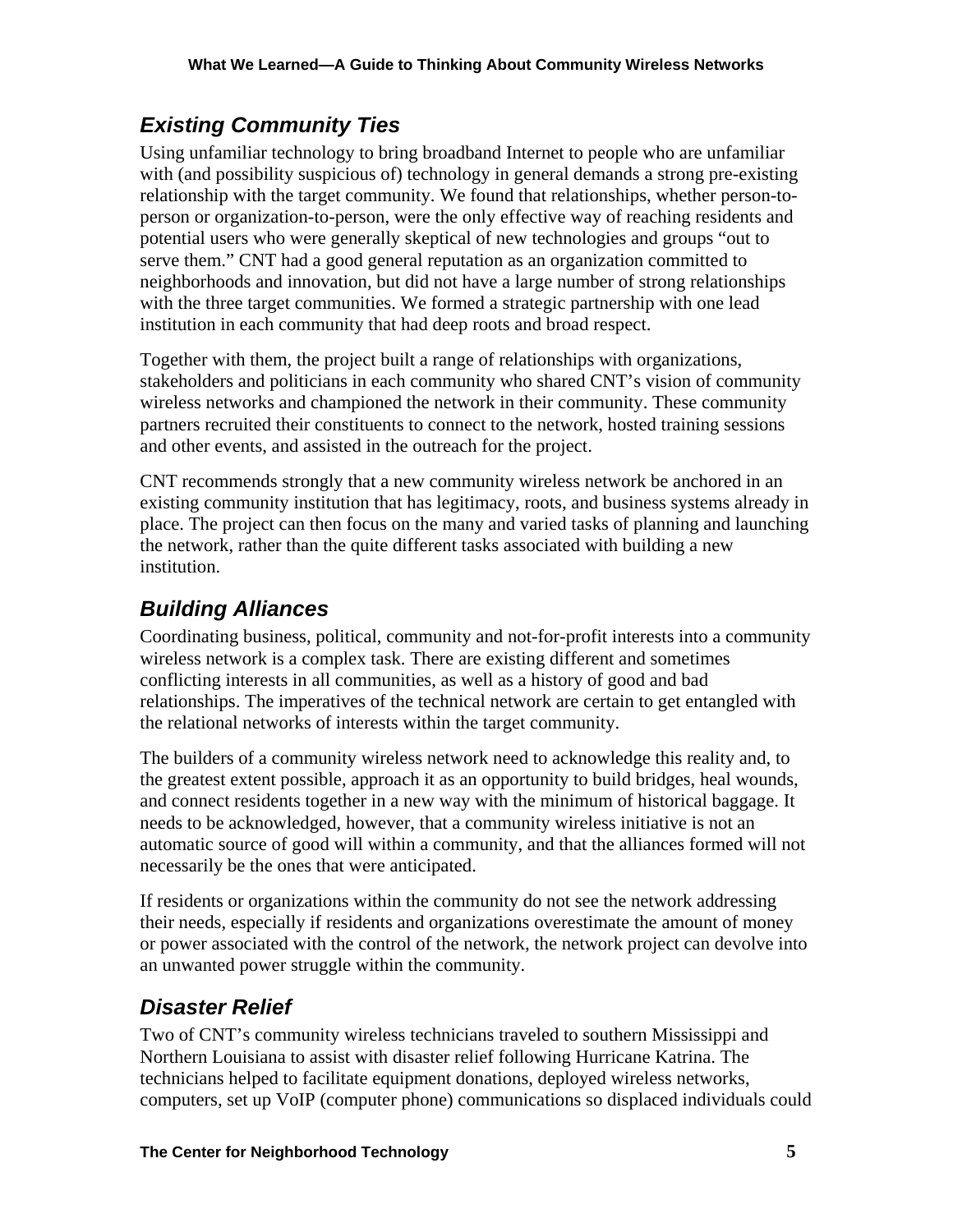## *Existing Community Ties*

Using unfamiliar technology to bring broadband Internet to people who are unfamiliar with (and possibility suspicious of) technology in general demands a strong pre-existing relationship with the target community. We found that relationships, whether person-to-person or organization-to-person, were the only effective way of reaching residents and potential users who were generally skeptical of new technologies and groups "out to serve them." CNT had a good general reputation as an organization committed to neighborhoods and innovation, but did not have a large number of strong relationships with the three target communities. We formed a strategic partnership with one lead institution in each community that had deep roots and broad respect.

Together with them, the project built a range of relationships with organizations, stakeholders and politicians in each community who shared CNT's vision of community wireless networks and championed the network in their community. These community partners recruited their constituents to connect to the network, hosted training sessions and other events, and assisted in the outreach for the project.

CNT recommends strongly that a new community wireless network be anchored in an existing community institution that has legitimacy, roots, and business systems already in place. The project can then focus on the many and varied tasks of planning and launching the network, rather than the quite different tasks associated with building a new institution.

## *Building Alliances*

Coordinating business, political, community and not-for-profit interests into a community wireless network is a complex task. There are existing different and sometimes conflicting interests in all communities, as well as a history of good and bad relationships. The imperatives of the technical network are certain to get entangled with the relational networks of interests within the target community.

The builders of a community wireless network need to acknowledge this reality and, to the greatest extent possible, approach it as an opportunity to build bridges, heal wounds, and connect residents together in a new way with the minimum of historical baggage. It needs to be acknowledged, however, that a community wireless initiative is not an automatic source of good will within a community, and that the alliances formed will not necessarily be the ones that were anticipated.

If residents or organizations within the community do not see the network addressing their needs, especially if residents and organizations overestimate the amount of money or power associated with the control of the network, the network project can devolve into an unwanted power struggle within the community.

## *Disaster Relief*

Two of CNT's community wireless technicians traveled to southern Mississippi and Northern Louisiana to assist with disaster relief following Hurricane Katrina. The technicians helped to facilitate equipment donations, deployed wireless networks, computers, set up VoIP (computer phone) communications so displaced individuals could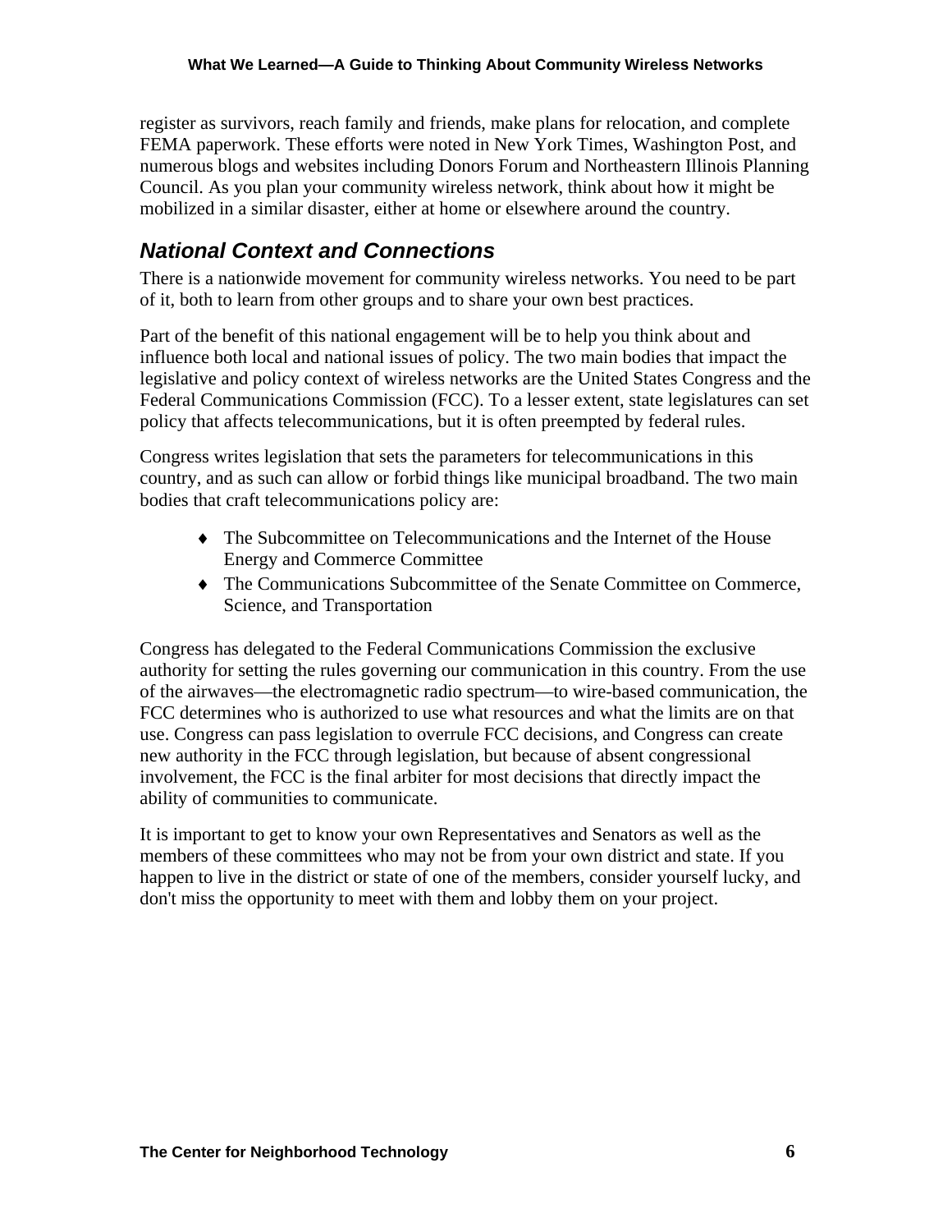register as survivors, reach family and friends, make plans for relocation, and complete FEMA paperwork. These efforts were noted in New York Times, Washington Post, and numerous blogs and websites including Donors Forum and Northeastern Illinois Planning Council. As you plan your community wireless network, think about how it might be mobilized in a similar disaster, either at home or elsewhere around the country.

## *National Context and Connections*

There is a nationwide movement for community wireless networks. You need to be part of it, both to learn from other groups and to share your own best practices.

Part of the benefit of this national engagement will be to help you think about and influence both local and national issues of policy. The two main bodies that impact the legislative and policy context of wireless networks are the United States Congress and the Federal Communications Commission (FCC). To a lesser extent, state legislatures can set policy that affects telecommunications, but it is often preempted by federal rules.

Congress writes legislation that sets the parameters for telecommunications in this country, and as such can allow or forbid things like municipal broadband. The two main bodies that craft telecommunications policy are:

- The Subcommittee on Telecommunications and the Internet of the House Energy and Commerce Committee
- The Communications Subcommittee of the Senate Committee on Commerce, Science, and Transportation

Congress has delegated to the Federal Communications Commission the exclusive authority for setting the rules governing our communication in this country. From the use of the airwaves—the electromagnetic radio spectrum—to wire-based communication, the FCC determines who is authorized to use what resources and what the limits are on that use. Congress can pass legislation to overrule FCC decisions, and Congress can create new authority in the FCC through legislation, but because of absent congressional involvement, the FCC is the final arbiter for most decisions that directly impact the ability of communities to communicate.

It is important to get to know your own Representatives and Senators as well as the members of these committees who may not be from your own district and state. If you happen to live in the district or state of one of the members, consider yourself lucky, and don't miss the opportunity to meet with them and lobby them on your project.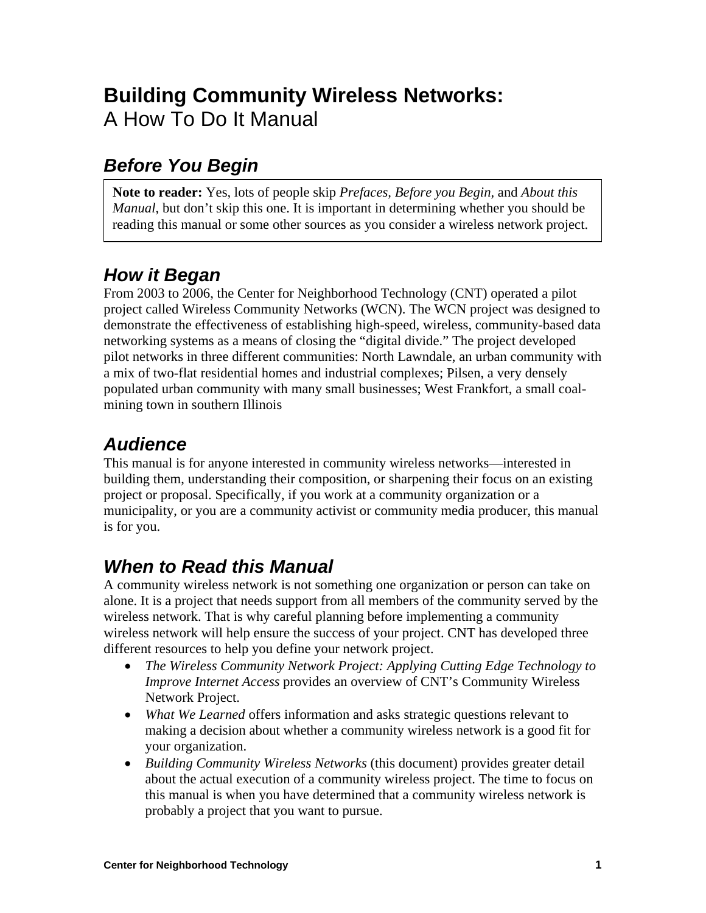# Building Community Wireless Networks:
A How To Do It Manual

## *Before You Begin*

**Note to reader:** Yes, lots of people skip *Prefaces, Before you Begin*, and *About this Manual*, but don't skip this one. It is important in determining whether you should be reading this manual or some other sources as you consider a wireless network project.

## *How it Began*

From 2003 to 2006, the Center for Neighborhood Technology (CNT) operated a pilot project called Wireless Community Networks (WCN). The WCN project was designed to demonstrate the effectiveness of establishing high-speed, wireless, community-based data networking systems as a means of closing the "digital divide." The project developed pilot networks in three different communities: North Lawndale, an urban community with a mix of two-flat residential homes and industrial complexes; Pilsen, a very densely populated urban community with many small businesses; West Frankfort, a small coal-mining town in southern Illinois

## *Audience*

This manual is for anyone interested in community wireless networks—interested in building them, understanding their composition, or sharpening their focus on an existing project or proposal. Specifically, if you work at a community organization or a municipality, or you are a community activist or community media producer, this manual is for you.

## *When to Read this Manual*

A community wireless network is not something one organization or person can take on alone. It is a project that needs support from all members of the community served by the wireless network. That is why careful planning before implementing a community wireless network will help ensure the success of your project. CNT has developed three different resources to help you define your network project.

- *The Wireless Community Network Project: Applying Cutting Edge Technology to Improve Internet Access* provides an overview of CNT's Community Wireless Network Project.
- *What We Learned* offers information and asks strategic questions relevant to making a decision about whether a community wireless network is a good fit for your organization.
- *Building Community Wireless Networks* (this document) provides greater detail about the actual execution of a community wireless project. The time to focus on this manual is when you have determined that a community wireless network is probably a project that you want to pursue.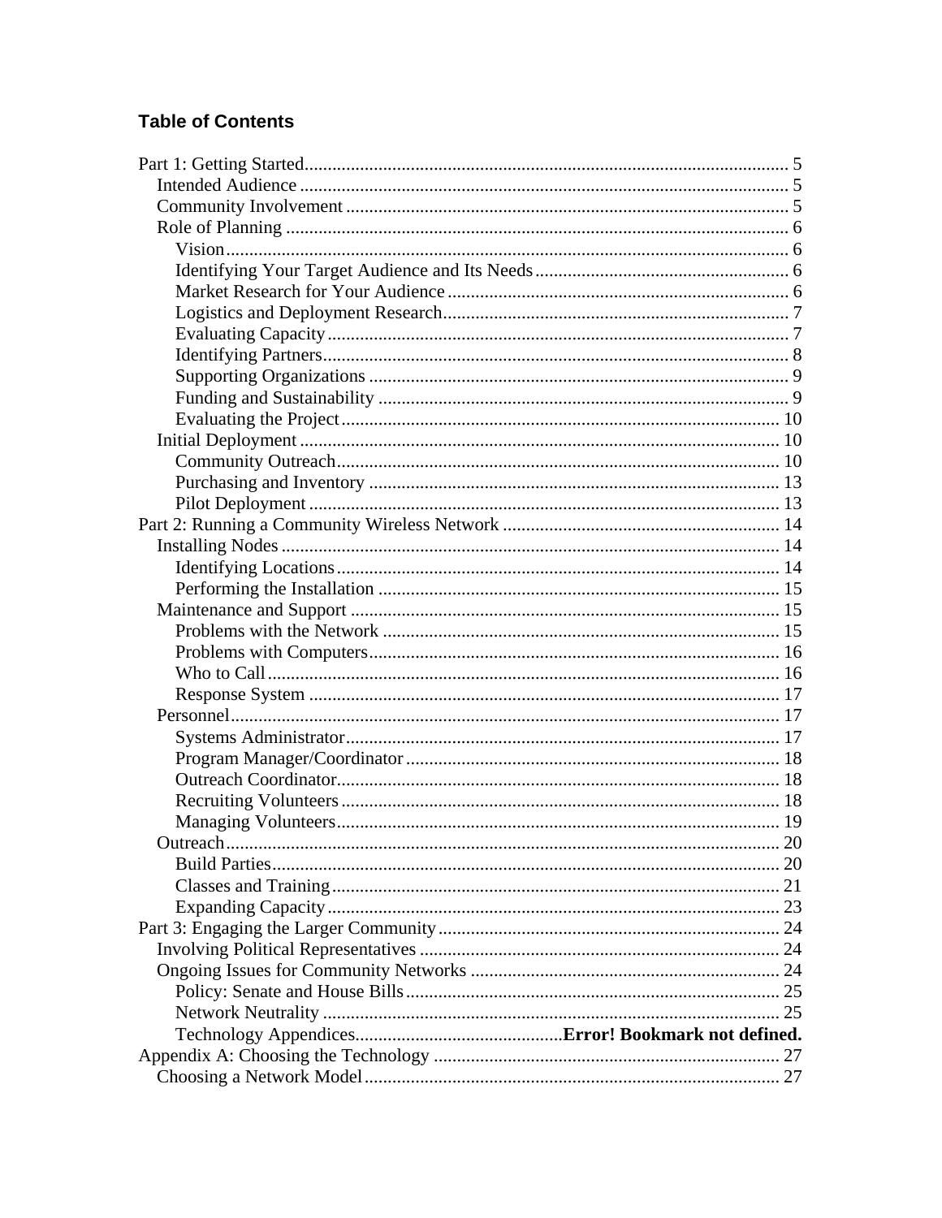## Table of Contents

Part 1: Getting Started........................................................................................................ 5
  Intended Audience ......................................................................................................... 5
  Community Involvement ............................................................................................... 5
  Role of Planning ............................................................................................................ 6
    Vision......................................................................................................................... 6
    Identifying Your Target Audience and Its Needs....................................................... 6
    Market Research for Your Audience.......................................................................... 6
    Logistics and Deployment Research........................................................................... 7
    Evaluating Capacity.................................................................................................... 7
    Identifying Partners.................................................................................................... 8
    Supporting Organizations .......................................................................................... 9
    Funding and Sustainability ........................................................................................ 9
    Evaluating the Project.............................................................................................. 10
  Initial Deployment ....................................................................................................... 10
    Community Outreach................................................................................................ 10
    Purchasing and Inventory ......................................................................................... 13
    Pilot Deployment ...................................................................................................... 13
Part 2: Running a Community Wireless Network ............................................................ 14
  Installing Nodes ........................................................................................................... 14
    Identifying Locations................................................................................................ 14
    Performing the Installation ....................................................................................... 15
  Maintenance and Support ............................................................................................ 15
    Problems with the Network ...................................................................................... 15
    Problems with Computers......................................................................................... 16
    Who to Call.............................................................................................................. 16
    Response System ...................................................................................................... 17
  Personnel...................................................................................................................... 17
    Systems Administrator.............................................................................................. 17
    Program Manager/Coordinator ................................................................................. 18
    Outreach Coordinator................................................................................................ 18
    Recruiting Volunteers............................................................................................... 18
    Managing Volunteers................................................................................................ 19
  Outreach....................................................................................................................... 20
    Build Parties............................................................................................................. 20
    Classes and Training................................................................................................. 21
    Expanding Capacity.................................................................................................. 23
Part 3: Engaging the Larger Community.......................................................................... 24
  Involving Political Representatives ............................................................................. 24
  Ongoing Issues for Community Networks .................................................................. 24
    Policy: Senate and House Bills................................................................................. 25
    Network Neutrality ................................................................................................... 25
    Technology Appendices............................................**Error! Bookmark not defined.**
Appendix A: Choosing the Technology ........................................................................... 27
  Choosing a Network Model.......................................................................................... 27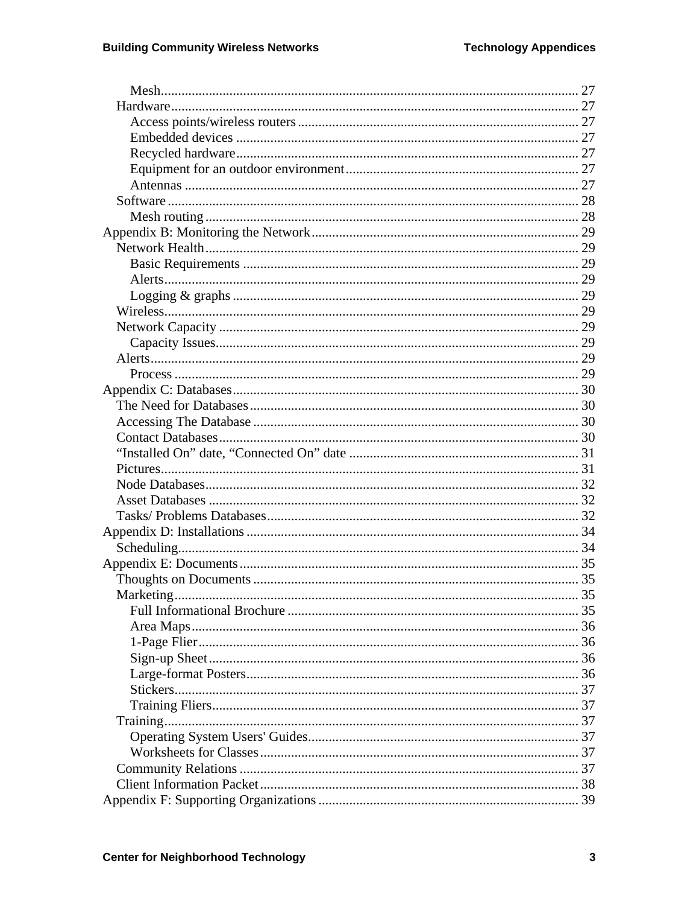Mesh ........................................................................................................................ 27
Hardware ...................................................................................................................... 27
Access points/wireless routers ................................................................................. 27
Embedded devices ................................................................................................... 27
Recycled hardware ................................................................................................... 27
Equipment for an outdoor environment ................................................................... 27
Antennas .................................................................................................................. 27
Software ........................................................................................................................ 28
Mesh routing ............................................................................................................ 28
Appendix B: Monitoring the Network ............................................................................. 29
Network Health ............................................................................................................. 29
Basic Requirements ................................................................................................. 29
Alerts ........................................................................................................................ 29
Logging & graphs .................................................................................................... 29
Wireless ......................................................................................................................... 29
Network Capacity ......................................................................................................... 29
Capacity Issues ......................................................................................................... 29
Alerts ............................................................................................................................. 29
Process ..................................................................................................................... 29
Appendix C: Databases .................................................................................................... 30
The Need for Databases ................................................................................................ 30
Accessing The Database ............................................................................................... 30
Contact Databases ......................................................................................................... 30
“Installed On” date, “Connected On” date ................................................................... 31
Pictures .......................................................................................................................... 31
Node Databases ............................................................................................................. 32
Asset Databases ............................................................................................................ 32
Tasks/ Problems Databases ........................................................................................... 32
Appendix D: Installations ................................................................................................ 34
Scheduling ..................................................................................................................... 34
Appendix E: Documents .................................................................................................. 35
Thoughts on Documents ............................................................................................... 35
Marketing ...................................................................................................................... 35
Full Informational Brochure .................................................................................... 35
Area Maps ................................................................................................................ 36
1-Page Flier .............................................................................................................. 36
Sign-up Sheet ........................................................................................................... 36
Large-format Posters ................................................................................................ 36
Stickers ..................................................................................................................... 37
Training Fliers .......................................................................................................... 37
Training ......................................................................................................................... 37
Operating System Users' Guides .............................................................................. 37
Worksheets for Classes ............................................................................................ 37
Community Relations .................................................................................................. 37
Client Information Packet ............................................................................................ 38
Appendix F: Supporting Organizations ........................................................................... 39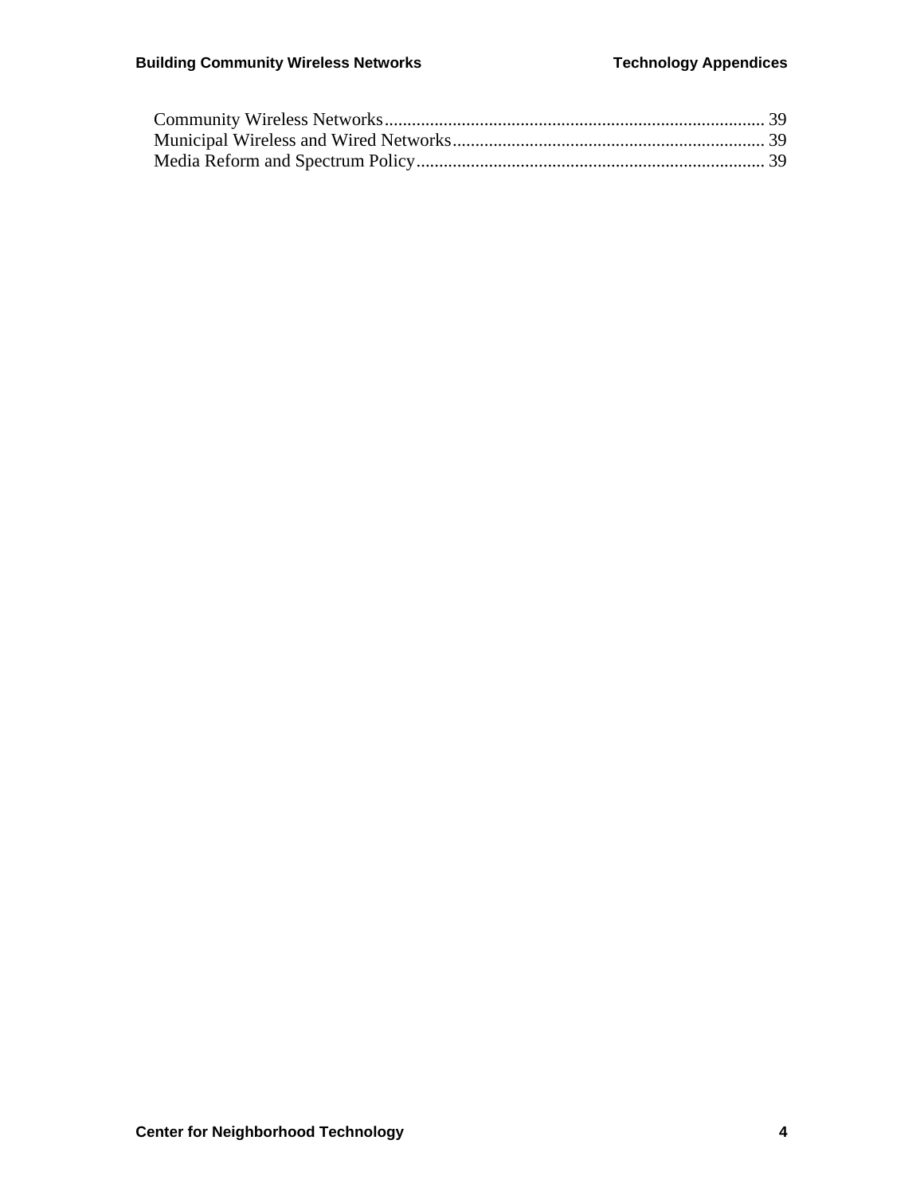Community Wireless Networks.................................................................................... 39
Municipal Wireless and Wired Networks..................................................................... 39
Media Reform and Spectrum Policy............................................................................ 39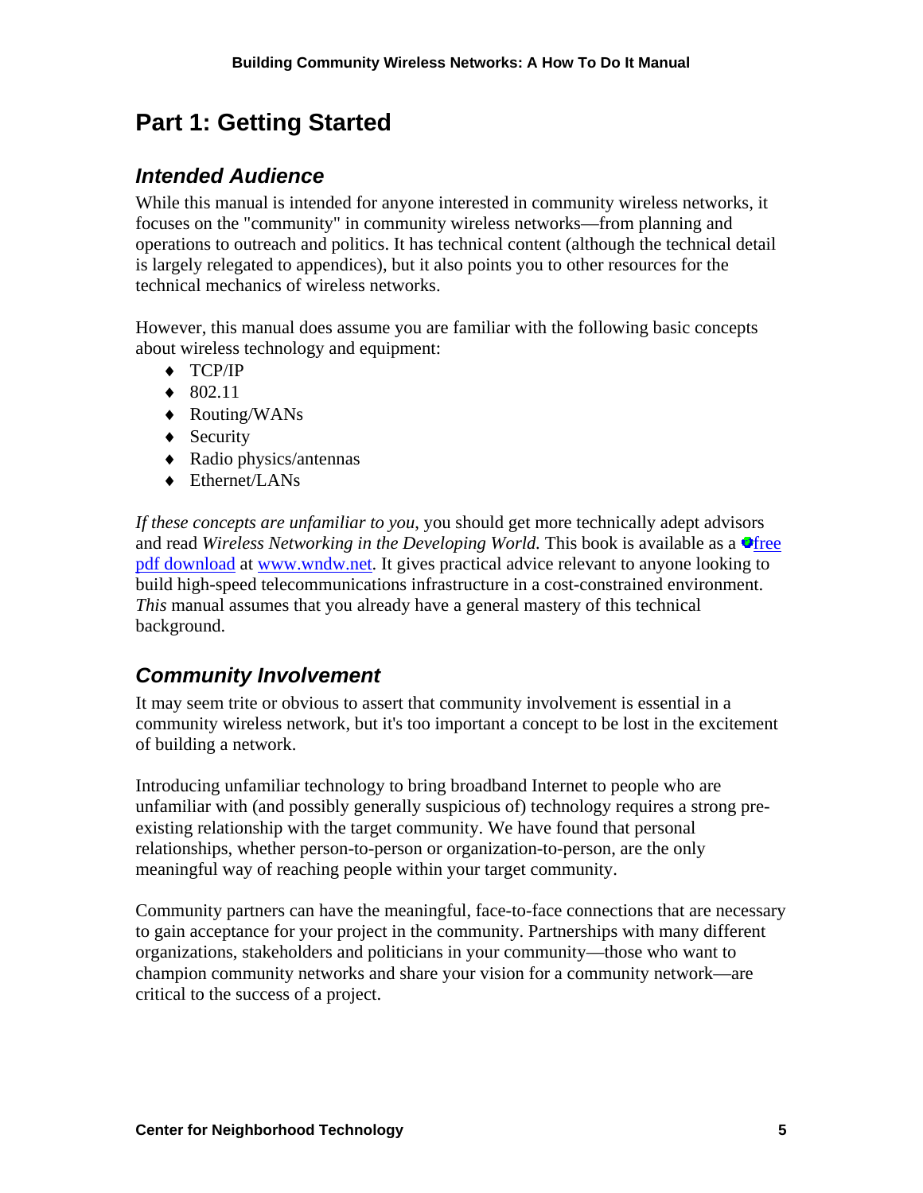# Part 1: Getting Started

## *Intended Audience*

While this manual is intended for anyone interested in community wireless networks, it focuses on the "community" in community wireless networks—from planning and operations to outreach and politics. It has technical content (although the technical detail is largely relegated to appendices), but it also points you to other resources for the technical mechanics of wireless networks.

However, this manual does assume you are familiar with the following basic concepts about wireless technology and equipment:

- TCP/IP
- 802.11
- Routing/WANs
- Security
- Radio physics/antennas
- Ethernet/LANs

*If these concepts are unfamiliar to you*, you should get more technically adept advisors and read *Wireless Networking in the Developing World.* This book is available as a free pdf download at www.wndw.net. It gives practical advice relevant to anyone looking to build high-speed telecommunications infrastructure in a cost-constrained environment. *This* manual assumes that you already have a general mastery of this technical background.

## *Community Involvement*

It may seem trite or obvious to assert that community involvement is essential in a community wireless network, but it's too important a concept to be lost in the excitement of building a network.

Introducing unfamiliar technology to bring broadband Internet to people who are unfamiliar with (and possibly generally suspicious of) technology requires a strong pre-existing relationship with the target community. We have found that personal relationships, whether person-to-person or organization-to-person, are the only meaningful way of reaching people within your target community.

Community partners can have the meaningful, face-to-face connections that are necessary to gain acceptance for your project in the community. Partnerships with many different organizations, stakeholders and politicians in your community—those who want to champion community networks and share your vision for a community network—are critical to the success of a project.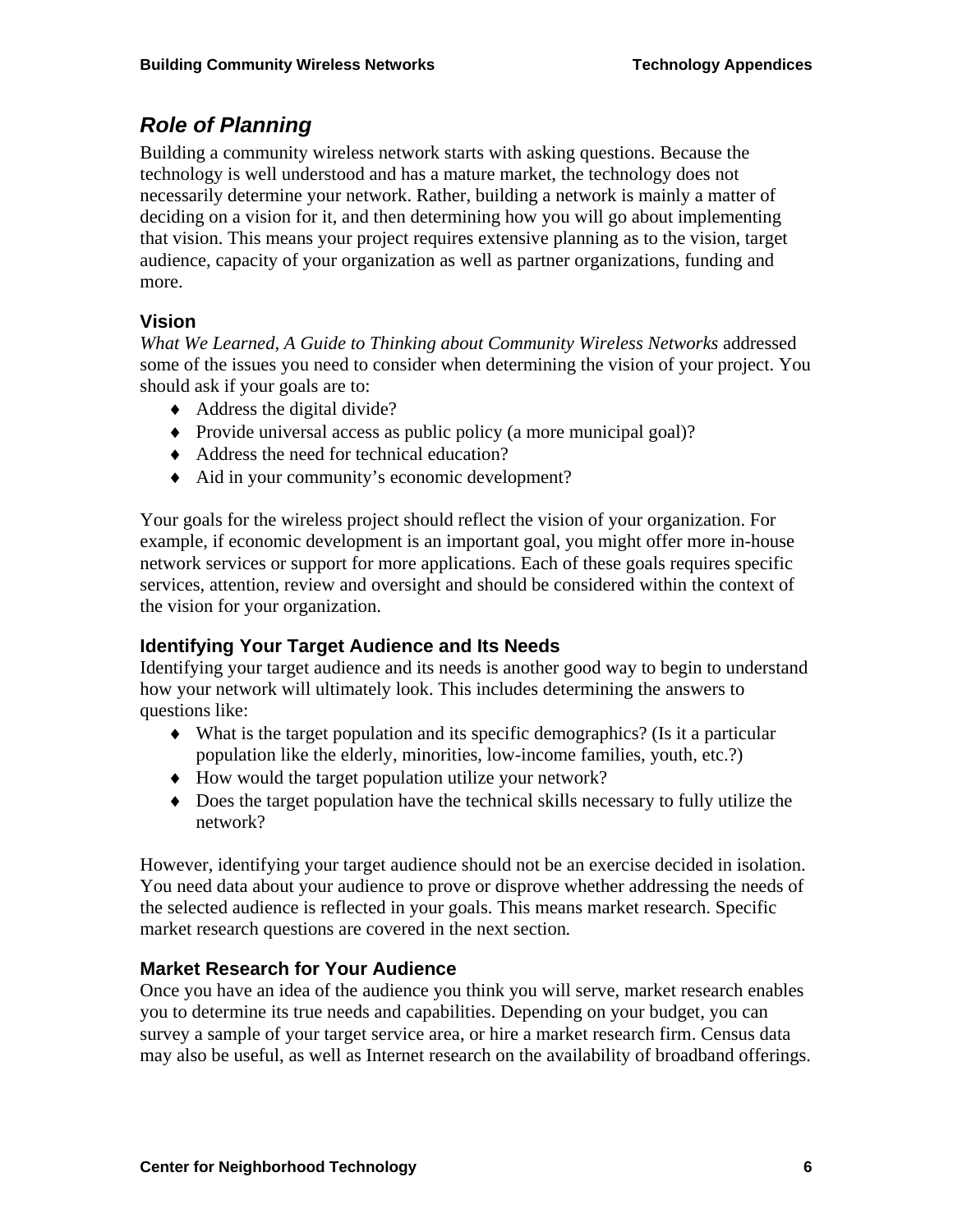## *Role of Planning*

Building a community wireless network starts with asking questions. Because the technology is well understood and has a mature market, the technology does not necessarily determine your network. Rather, building a network is mainly a matter of deciding on a vision for it, and then determining how you will go about implementing that vision. This means your project requires extensive planning as to the vision, target audience, capacity of your organization as well as partner organizations, funding and more.

### Vision

*What We Learned, A Guide to Thinking about Community Wireless Networks* addressed some of the issues you need to consider when determining the vision of your project. You should ask if your goals are to:

- Address the digital divide?
- Provide universal access as public policy (a more municipal goal)?
- Address the need for technical education?
- Aid in your community's economic development?

Your goals for the wireless project should reflect the vision of your organization. For example, if economic development is an important goal, you might offer more in-house network services or support for more applications. Each of these goals requires specific services, attention, review and oversight and should be considered within the context of the vision for your organization.

### Identifying Your Target Audience and Its Needs

Identifying your target audience and its needs is another good way to begin to understand how your network will ultimately look. This includes determining the answers to questions like:

- What is the target population and its specific demographics? (Is it a particular population like the elderly, minorities, low-income families, youth, etc.?)
- How would the target population utilize your network?
- Does the target population have the technical skills necessary to fully utilize the network?

However, identifying your target audience should not be an exercise decided in isolation. You need data about your audience to prove or disprove whether addressing the needs of the selected audience is reflected in your goals. This means market research. Specific market research questions are covered in the next section.

### Market Research for Your Audience

Once you have an idea of the audience you think you will serve, market research enables you to determine its true needs and capabilities. Depending on your budget, you can survey a sample of your target service area, or hire a market research firm. Census data may also be useful, as well as Internet research on the availability of broadband offerings.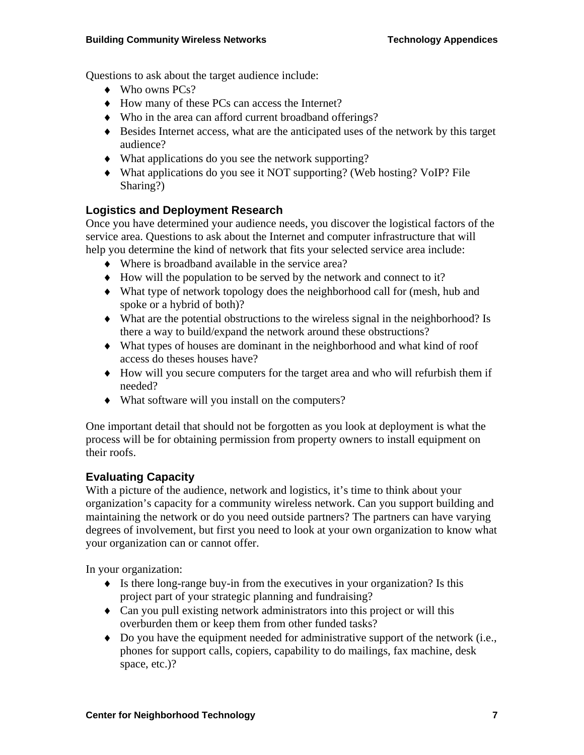Questions to ask about the target audience include:

- Who owns PCs?
- How many of these PCs can access the Internet?
- Who in the area can afford current broadband offerings?
- Besides Internet access, what are the anticipated uses of the network by this target audience?
- What applications do you see the network supporting?
- What applications do you see it NOT supporting? (Web hosting? VoIP? File Sharing?)

### Logistics and Deployment Research

Once you have determined your audience needs, you discover the logistical factors of the service area. Questions to ask about the Internet and computer infrastructure that will help you determine the kind of network that fits your selected service area include:

- Where is broadband available in the service area?
- How will the population to be served by the network and connect to it?
- What type of network topology does the neighborhood call for (mesh, hub and spoke or a hybrid of both)?
- What are the potential obstructions to the wireless signal in the neighborhood? Is there a way to build/expand the network around these obstructions?
- What types of houses are dominant in the neighborhood and what kind of roof access do theses houses have?
- How will you secure computers for the target area and who will refurbish them if needed?
- What software will you install on the computers?

One important detail that should not be forgotten as you look at deployment is what the process will be for obtaining permission from property owners to install equipment on their roofs.

### Evaluating Capacity

With a picture of the audience, network and logistics, it's time to think about your organization's capacity for a community wireless network. Can you support building and maintaining the network or do you need outside partners? The partners can have varying degrees of involvement, but first you need to look at your own organization to know what your organization can or cannot offer.

In your organization:

- Is there long-range buy-in from the executives in your organization? Is this project part of your strategic planning and fundraising?
- Can you pull existing network administrators into this project or will this overburden them or keep them from other funded tasks?
- Do you have the equipment needed for administrative support of the network (i.e., phones for support calls, copiers, capability to do mailings, fax machine, desk space, etc.)?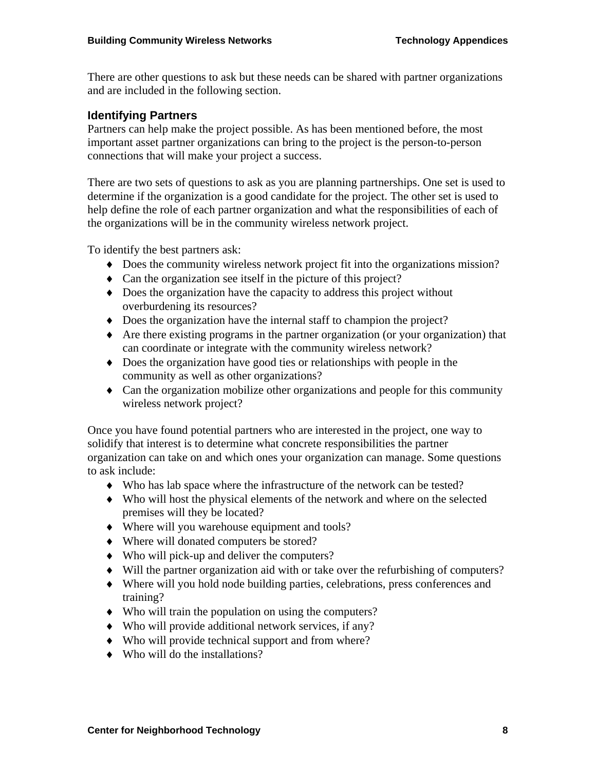There are other questions to ask but these needs can be shared with partner organizations and are included in the following section.

### Identifying Partners

Partners can help make the project possible. As has been mentioned before, the most important asset partner organizations can bring to the project is the person-to-person connections that will make your project a success.

There are two sets of questions to ask as you are planning partnerships. One set is used to determine if the organization is a good candidate for the project. The other set is used to help define the role of each partner organization and what the responsibilities of each of the organizations will be in the community wireless network project.

To identify the best partners ask:

- Does the community wireless network project fit into the organizations mission?
- Can the organization see itself in the picture of this project?
- Does the organization have the capacity to address this project without overburdening its resources?
- Does the organization have the internal staff to champion the project?
- Are there existing programs in the partner organization (or your organization) that can coordinate or integrate with the community wireless network?
- Does the organization have good ties or relationships with people in the community as well as other organizations?
- Can the organization mobilize other organizations and people for this community wireless network project?

Once you have found potential partners who are interested in the project, one way to solidify that interest is to determine what concrete responsibilities the partner organization can take on and which ones your organization can manage. Some questions to ask include:

- Who has lab space where the infrastructure of the network can be tested?
- Who will host the physical elements of the network and where on the selected premises will they be located?
- Where will you warehouse equipment and tools?
- Where will donated computers be stored?
- Who will pick-up and deliver the computers?
- Will the partner organization aid with or take over the refurbishing of computers?
- Where will you hold node building parties, celebrations, press conferences and training?
- Who will train the population on using the computers?
- Who will provide additional network services, if any?
- Who will provide technical support and from where?
- Who will do the installations?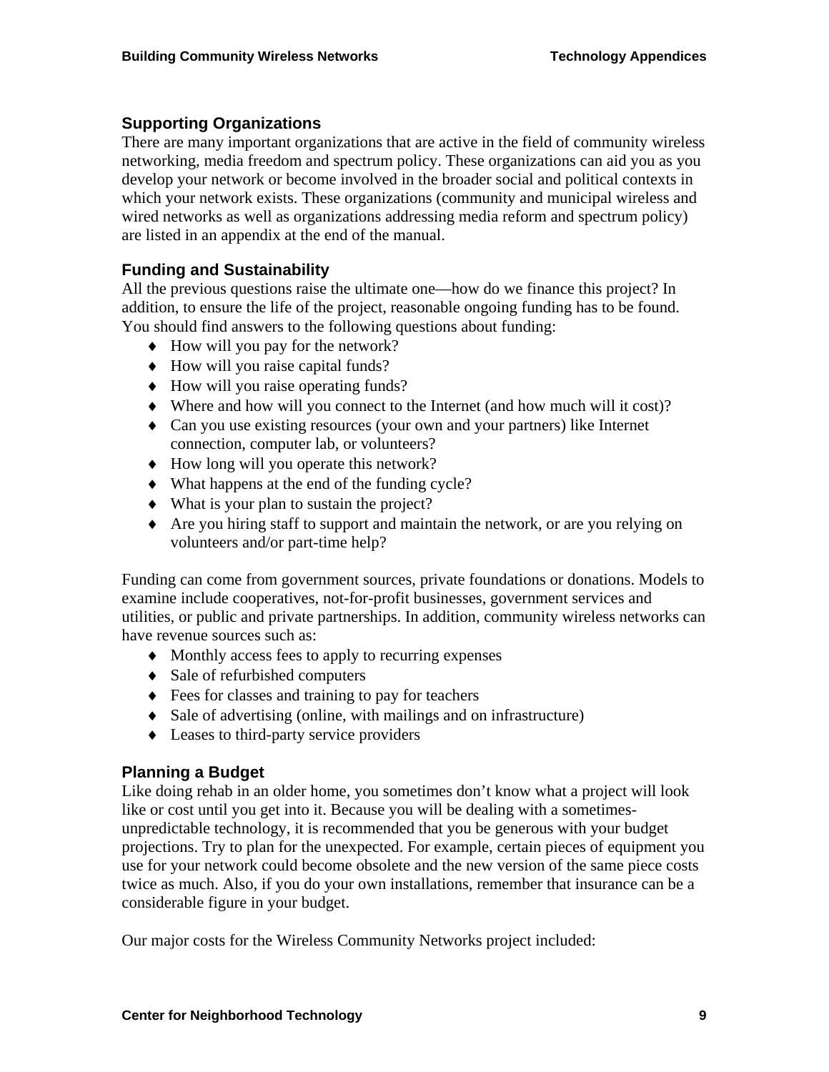## Supporting Organizations

There are many important organizations that are active in the field of community wireless networking, media freedom and spectrum policy. These organizations can aid you as you develop your network or become involved in the broader social and political contexts in which your network exists. These organizations (community and municipal wireless and wired networks as well as organizations addressing media reform and spectrum policy) are listed in an appendix at the end of the manual.

## Funding and Sustainability

All the previous questions raise the ultimate one—how do we finance this project? In addition, to ensure the life of the project, reasonable ongoing funding has to be found. You should find answers to the following questions about funding:

- How will you pay for the network?
- How will you raise capital funds?
- How will you raise operating funds?
- Where and how will you connect to the Internet (and how much will it cost)?
- Can you use existing resources (your own and your partners) like Internet connection, computer lab, or volunteers?
- How long will you operate this network?
- What happens at the end of the funding cycle?
- What is your plan to sustain the project?
- Are you hiring staff to support and maintain the network, or are you relying on volunteers and/or part-time help?

Funding can come from government sources, private foundations or donations. Models to examine include cooperatives, not-for-profit businesses, government services and utilities, or public and private partnerships. In addition, community wireless networks can have revenue sources such as:

- Monthly access fees to apply to recurring expenses
- Sale of refurbished computers
- Fees for classes and training to pay for teachers
- Sale of advertising (online, with mailings and on infrastructure)
- Leases to third-party service providers

## Planning a Budget

Like doing rehab in an older home, you sometimes don't know what a project will look like or cost until you get into it. Because you will be dealing with a sometimes-unpredictable technology, it is recommended that you be generous with your budget projections. Try to plan for the unexpected. For example, certain pieces of equipment you use for your network could become obsolete and the new version of the same piece costs twice as much. Also, if you do your own installations, remember that insurance can be a considerable figure in your budget.

Our major costs for the Wireless Community Networks project included: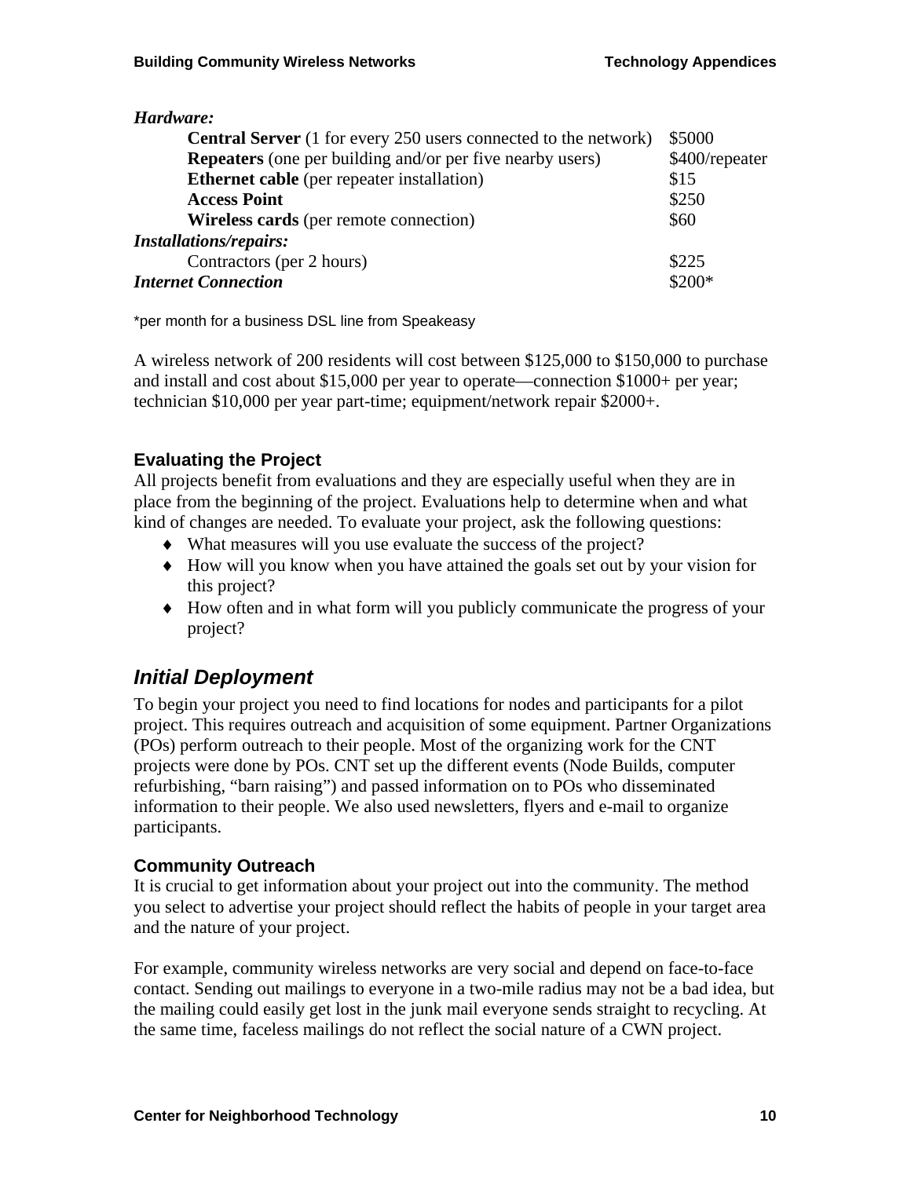***Hardware:***

| Item | Cost |
| --- | --- |
| **Central Server** (1 for every 250 users connected to the network) | $5000 |
| **Repeaters** (one per building and/or per five nearby users) | $400/repeater |
| **Ethernet cable** (per repeater installation) | $15 |
| **Access Point** | $250 |
| **Wireless cards** (per remote connection) | $60 |
| ***Installations/repairs:*** | |
| Contractors (per 2 hours) | $225 |
| ***Internet Connection*** | $200* |

*per month for a business DSL line from Speakeasy

A wireless network of 200 residents will cost between $125,000 to $150,000 to purchase and install and cost about $15,000 per year to operate—connection $1000+ per year; technician $10,000 per year part-time; equipment/network repair $2000+.

### Evaluating the Project

All projects benefit from evaluations and they are especially useful when they are in place from the beginning of the project. Evaluations help to determine when and what kind of changes are needed. To evaluate your project, ask the following questions:

- What measures will you use evaluate the success of the project?
- How will you know when you have attained the goals set out by your vision for this project?
- How often and in what form will you publicly communicate the progress of your project?

## *Initial Deployment*

To begin your project you need to find locations for nodes and participants for a pilot project. This requires outreach and acquisition of some equipment. Partner Organizations (POs) perform outreach to their people. Most of the organizing work for the CNT projects were done by POs. CNT set up the different events (Node Builds, computer refurbishing, “barn raising”) and passed information on to POs who disseminated information to their people. We also used newsletters, flyers and e-mail to organize participants.

### Community Outreach

It is crucial to get information about your project out into the community. The method you select to advertise your project should reflect the habits of people in your target area and the nature of your project.

For example, community wireless networks are very social and depend on face-to-face contact. Sending out mailings to everyone in a two-mile radius may not be a bad idea, but the mailing could easily get lost in the junk mail everyone sends straight to recycling. At the same time, faceless mailings do not reflect the social nature of a CWN project.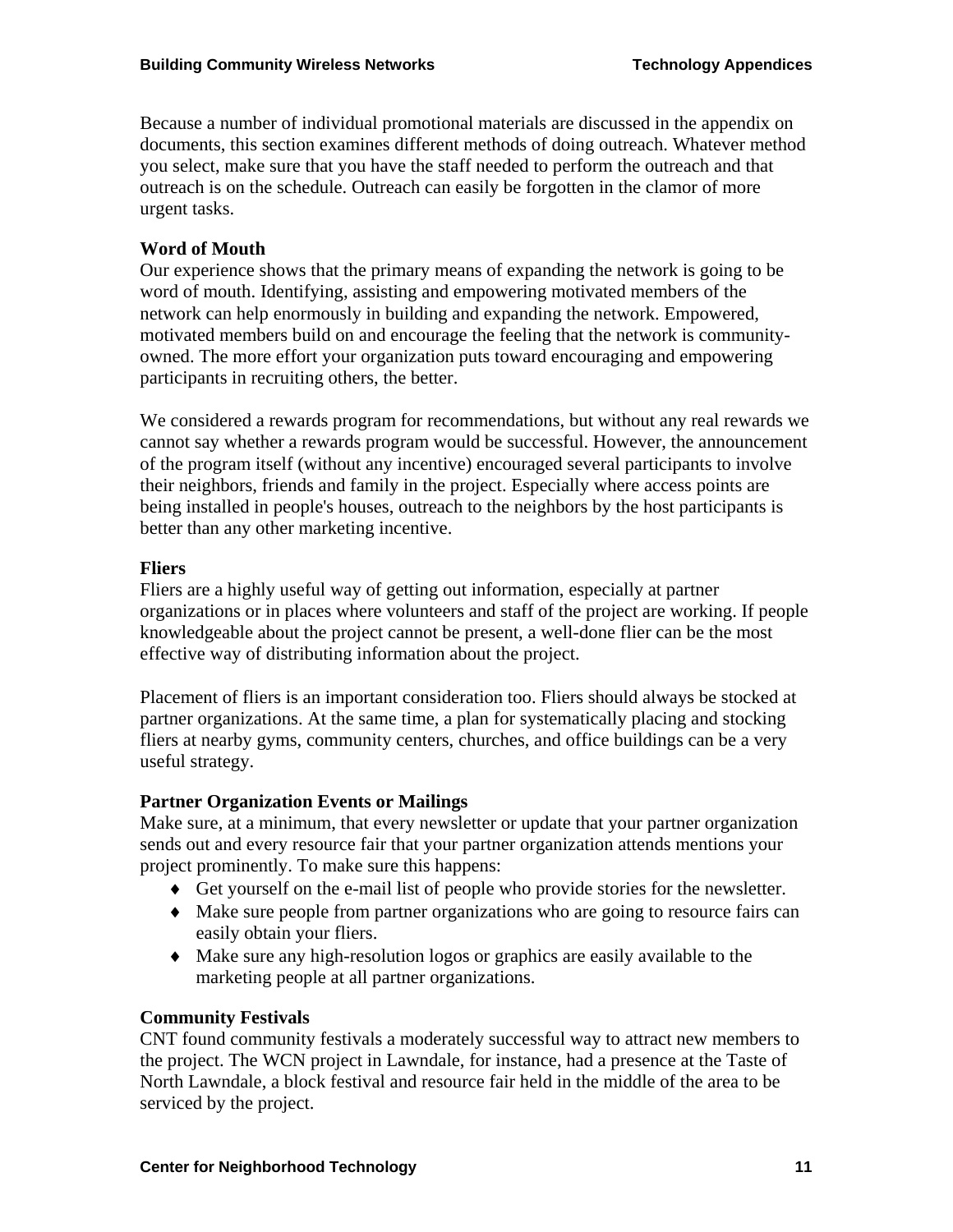Because a number of individual promotional materials are discussed in the appendix on documents, this section examines different methods of doing outreach. Whatever method you select, make sure that you have the staff needed to perform the outreach and that outreach is on the schedule. Outreach can easily be forgotten in the clamor of more urgent tasks.

**Word of Mouth**

Our experience shows that the primary means of expanding the network is going to be word of mouth. Identifying, assisting and empowering motivated members of the network can help enormously in building and expanding the network. Empowered, motivated members build on and encourage the feeling that the network is community-owned. The more effort your organization puts toward encouraging and empowering participants in recruiting others, the better.

We considered a rewards program for recommendations, but without any real rewards we cannot say whether a rewards program would be successful. However, the announcement of the program itself (without any incentive) encouraged several participants to involve their neighbors, friends and family in the project. Especially where access points are being installed in people's houses, outreach to the neighbors by the host participants is better than any other marketing incentive.

**Fliers**

Fliers are a highly useful way of getting out information, especially at partner organizations or in places where volunteers and staff of the project are working. If people knowledgeable about the project cannot be present, a well-done flier can be the most effective way of distributing information about the project.

Placement of fliers is an important consideration too. Fliers should always be stocked at partner organizations. At the same time, a plan for systematically placing and stocking fliers at nearby gyms, community centers, churches, and office buildings can be a very useful strategy.

**Partner Organization Events or Mailings**

Make sure, at a minimum, that every newsletter or update that your partner organization sends out and every resource fair that your partner organization attends mentions your project prominently. To make sure this happens:

- Get yourself on the e-mail list of people who provide stories for the newsletter.
- Make sure people from partner organizations who are going to resource fairs can easily obtain your fliers.
- Make sure any high-resolution logos or graphics are easily available to the marketing people at all partner organizations.

**Community Festivals**

CNT found community festivals a moderately successful way to attract new members to the project. The WCN project in Lawndale, for instance, had a presence at the Taste of North Lawndale, a block festival and resource fair held in the middle of the area to be serviced by the project.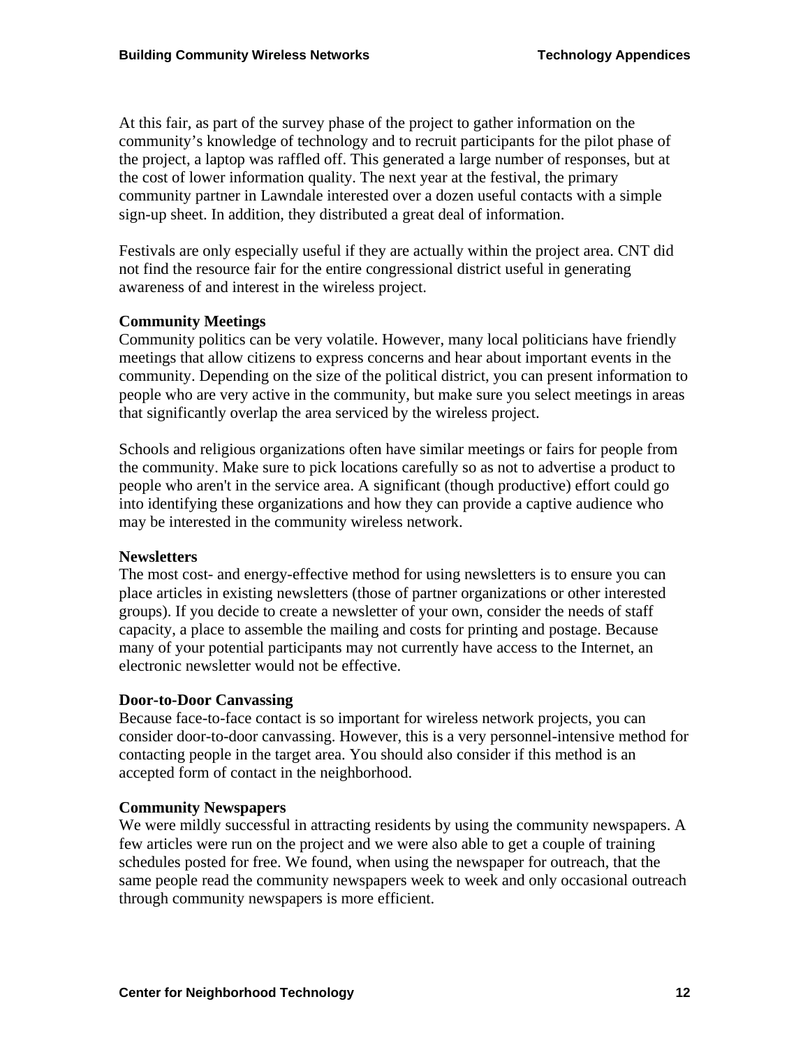At this fair, as part of the survey phase of the project to gather information on the community's knowledge of technology and to recruit participants for the pilot phase of the project, a laptop was raffled off. This generated a large number of responses, but at the cost of lower information quality. The next year at the festival, the primary community partner in Lawndale interested over a dozen useful contacts with a simple sign-up sheet. In addition, they distributed a great deal of information.

Festivals are only especially useful if they are actually within the project area. CNT did not find the resource fair for the entire congressional district useful in generating awareness of and interest in the wireless project.

**Community Meetings**

Community politics can be very volatile. However, many local politicians have friendly meetings that allow citizens to express concerns and hear about important events in the community. Depending on the size of the political district, you can present information to people who are very active in the community, but make sure you select meetings in areas that significantly overlap the area serviced by the wireless project.

Schools and religious organizations often have similar meetings or fairs for people from the community. Make sure to pick locations carefully so as not to advertise a product to people who aren't in the service area. A significant (though productive) effort could go into identifying these organizations and how they can provide a captive audience who may be interested in the community wireless network.

**Newsletters**

The most cost- and energy-effective method for using newsletters is to ensure you can place articles in existing newsletters (those of partner organizations or other interested groups). If you decide to create a newsletter of your own, consider the needs of staff capacity, a place to assemble the mailing and costs for printing and postage. Because many of your potential participants may not currently have access to the Internet, an electronic newsletter would not be effective.

**Door-to-Door Canvassing**

Because face-to-face contact is so important for wireless network projects, you can consider door-to-door canvassing. However, this is a very personnel-intensive method for contacting people in the target area. You should also consider if this method is an accepted form of contact in the neighborhood.

**Community Newspapers**

We were mildly successful in attracting residents by using the community newspapers. A few articles were run on the project and we were also able to get a couple of training schedules posted for free. We found, when using the newspaper for outreach, that the same people read the community newspapers week to week and only occasional outreach through community newspapers is more efficient.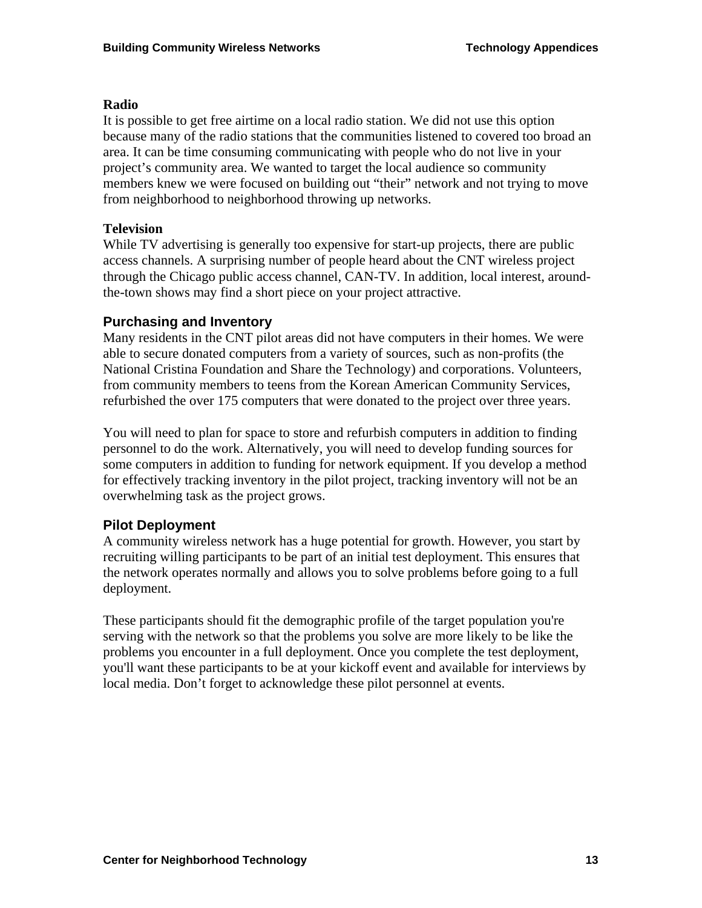**Radio**
It is possible to get free airtime on a local radio station. We did not use this option because many of the radio stations that the communities listened to covered too broad an area. It can be time consuming communicating with people who do not live in your project's community area. We wanted to target the local audience so community members knew we were focused on building out "their" network and not trying to move from neighborhood to neighborhood throwing up networks.

**Television**
While TV advertising is generally too expensive for start-up projects, there are public access channels. A surprising number of people heard about the CNT wireless project through the Chicago public access channel, CAN-TV. In addition, local interest, around-the-town shows may find a short piece on your project attractive.

## Purchasing and Inventory

Many residents in the CNT pilot areas did not have computers in their homes. We were able to secure donated computers from a variety of sources, such as non-profits (the National Cristina Foundation and Share the Technology) and corporations. Volunteers, from community members to teens from the Korean American Community Services, refurbished the over 175 computers that were donated to the project over three years.

You will need to plan for space to store and refurbish computers in addition to finding personnel to do the work. Alternatively, you will need to develop funding sources for some computers in addition to funding for network equipment. If you develop a method for effectively tracking inventory in the pilot project, tracking inventory will not be an overwhelming task as the project grows.

## Pilot Deployment

A community wireless network has a huge potential for growth. However, you start by recruiting willing participants to be part of an initial test deployment. This ensures that the network operates normally and allows you to solve problems before going to a full deployment.

These participants should fit the demographic profile of the target population you're serving with the network so that the problems you solve are more likely to be like the problems you encounter in a full deployment. Once you complete the test deployment, you'll want these participants to be at your kickoff event and available for interviews by local media. Don't forget to acknowledge these pilot personnel at events.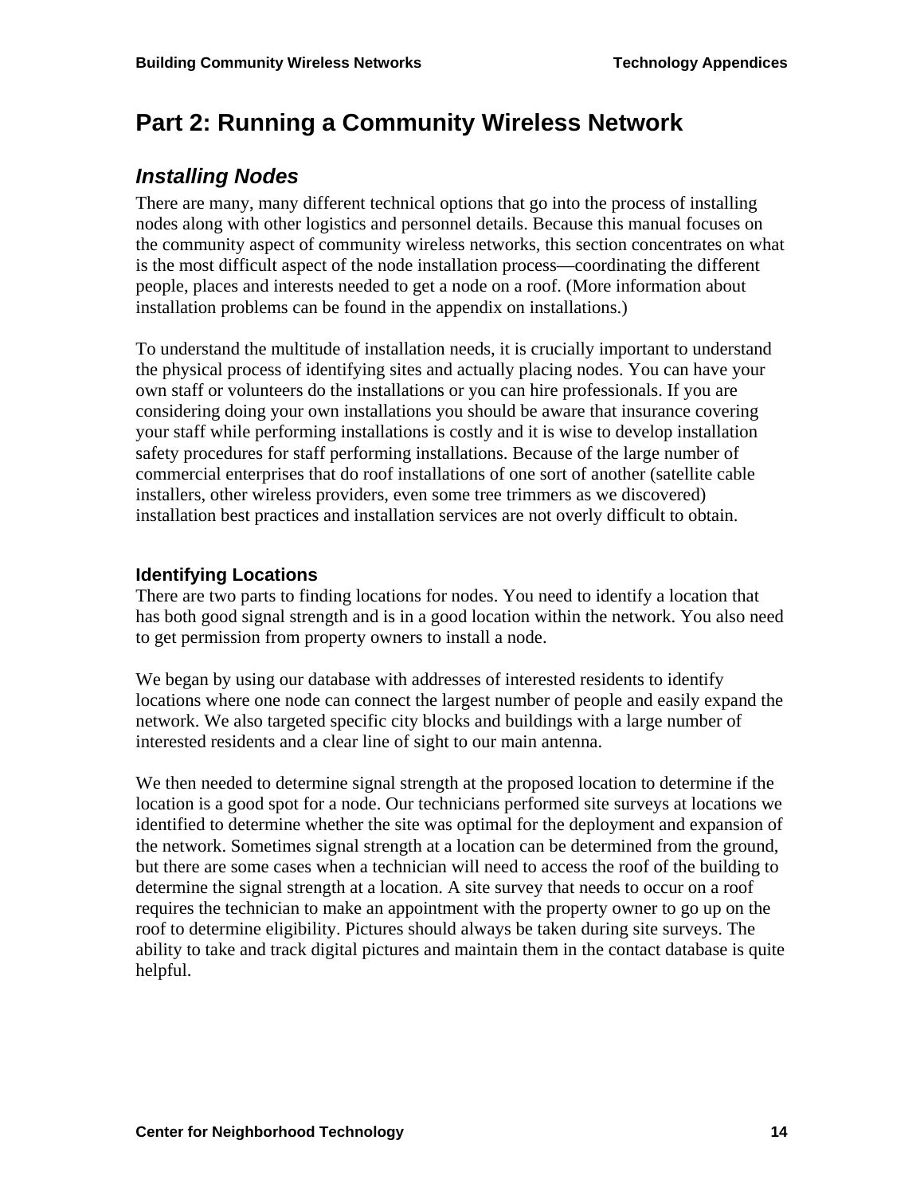# Part 2: Running a Community Wireless Network

## *Installing Nodes*

There are many, many different technical options that go into the process of installing nodes along with other logistics and personnel details. Because this manual focuses on the community aspect of community wireless networks, this section concentrates on what is the most difficult aspect of the node installation process—coordinating the different people, places and interests needed to get a node on a roof. (More information about installation problems can be found in the appendix on installations.)

To understand the multitude of installation needs, it is crucially important to understand the physical process of identifying sites and actually placing nodes. You can have your own staff or volunteers do the installations or you can hire professionals. If you are considering doing your own installations you should be aware that insurance covering your staff while performing installations is costly and it is wise to develop installation safety procedures for staff performing installations. Because of the large number of commercial enterprises that do roof installations of one sort of another (satellite cable installers, other wireless providers, even some tree trimmers as we discovered) installation best practices and installation services are not overly difficult to obtain.

### Identifying Locations

There are two parts to finding locations for nodes. You need to identify a location that has both good signal strength and is in a good location within the network. You also need to get permission from property owners to install a node.

We began by using our database with addresses of interested residents to identify locations where one node can connect the largest number of people and easily expand the network. We also targeted specific city blocks and buildings with a large number of interested residents and a clear line of sight to our main antenna.

We then needed to determine signal strength at the proposed location to determine if the location is a good spot for a node. Our technicians performed site surveys at locations we identified to determine whether the site was optimal for the deployment and expansion of the network. Sometimes signal strength at a location can be determined from the ground, but there are some cases when a technician will need to access the roof of the building to determine the signal strength at a location. A site survey that needs to occur on a roof requires the technician to make an appointment with the property owner to go up on the roof to determine eligibility. Pictures should always be taken during site surveys. The ability to take and track digital pictures and maintain them in the contact database is quite helpful.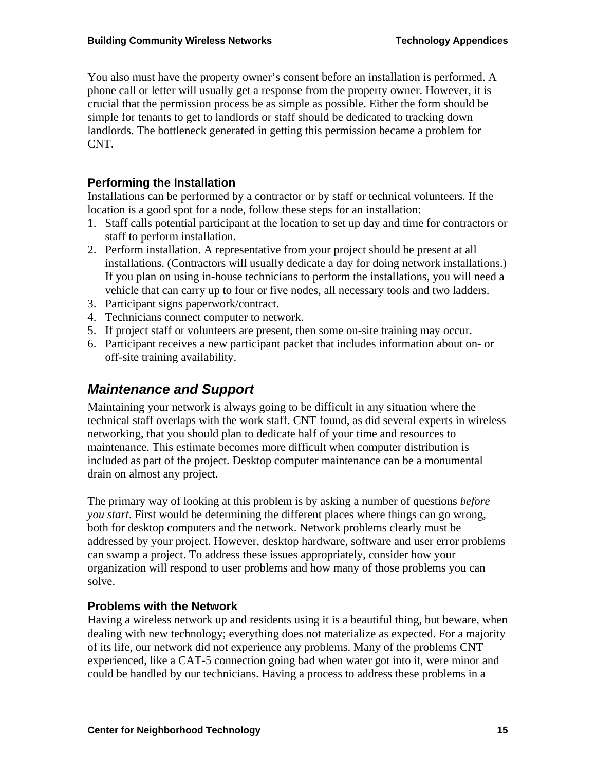You also must have the property owner's consent before an installation is performed. A phone call or letter will usually get a response from the property owner. However, it is crucial that the permission process be as simple as possible. Either the form should be simple for tenants to get to landlords or staff should be dedicated to tracking down landlords. The bottleneck generated in getting this permission became a problem for CNT.

### Performing the Installation

Installations can be performed by a contractor or by staff or technical volunteers. If the location is a good spot for a node, follow these steps for an installation:

1. Staff calls potential participant at the location to set up day and time for contractors or staff to perform installation.
2. Perform installation. A representative from your project should be present at all installations. (Contractors will usually dedicate a day for doing network installations.) If you plan on using in-house technicians to perform the installations, you will need a vehicle that can carry up to four or five nodes, all necessary tools and two ladders.
3. Participant signs paperwork/contract.
4. Technicians connect computer to network.
5. If project staff or volunteers are present, then some on-site training may occur.
6. Participant receives a new participant packet that includes information about on- or off-site training availability.

## *Maintenance and Support*

Maintaining your network is always going to be difficult in any situation where the technical staff overlaps with the work staff. CNT found, as did several experts in wireless networking, that you should plan to dedicate half of your time and resources to maintenance. This estimate becomes more difficult when computer distribution is included as part of the project. Desktop computer maintenance can be a monumental drain on almost any project.

The primary way of looking at this problem is by asking a number of questions *before you start*. First would be determining the different places where things can go wrong, both for desktop computers and the network. Network problems clearly must be addressed by your project. However, desktop hardware, software and user error problems can swamp a project. To address these issues appropriately, consider how your organization will respond to user problems and how many of those problems you can solve.

### Problems with the Network

Having a wireless network up and residents using it is a beautiful thing, but beware, when dealing with new technology; everything does not materialize as expected. For a majority of its life, our network did not experience any problems. Many of the problems CNT experienced, like a CAT-5 connection going bad when water got into it, were minor and could be handled by our technicians. Having a process to address these problems in a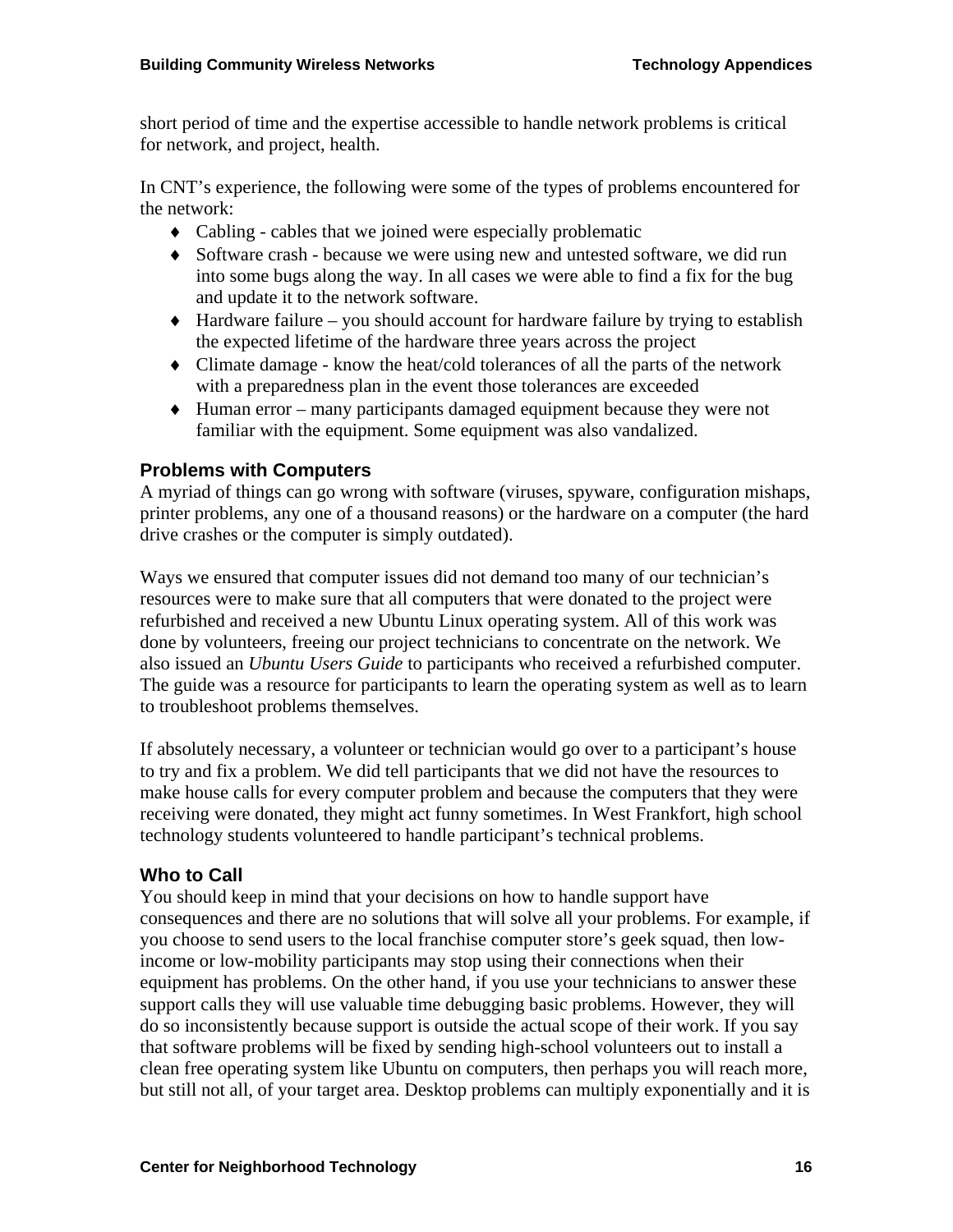short period of time and the expertise accessible to handle network problems is critical for network, and project, health.

In CNT's experience, the following were some of the types of problems encountered for the network:

- Cabling - cables that we joined were especially problematic
- Software crash - because we were using new and untested software, we did run into some bugs along the way. In all cases we were able to find a fix for the bug and update it to the network software.
- Hardware failure – you should account for hardware failure by trying to establish the expected lifetime of the hardware three years across the project
- Climate damage - know the heat/cold tolerances of all the parts of the network with a preparedness plan in the event those tolerances are exceeded
- Human error – many participants damaged equipment because they were not familiar with the equipment. Some equipment was also vandalized.

### Problems with Computers

A myriad of things can go wrong with software (viruses, spyware, configuration mishaps, printer problems, any one of a thousand reasons) or the hardware on a computer (the hard drive crashes or the computer is simply outdated).

Ways we ensured that computer issues did not demand too many of our technician's resources were to make sure that all computers that were donated to the project were refurbished and received a new Ubuntu Linux operating system. All of this work was done by volunteers, freeing our project technicians to concentrate on the network. We also issued an *Ubuntu Users Guide* to participants who received a refurbished computer. The guide was a resource for participants to learn the operating system as well as to learn to troubleshoot problems themselves.

If absolutely necessary, a volunteer or technician would go over to a participant's house to try and fix a problem. We did tell participants that we did not have the resources to make house calls for every computer problem and because the computers that they were receiving were donated, they might act funny sometimes. In West Frankfort, high school technology students volunteered to handle participant's technical problems.

### Who to Call

You should keep in mind that your decisions on how to handle support have consequences and there are no solutions that will solve all your problems. For example, if you choose to send users to the local franchise computer store's geek squad, then low-income or low-mobility participants may stop using their connections when their equipment has problems. On the other hand, if you use your technicians to answer these support calls they will use valuable time debugging basic problems. However, they will do so inconsistently because support is outside the actual scope of their work. If you say that software problems will be fixed by sending high-school volunteers out to install a clean free operating system like Ubuntu on computers, then perhaps you will reach more, but still not all, of your target area. Desktop problems can multiply exponentially and it is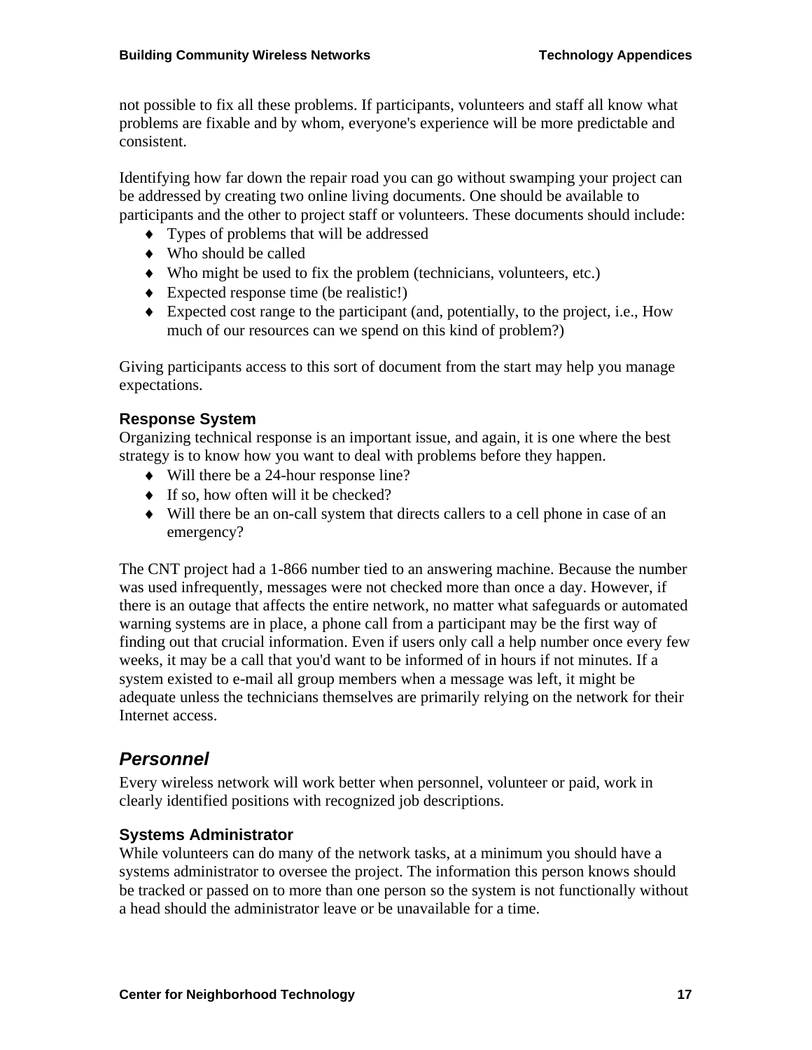not possible to fix all these problems. If participants, volunteers and staff all know what problems are fixable and by whom, everyone's experience will be more predictable and consistent.

Identifying how far down the repair road you can go without swamping your project can be addressed by creating two online living documents. One should be available to participants and the other to project staff or volunteers. These documents should include:

- Types of problems that will be addressed
- Who should be called
- Who might be used to fix the problem (technicians, volunteers, etc.)
- Expected response time (be realistic!)
- Expected cost range to the participant (and, potentially, to the project, i.e., How much of our resources can we spend on this kind of problem?)

Giving participants access to this sort of document from the start may help you manage expectations.

### Response System

Organizing technical response is an important issue, and again, it is one where the best strategy is to know how you want to deal with problems before they happen.

- Will there be a 24-hour response line?
- If so, how often will it be checked?
- Will there be an on-call system that directs callers to a cell phone in case of an emergency?

The CNT project had a 1-866 number tied to an answering machine. Because the number was used infrequently, messages were not checked more than once a day. However, if there is an outage that affects the entire network, no matter what safeguards or automated warning systems are in place, a phone call from a participant may be the first way of finding out that crucial information. Even if users only call a help number once every few weeks, it may be a call that you'd want to be informed of in hours if not minutes. If a system existed to e-mail all group members when a message was left, it might be adequate unless the technicians themselves are primarily relying on the network for their Internet access.

## *Personnel*

Every wireless network will work better when personnel, volunteer or paid, work in clearly identified positions with recognized job descriptions.

### Systems Administrator

While volunteers can do many of the network tasks, at a minimum you should have a systems administrator to oversee the project. The information this person knows should be tracked or passed on to more than one person so the system is not functionally without a head should the administrator leave or be unavailable for a time.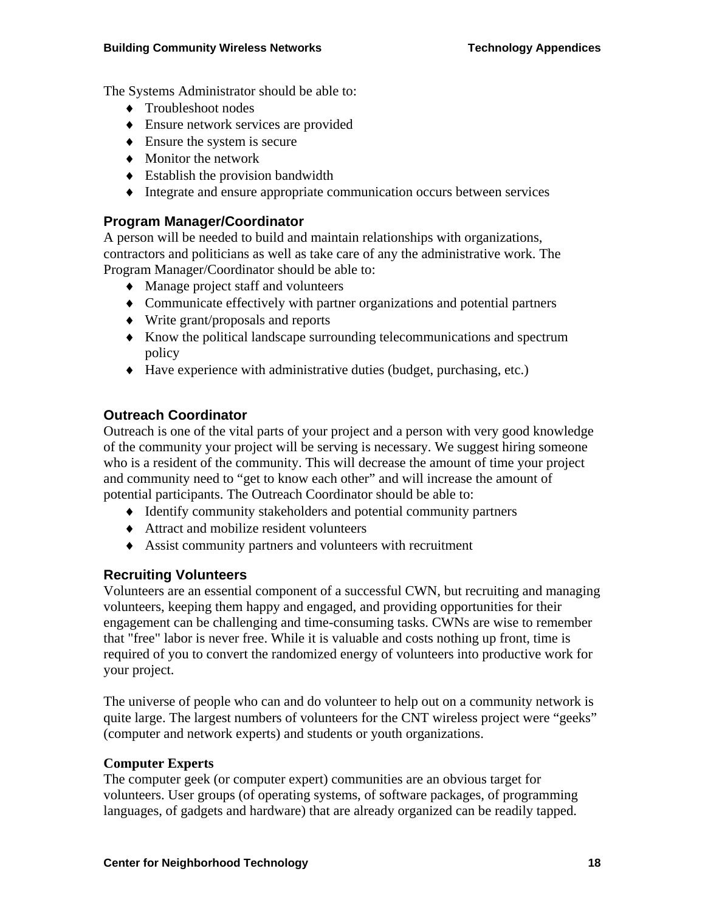The Systems Administrator should be able to:

- Troubleshoot nodes
- Ensure network services are provided
- Ensure the system is secure
- Monitor the network
- Establish the provision bandwidth
- Integrate and ensure appropriate communication occurs between services

### Program Manager/Coordinator

A person will be needed to build and maintain relationships with organizations, contractors and politicians as well as take care of any the administrative work. The Program Manager/Coordinator should be able to:

- Manage project staff and volunteers
- Communicate effectively with partner organizations and potential partners
- Write grant/proposals and reports
- Know the political landscape surrounding telecommunications and spectrum policy
- Have experience with administrative duties (budget, purchasing, etc.)

### Outreach Coordinator

Outreach is one of the vital parts of your project and a person with very good knowledge of the community your project will be serving is necessary. We suggest hiring someone who is a resident of the community. This will decrease the amount of time your project and community need to "get to know each other" and will increase the amount of potential participants. The Outreach Coordinator should be able to:

- Identify community stakeholders and potential community partners
- Attract and mobilize resident volunteers
- Assist community partners and volunteers with recruitment

### Recruiting Volunteers

Volunteers are an essential component of a successful CWN, but recruiting and managing volunteers, keeping them happy and engaged, and providing opportunities for their engagement can be challenging and time-consuming tasks. CWNs are wise to remember that "free" labor is never free. While it is valuable and costs nothing up front, time is required of you to convert the randomized energy of volunteers into productive work for your project.

The universe of people who can and do volunteer to help out on a community network is quite large. The largest numbers of volunteers for the CNT wireless project were "geeks" (computer and network experts) and students or youth organizations.

**Computer Experts**

The computer geek (or computer expert) communities are an obvious target for volunteers. User groups (of operating systems, of software packages, of programming languages, of gadgets and hardware) that are already organized can be readily tapped.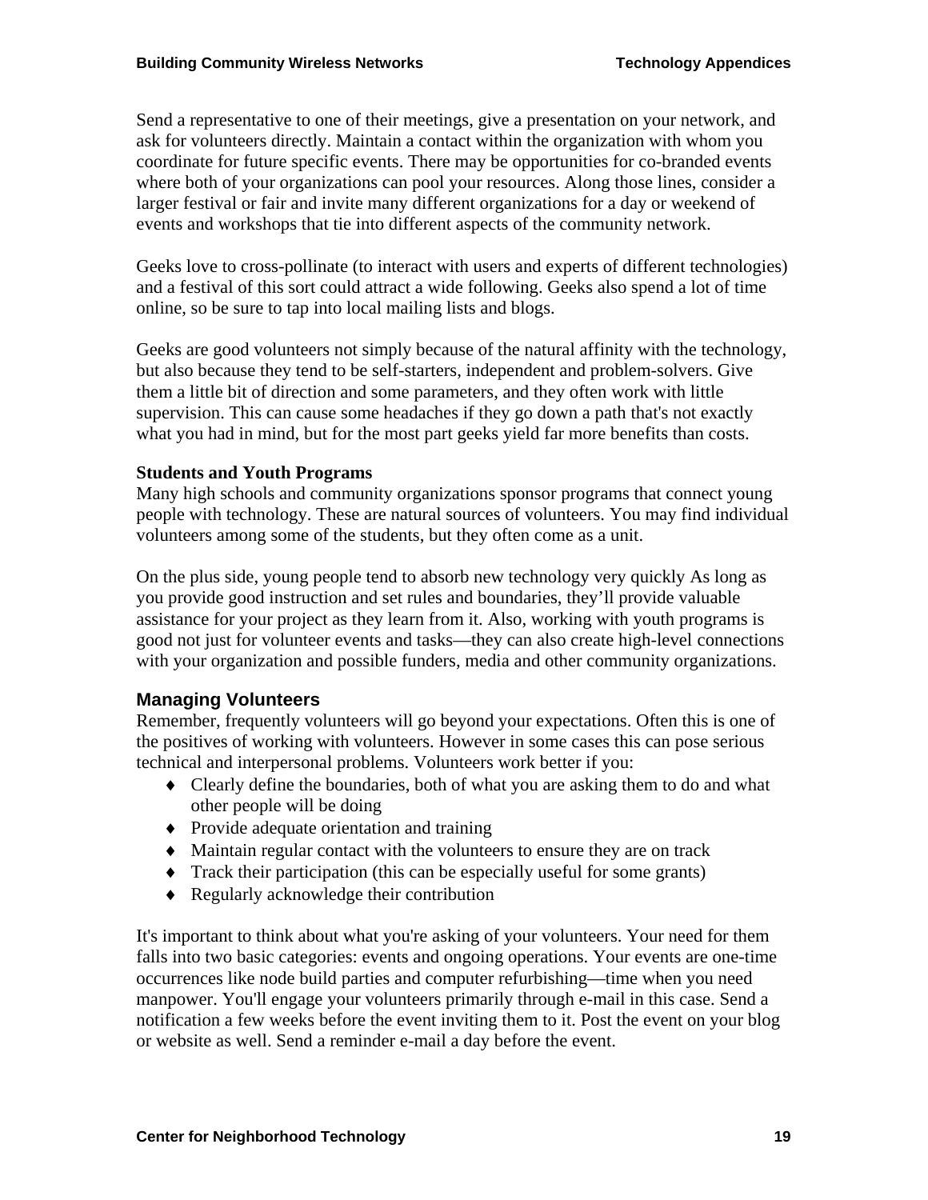Send a representative to one of their meetings, give a presentation on your network, and ask for volunteers directly. Maintain a contact within the organization with whom you coordinate for future specific events. There may be opportunities for co-branded events where both of your organizations can pool your resources. Along those lines, consider a larger festival or fair and invite many different organizations for a day or weekend of events and workshops that tie into different aspects of the community network.

Geeks love to cross-pollinate (to interact with users and experts of different technologies) and a festival of this sort could attract a wide following. Geeks also spend a lot of time online, so be sure to tap into local mailing lists and blogs.

Geeks are good volunteers not simply because of the natural affinity with the technology, but also because they tend to be self-starters, independent and problem-solvers. Give them a little bit of direction and some parameters, and they often work with little supervision. This can cause some headaches if they go down a path that's not exactly what you had in mind, but for the most part geeks yield far more benefits than costs.

**Students and Youth Programs**

Many high schools and community organizations sponsor programs that connect young people with technology. These are natural sources of volunteers. You may find individual volunteers among some of the students, but they often come as a unit.

On the plus side, young people tend to absorb new technology very quickly As long as you provide good instruction and set rules and boundaries, they'll provide valuable assistance for your project as they learn from it. Also, working with youth programs is good not just for volunteer events and tasks—they can also create high-level connections with your organization and possible funders, media and other community organizations.

### Managing Volunteers

Remember, frequently volunteers will go beyond your expectations. Often this is one of the positives of working with volunteers. However in some cases this can pose serious technical and interpersonal problems. Volunteers work better if you:

- Clearly define the boundaries, both of what you are asking them to do and what other people will be doing
- Provide adequate orientation and training
- Maintain regular contact with the volunteers to ensure they are on track
- Track their participation (this can be especially useful for some grants)
- Regularly acknowledge their contribution

It's important to think about what you're asking of your volunteers. Your need for them falls into two basic categories: events and ongoing operations. Your events are one-time occurrences like node build parties and computer refurbishing—time when you need manpower. You'll engage your volunteers primarily through e-mail in this case. Send a notification a few weeks before the event inviting them to it. Post the event on your blog or website as well. Send a reminder e-mail a day before the event.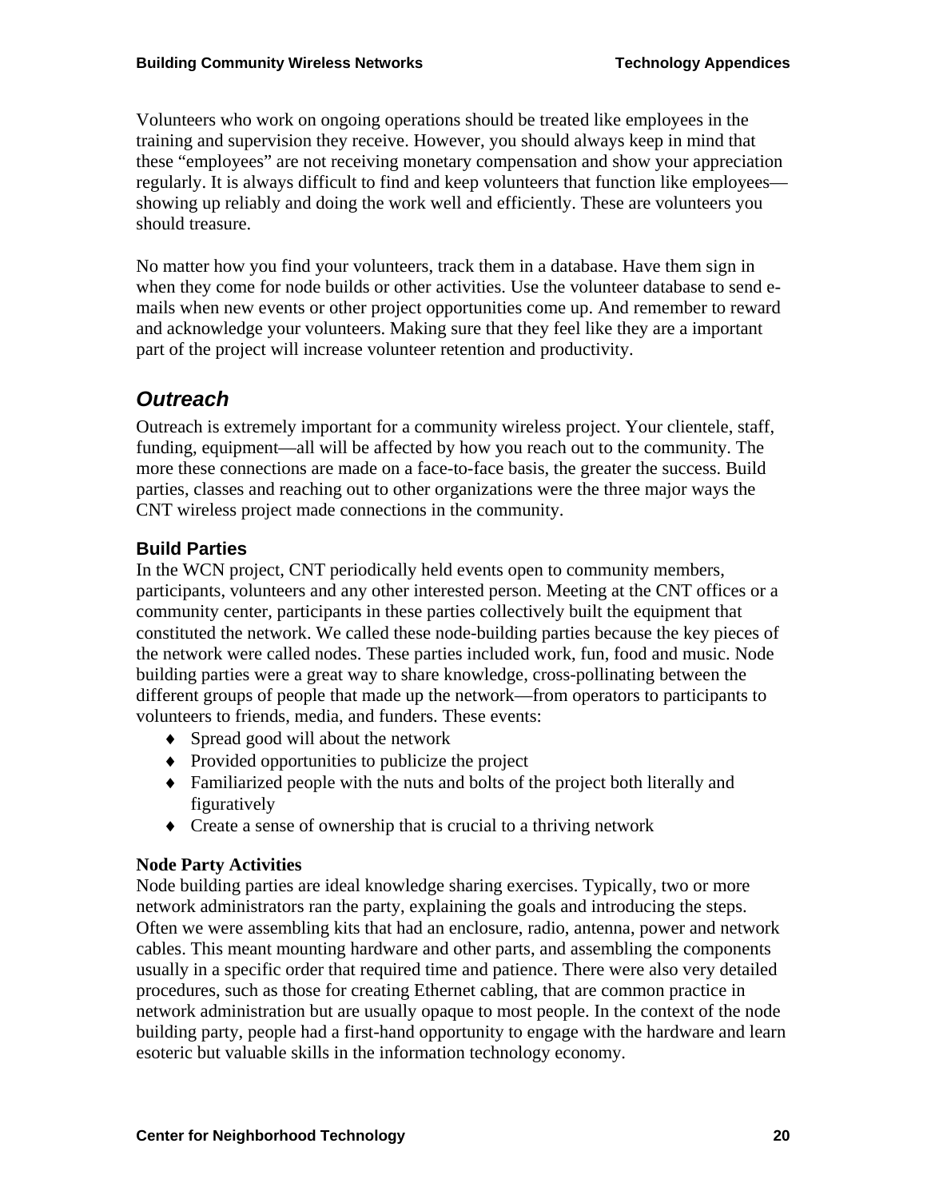Volunteers who work on ongoing operations should be treated like employees in the training and supervision they receive. However, you should always keep in mind that these "employees" are not receiving monetary compensation and show your appreciation regularly. It is always difficult to find and keep volunteers that function like employees—showing up reliably and doing the work well and efficiently. These are volunteers you should treasure.

No matter how you find your volunteers, track them in a database. Have them sign in when they come for node builds or other activities. Use the volunteer database to send e-mails when new events or other project opportunities come up. And remember to reward and acknowledge your volunteers. Making sure that they feel like they are a important part of the project will increase volunteer retention and productivity.

## *Outreach*

Outreach is extremely important for a community wireless project. Your clientele, staff, funding, equipment—all will be affected by how you reach out to the community. The more these connections are made on a face-to-face basis, the greater the success. Build parties, classes and reaching out to other organizations were the three major ways the CNT wireless project made connections in the community.

### Build Parties

In the WCN project, CNT periodically held events open to community members, participants, volunteers and any other interested person. Meeting at the CNT offices or a community center, participants in these parties collectively built the equipment that constituted the network. We called these node-building parties because the key pieces of the network were called nodes. These parties included work, fun, food and music. Node building parties were a great way to share knowledge, cross-pollinating between the different groups of people that made up the network—from operators to participants to volunteers to friends, media, and funders. These events:

- Spread good will about the network
- Provided opportunities to publicize the project
- Familiarized people with the nuts and bolts of the project both literally and figuratively
- Create a sense of ownership that is crucial to a thriving network

**Node Party Activities**

Node building parties are ideal knowledge sharing exercises. Typically, two or more network administrators ran the party, explaining the goals and introducing the steps. Often we were assembling kits that had an enclosure, radio, antenna, power and network cables. This meant mounting hardware and other parts, and assembling the components usually in a specific order that required time and patience. There were also very detailed procedures, such as those for creating Ethernet cabling, that are common practice in network administration but are usually opaque to most people. In the context of the node building party, people had a first-hand opportunity to engage with the hardware and learn esoteric but valuable skills in the information technology economy.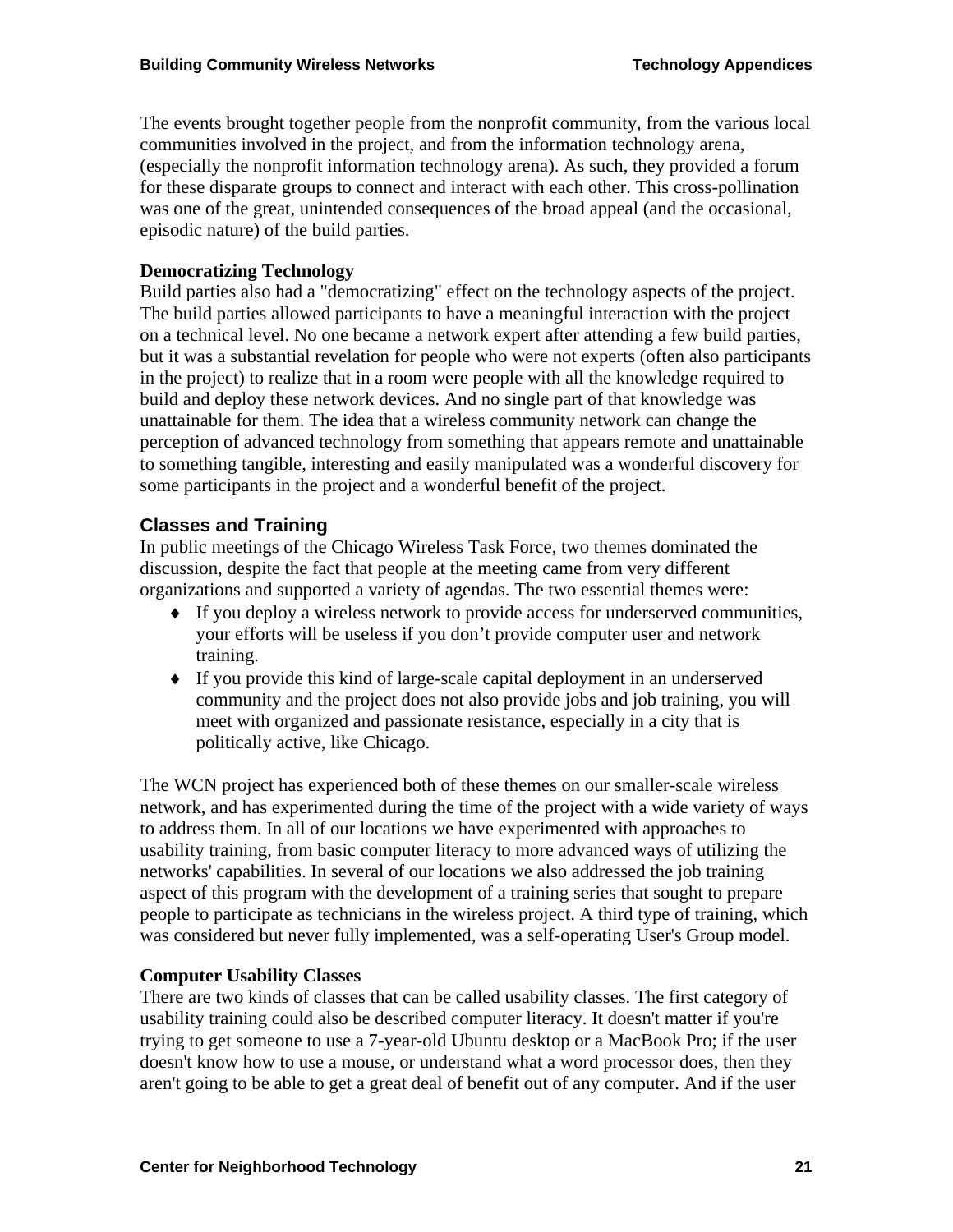The events brought together people from the nonprofit community, from the various local communities involved in the project, and from the information technology arena, (especially the nonprofit information technology arena). As such, they provided a forum for these disparate groups to connect and interact with each other. This cross-pollination was one of the great, unintended consequences of the broad appeal (and the occasional, episodic nature) of the build parties.

**Democratizing Technology**

Build parties also had a "democratizing" effect on the technology aspects of the project. The build parties allowed participants to have a meaningful interaction with the project on a technical level. No one became a network expert after attending a few build parties, but it was a substantial revelation for people who were not experts (often also participants in the project) to realize that in a room were people with all the knowledge required to build and deploy these network devices. And no single part of that knowledge was unattainable for them. The idea that a wireless community network can change the perception of advanced technology from something that appears remote and unattainable to something tangible, interesting and easily manipulated was a wonderful discovery for some participants in the project and a wonderful benefit of the project.

## Classes and Training

In public meetings of the Chicago Wireless Task Force, two themes dominated the discussion, despite the fact that people at the meeting came from very different organizations and supported a variety of agendas. The two essential themes were:

- If you deploy a wireless network to provide access for underserved communities, your efforts will be useless if you don't provide computer user and network training.
- If you provide this kind of large-scale capital deployment in an underserved community and the project does not also provide jobs and job training, you will meet with organized and passionate resistance, especially in a city that is politically active, like Chicago.

The WCN project has experienced both of these themes on our smaller-scale wireless network, and has experimented during the time of the project with a wide variety of ways to address them. In all of our locations we have experimented with approaches to usability training, from basic computer literacy to more advanced ways of utilizing the networks' capabilities. In several of our locations we also addressed the job training aspect of this program with the development of a training series that sought to prepare people to participate as technicians in the wireless project. A third type of training, which was considered but never fully implemented, was a self-operating User's Group model.

**Computer Usability Classes**

There are two kinds of classes that can be called usability classes. The first category of usability training could also be described computer literacy. It doesn't matter if you're trying to get someone to use a 7-year-old Ubuntu desktop or a MacBook Pro; if the user doesn't know how to use a mouse, or understand what a word processor does, then they aren't going to be able to get a great deal of benefit out of any computer. And if the user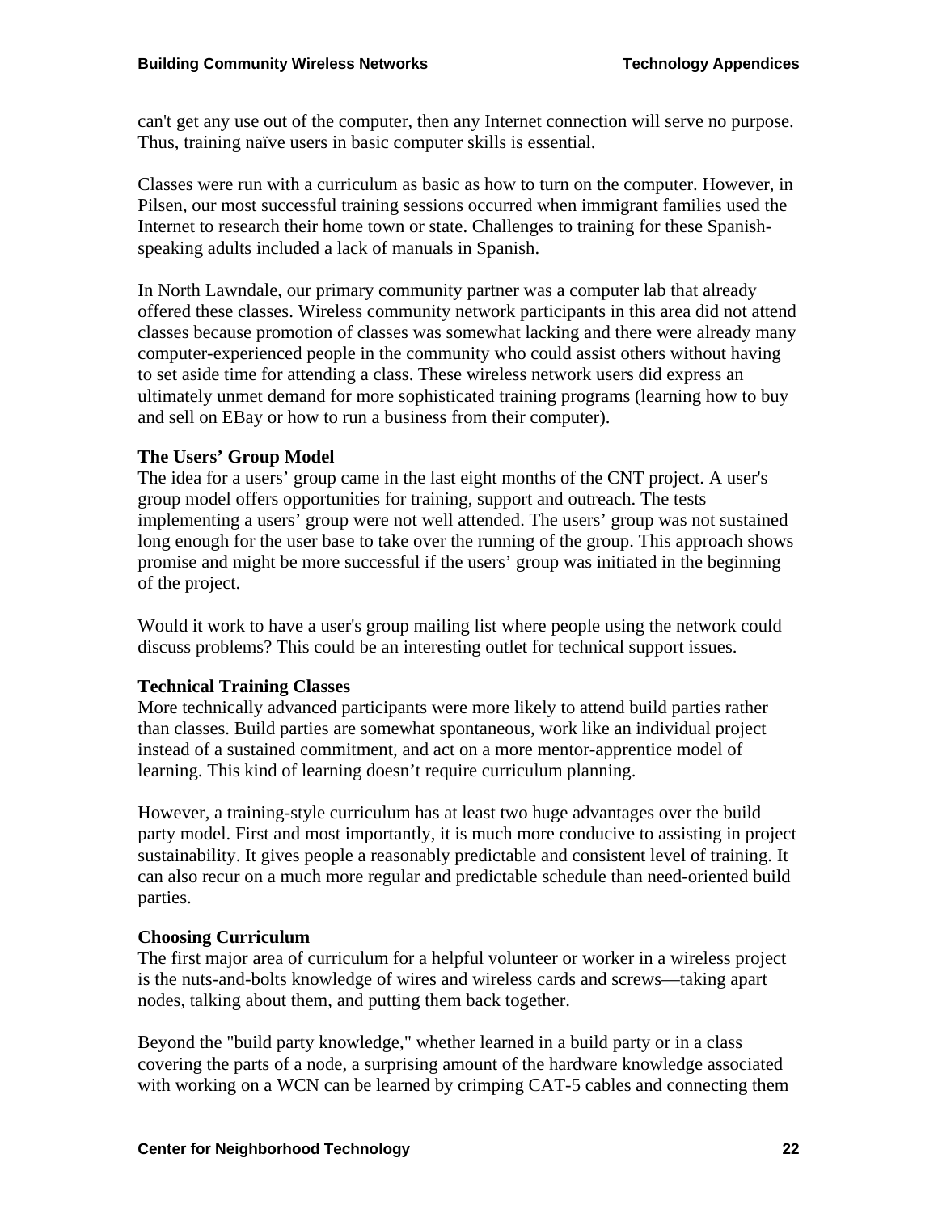can't get any use out of the computer, then any Internet connection will serve no purpose. Thus, training naïve users in basic computer skills is essential.

Classes were run with a curriculum as basic as how to turn on the computer. However, in Pilsen, our most successful training sessions occurred when immigrant families used the Internet to research their home town or state. Challenges to training for these Spanish-speaking adults included a lack of manuals in Spanish.

In North Lawndale, our primary community partner was a computer lab that already offered these classes. Wireless community network participants in this area did not attend classes because promotion of classes was somewhat lacking and there were already many computer-experienced people in the community who could assist others without having to set aside time for attending a class. These wireless network users did express an ultimately unmet demand for more sophisticated training programs (learning how to buy and sell on EBay or how to run a business from their computer).

**The Users' Group Model**

The idea for a users' group came in the last eight months of the CNT project. A user's group model offers opportunities for training, support and outreach. The tests implementing a users' group were not well attended. The users' group was not sustained long enough for the user base to take over the running of the group. This approach shows promise and might be more successful if the users' group was initiated in the beginning of the project.

Would it work to have a user's group mailing list where people using the network could discuss problems? This could be an interesting outlet for technical support issues.

**Technical Training Classes**

More technically advanced participants were more likely to attend build parties rather than classes. Build parties are somewhat spontaneous, work like an individual project instead of a sustained commitment, and act on a more mentor-apprentice model of learning. This kind of learning doesn't require curriculum planning.

However, a training-style curriculum has at least two huge advantages over the build party model. First and most importantly, it is much more conducive to assisting in project sustainability. It gives people a reasonably predictable and consistent level of training. It can also recur on a much more regular and predictable schedule than need-oriented build parties.

**Choosing Curriculum**

The first major area of curriculum for a helpful volunteer or worker in a wireless project is the nuts-and-bolts knowledge of wires and wireless cards and screws—taking apart nodes, talking about them, and putting them back together.

Beyond the "build party knowledge," whether learned in a build party or in a class covering the parts of a node, a surprising amount of the hardware knowledge associated with working on a WCN can be learned by crimping CAT-5 cables and connecting them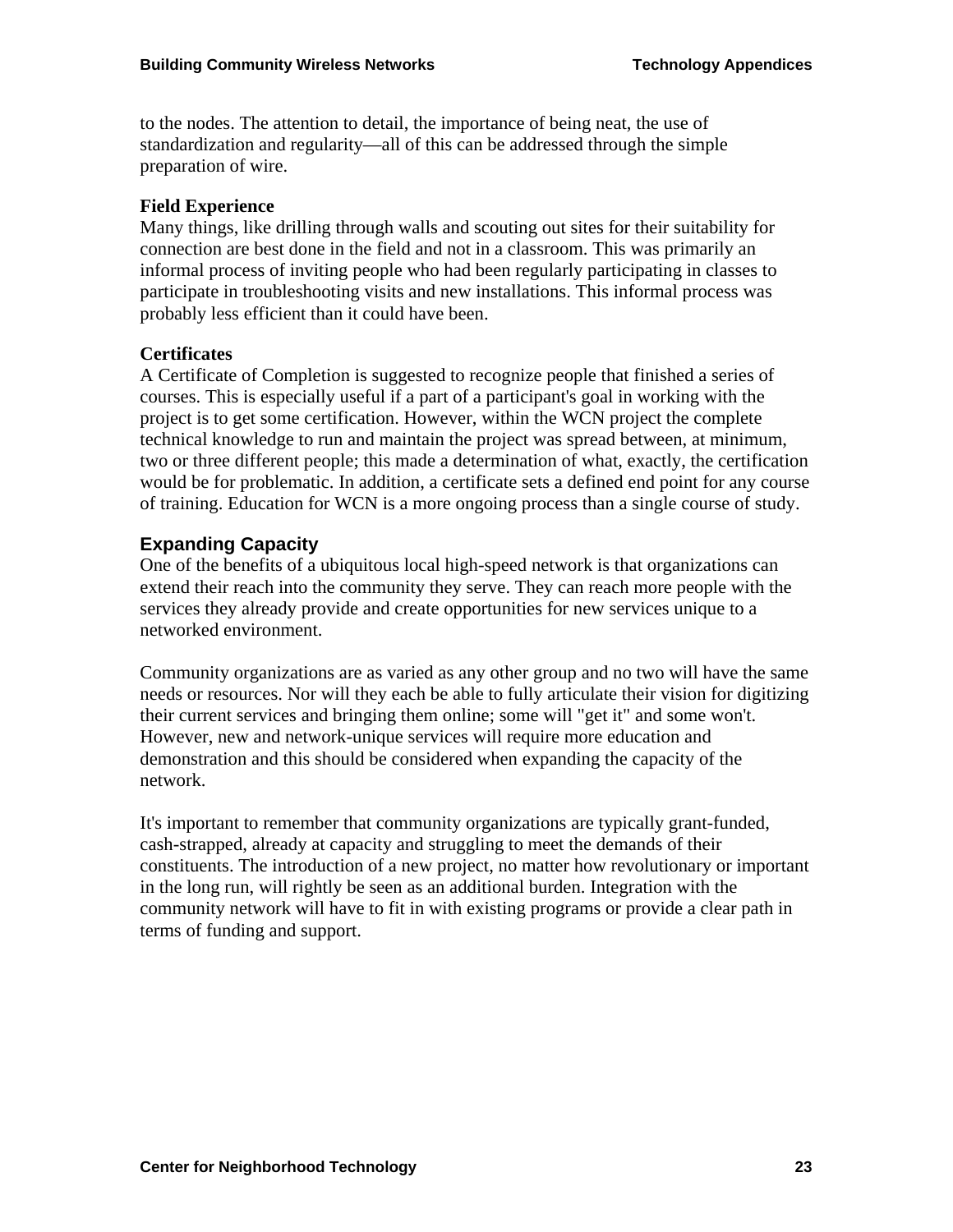to the nodes. The attention to detail, the importance of being neat, the use of standardization and regularity—all of this can be addressed through the simple preparation of wire.

**Field Experience**

Many things, like drilling through walls and scouting out sites for their suitability for connection are best done in the field and not in a classroom. This was primarily an informal process of inviting people who had been regularly participating in classes to participate in troubleshooting visits and new installations. This informal process was probably less efficient than it could have been.

**Certificates**

A Certificate of Completion is suggested to recognize people that finished a series of courses. This is especially useful if a part of a participant's goal in working with the project is to get some certification. However, within the WCN project the complete technical knowledge to run and maintain the project was spread between, at minimum, two or three different people; this made a determination of what, exactly, the certification would be for problematic. In addition, a certificate sets a defined end point for any course of training. Education for WCN is a more ongoing process than a single course of study.

## Expanding Capacity

One of the benefits of a ubiquitous local high-speed network is that organizations can extend their reach into the community they serve. They can reach more people with the services they already provide and create opportunities for new services unique to a networked environment.

Community organizations are as varied as any other group and no two will have the same needs or resources. Nor will they each be able to fully articulate their vision for digitizing their current services and bringing them online; some will "get it" and some won't. However, new and network-unique services will require more education and demonstration and this should be considered when expanding the capacity of the network.

It's important to remember that community organizations are typically grant-funded, cash-strapped, already at capacity and struggling to meet the demands of their constituents. The introduction of a new project, no matter how revolutionary or important in the long run, will rightly be seen as an additional burden. Integration with the community network will have to fit in with existing programs or provide a clear path in terms of funding and support.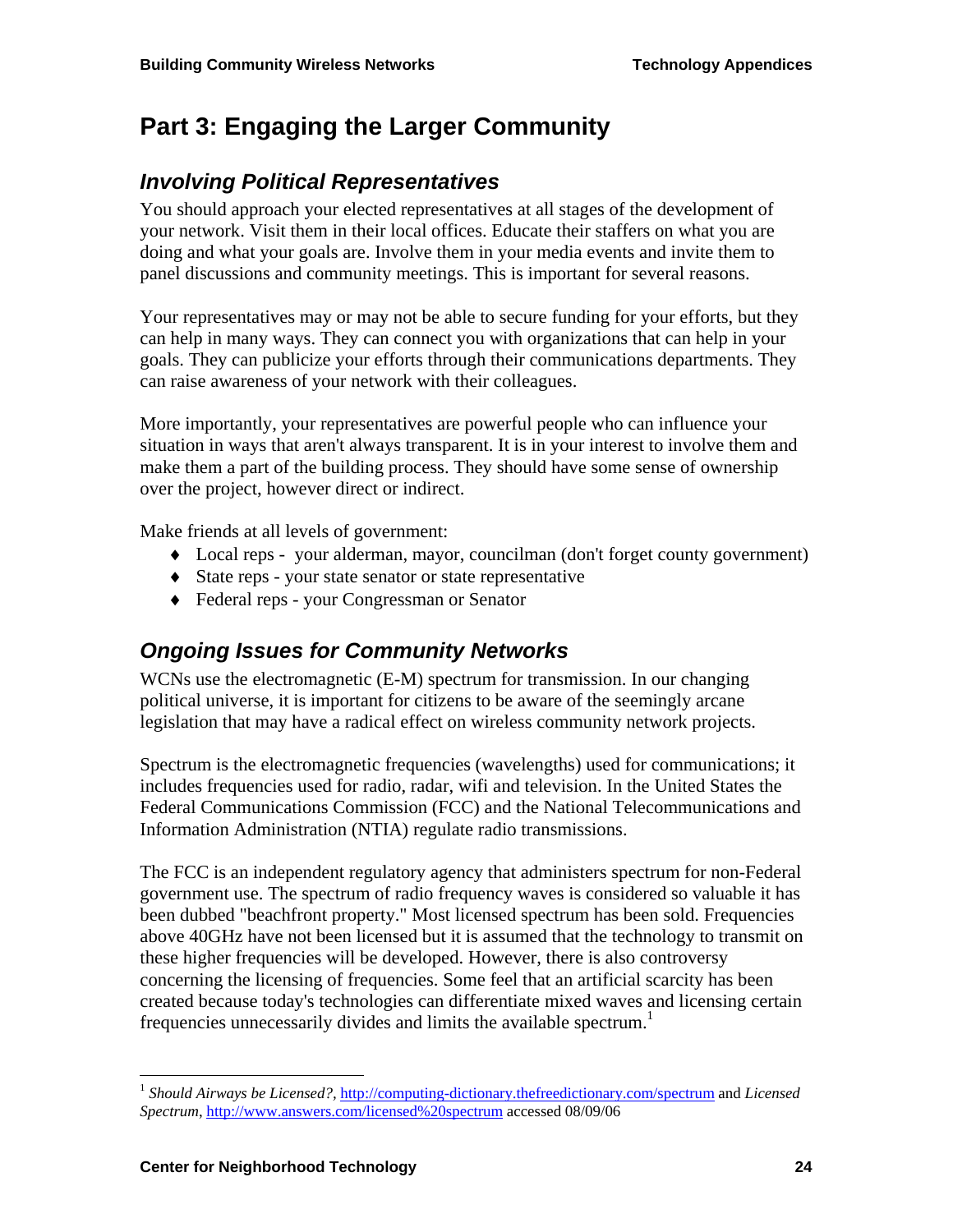# Part 3: Engaging the Larger Community

## *Involving Political Representatives*

You should approach your elected representatives at all stages of the development of your network. Visit them in their local offices. Educate their staffers on what you are doing and what your goals are. Involve them in your media events and invite them to panel discussions and community meetings. This is important for several reasons.

Your representatives may or may not be able to secure funding for your efforts, but they can help in many ways. They can connect you with organizations that can help in your goals. They can publicize your efforts through their communications departments. They can raise awareness of your network with their colleagues.

More importantly, your representatives are powerful people who can influence your situation in ways that aren't always transparent. It is in your interest to involve them and make them a part of the building process. They should have some sense of ownership over the project, however direct or indirect.

Make friends at all levels of government:

- Local reps - your alderman, mayor, councilman (don't forget county government)
- State reps - your state senator or state representative
- Federal reps - your Congressman or Senator

## *Ongoing Issues for Community Networks*

WCNs use the electromagnetic (E-M) spectrum for transmission. In our changing political universe, it is important for citizens to be aware of the seemingly arcane legislation that may have a radical effect on wireless community network projects.

Spectrum is the electromagnetic frequencies (wavelengths) used for communications; it includes frequencies used for radio, radar, wifi and television. In the United States the Federal Communications Commission (FCC) and the National Telecommunications and Information Administration (NTIA) regulate radio transmissions.

The FCC is an independent regulatory agency that administers spectrum for non-Federal government use. The spectrum of radio frequency waves is considered so valuable it has been dubbed "beachfront property." Most licensed spectrum has been sold. Frequencies above 40GHz have not been licensed but it is assumed that the technology to transmit on these higher frequencies will be developed. However, there is also controversy concerning the licensing of frequencies. Some feel that an artificial scarcity has been created because today's technologies can differentiate mixed waves and licensing certain frequencies unnecessarily divides and limits the available spectrum.[1]

---

[1] *Should Airways be Licensed?*, http://computing-dictionary.thefreedictionary.com/spectrum and *Licensed Spectrum*, http://www.answers.com/licensed%20spectrum accessed 08/09/06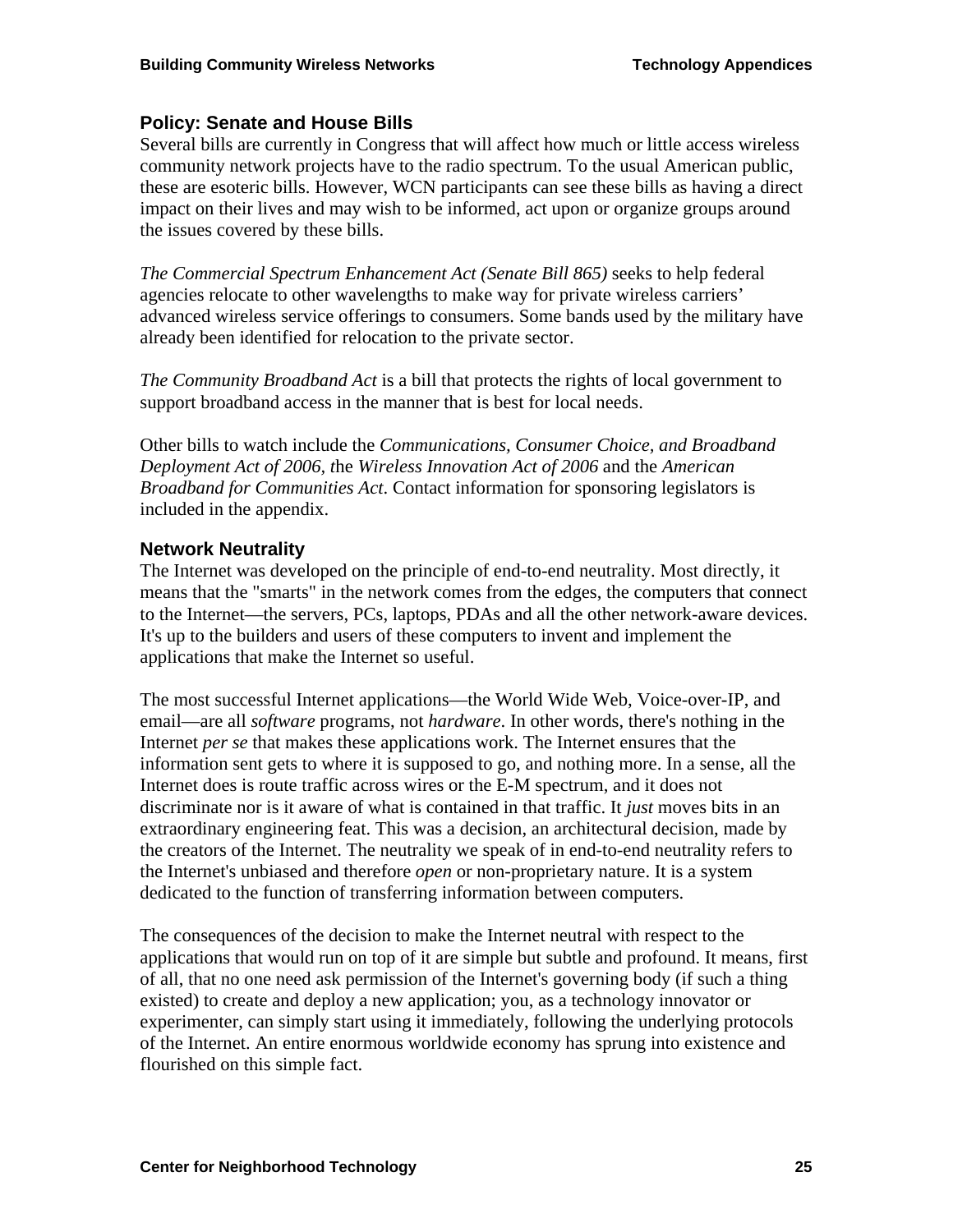## Policy: Senate and House Bills

Several bills are currently in Congress that will affect how much or little access wireless community network projects have to the radio spectrum. To the usual American public, these are esoteric bills. However, WCN participants can see these bills as having a direct impact on their lives and may wish to be informed, act upon or organize groups around the issues covered by these bills.

*The Commercial Spectrum Enhancement Act (Senate Bill 865)* seeks to help federal agencies relocate to other wavelengths to make way for private wireless carriers' advanced wireless service offerings to consumers. Some bands used by the military have already been identified for relocation to the private sector.

*The Community Broadband Act* is a bill that protects the rights of local government to support broadband access in the manner that is best for local needs.

Other bills to watch include the *Communications, Consumer Choice, and Broadband Deployment Act of 2006,* the *Wireless Innovation Act of 2006* and the *American Broadband for Communities Act*. Contact information for sponsoring legislators is included in the appendix.

## Network Neutrality

The Internet was developed on the principle of end-to-end neutrality. Most directly, it means that the "smarts" in the network comes from the edges, the computers that connect to the Internet—the servers, PCs, laptops, PDAs and all the other network-aware devices. It's up to the builders and users of these computers to invent and implement the applications that make the Internet so useful.

The most successful Internet applications—the World Wide Web, Voice-over-IP, and email—are all *software* programs, not *hardware*. In other words, there's nothing in the Internet *per se* that makes these applications work. The Internet ensures that the information sent gets to where it is supposed to go, and nothing more. In a sense, all the Internet does is route traffic across wires or the E-M spectrum, and it does not discriminate nor is it aware of what is contained in that traffic. It *just* moves bits in an extraordinary engineering feat. This was a decision, an architectural decision, made by the creators of the Internet. The neutrality we speak of in end-to-end neutrality refers to the Internet's unbiased and therefore *open* or non-proprietary nature. It is a system dedicated to the function of transferring information between computers.

The consequences of the decision to make the Internet neutral with respect to the applications that would run on top of it are simple but subtle and profound. It means, first of all, that no one need ask permission of the Internet's governing body (if such a thing existed) to create and deploy a new application; you, as a technology innovator or experimenter, can simply start using it immediately, following the underlying protocols of the Internet. An entire enormous worldwide economy has sprung into existence and flourished on this simple fact.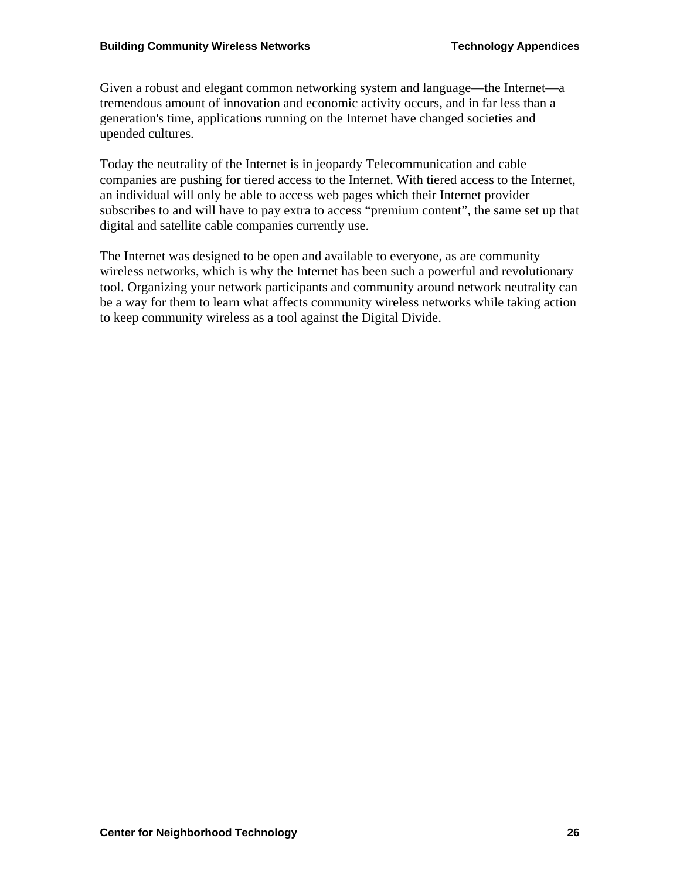Given a robust and elegant common networking system and language—the Internet—a tremendous amount of innovation and economic activity occurs, and in far less than a generation's time, applications running on the Internet have changed societies and upended cultures.

Today the neutrality of the Internet is in jeopardy Telecommunication and cable companies are pushing for tiered access to the Internet. With tiered access to the Internet, an individual will only be able to access web pages which their Internet provider subscribes to and will have to pay extra to access "premium content", the same set up that digital and satellite cable companies currently use.

The Internet was designed to be open and available to everyone, as are community wireless networks, which is why the Internet has been such a powerful and revolutionary tool. Organizing your network participants and community around network neutrality can be a way for them to learn what affects community wireless networks while taking action to keep community wireless as a tool against the Digital Divide.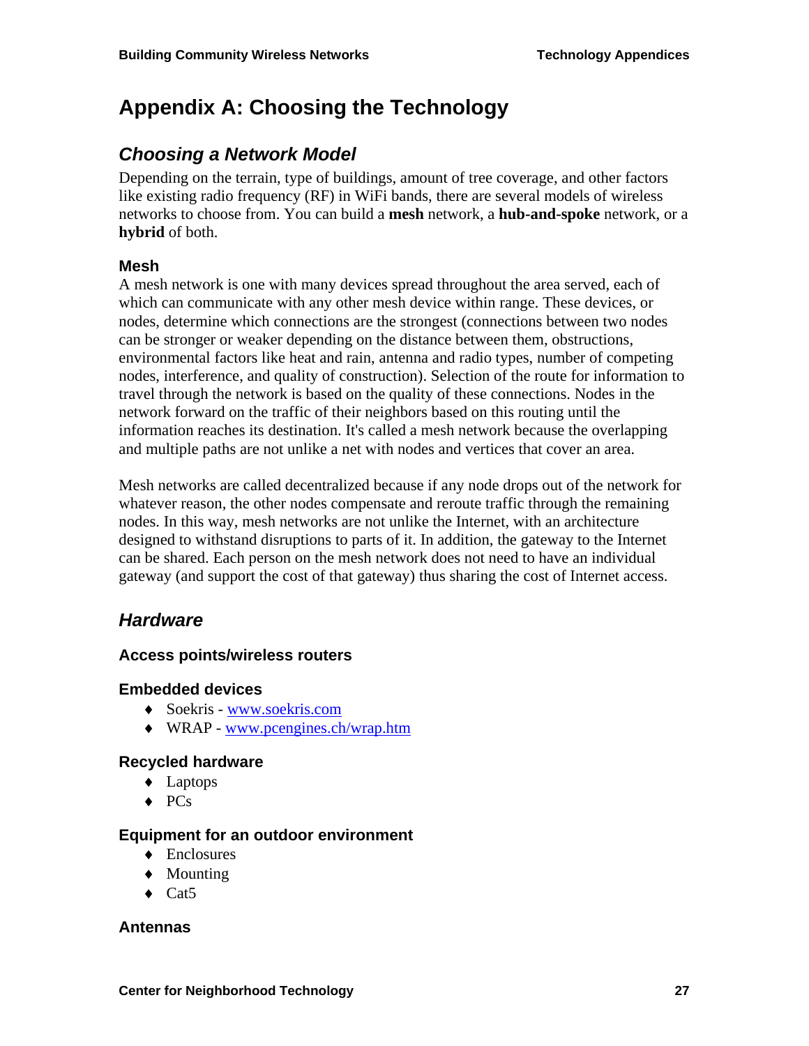# Appendix A: Choosing the Technology

## *Choosing a Network Model*

Depending on the terrain, type of buildings, amount of tree coverage, and other factors like existing radio frequency (RF) in WiFi bands, there are several models of wireless networks to choose from. You can build a **mesh** network, a **hub-and-spoke** network, or a **hybrid** of both.

### Mesh

A mesh network is one with many devices spread throughout the area served, each of which can communicate with any other mesh device within range. These devices, or nodes, determine which connections are the strongest (connections between two nodes can be stronger or weaker depending on the distance between them, obstructions, environmental factors like heat and rain, antenna and radio types, number of competing nodes, interference, and quality of construction). Selection of the route for information to travel through the network is based on the quality of these connections. Nodes in the network forward on the traffic of their neighbors based on this routing until the information reaches its destination. It's called a mesh network because the overlapping and multiple paths are not unlike a net with nodes and vertices that cover an area.

Mesh networks are called decentralized because if any node drops out of the network for whatever reason, the other nodes compensate and reroute traffic through the remaining nodes. In this way, mesh networks are not unlike the Internet, with an architecture designed to withstand disruptions to parts of it. In addition, the gateway to the Internet can be shared. Each person on the mesh network does not need to have an individual gateway (and support the cost of that gateway) thus sharing the cost of Internet access.

## *Hardware*

### Access points/wireless routers

### Embedded devices

- Soekris - www.soekris.com
- WRAP - www.pcengines.ch/wrap.htm

### Recycled hardware

- Laptops
- PCs

### Equipment for an outdoor environment

- Enclosures
- Mounting
- Cat5

### Antennas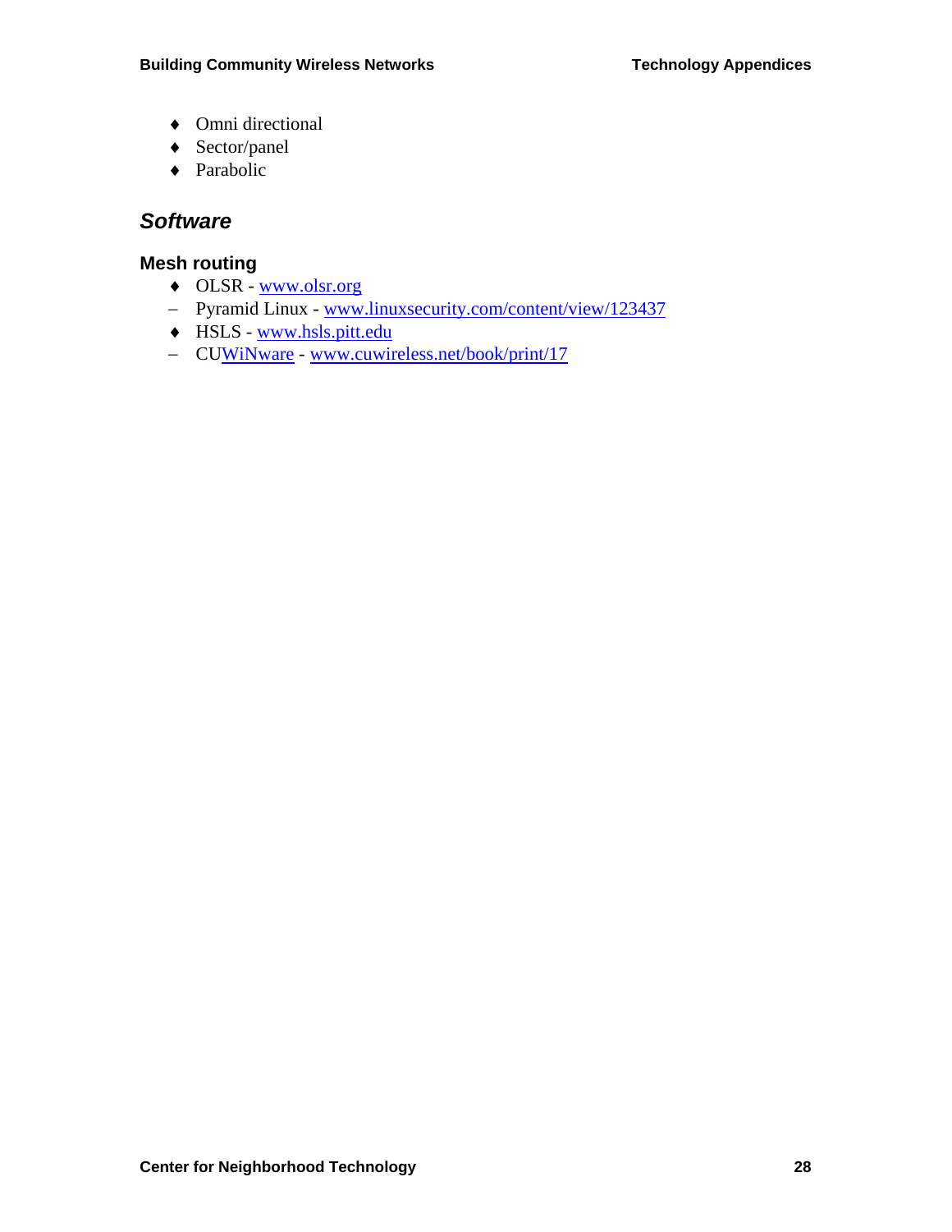- Omni directional
- Sector/panel
- Parabolic

## *Software*

### Mesh routing

- OLSR - www.olsr.org
- Pyramid Linux - www.linuxsecurity.com/content/view/123437
- HSLS - www.hsls.pitt.edu
- CUWiNware - www.cuwireless.net/book/print/17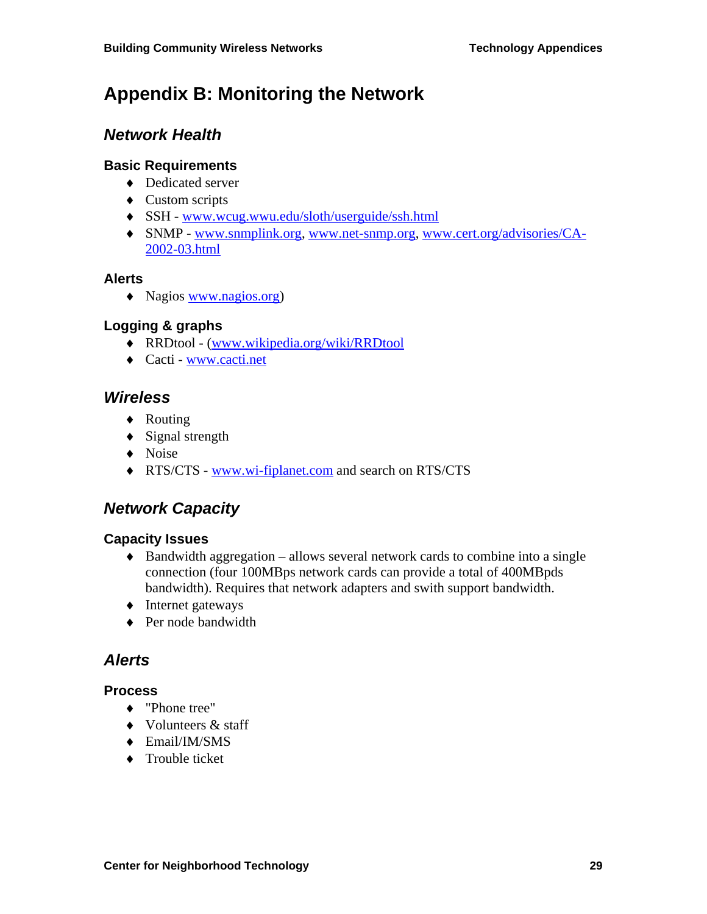# Appendix B: Monitoring the Network

## *Network Health*

### Basic Requirements

- Dedicated server
- Custom scripts
- SSH - www.wcug.wwu.edu/sloth/userguide/ssh.html
- SNMP - www.snmplink.org, www.net-snmp.org, www.cert.org/advisories/CA-2002-03.html

### Alerts

- Nagios www.nagios.org)

### Logging & graphs

- RRDtool - (www.wikipedia.org/wiki/RRDtool
- Cacti - www.cacti.net

## *Wireless*

- Routing
- Signal strength
- Noise
- RTS/CTS - www.wi-fiplanet.com and search on RTS/CTS

## *Network Capacity*

### Capacity Issues

- Bandwidth aggregation – allows several network cards to combine into a single connection (four 100MBps network cards can provide a total of 400MBpds bandwidth). Requires that network adapters and swith support bandwidth.
- Internet gateways
- Per node bandwidth

## *Alerts*

### Process

- "Phone tree"
- Volunteers & staff
- Email/IM/SMS
- Trouble ticket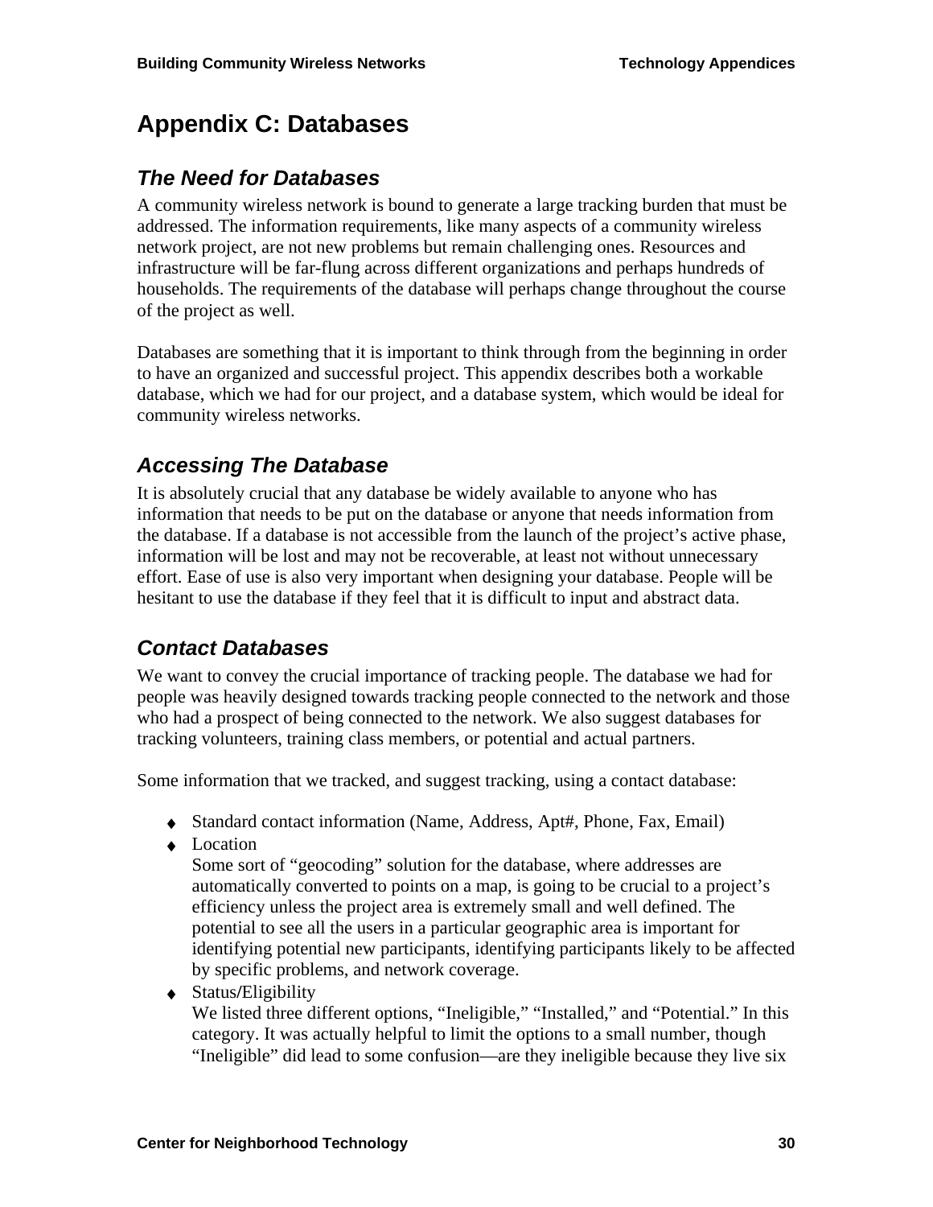# Appendix C: Databases

## *The Need for Databases*

A community wireless network is bound to generate a large tracking burden that must be addressed. The information requirements, like many aspects of a community wireless network project, are not new problems but remain challenging ones. Resources and infrastructure will be far-flung across different organizations and perhaps hundreds of households. The requirements of the database will perhaps change throughout the course of the project as well.

Databases are something that it is important to think through from the beginning in order to have an organized and successful project. This appendix describes both a workable database, which we had for our project, and a database system, which would be ideal for community wireless networks.

## *Accessing The Database*

It is absolutely crucial that any database be widely available to anyone who has information that needs to be put on the database or anyone that needs information from the database. If a database is not accessible from the launch of the project's active phase, information will be lost and may not be recoverable, at least not without unnecessary effort. Ease of use is also very important when designing your database. People will be hesitant to use the database if they feel that it is difficult to input and abstract data.

## *Contact Databases*

We want to convey the crucial importance of tracking people. The database we had for people was heavily designed towards tracking people connected to the network and those who had a prospect of being connected to the network. We also suggest databases for tracking volunteers, training class members, or potential and actual partners.

Some information that we tracked, and suggest tracking, using a contact database:

- Standard contact information (Name, Address, Apt#, Phone, Fax, Email)
- Location
  Some sort of "geocoding" solution for the database, where addresses are automatically converted to points on a map, is going to be crucial to a project's efficiency unless the project area is extremely small and well defined. The potential to see all the users in a particular geographic area is important for identifying potential new participants, identifying participants likely to be affected by specific problems, and network coverage.
- Status/Eligibility
  We listed three different options, "Ineligible," "Installed," and "Potential." In this category. It was actually helpful to limit the options to a small number, though "Ineligible" did lead to some confusion—are they ineligible because they live six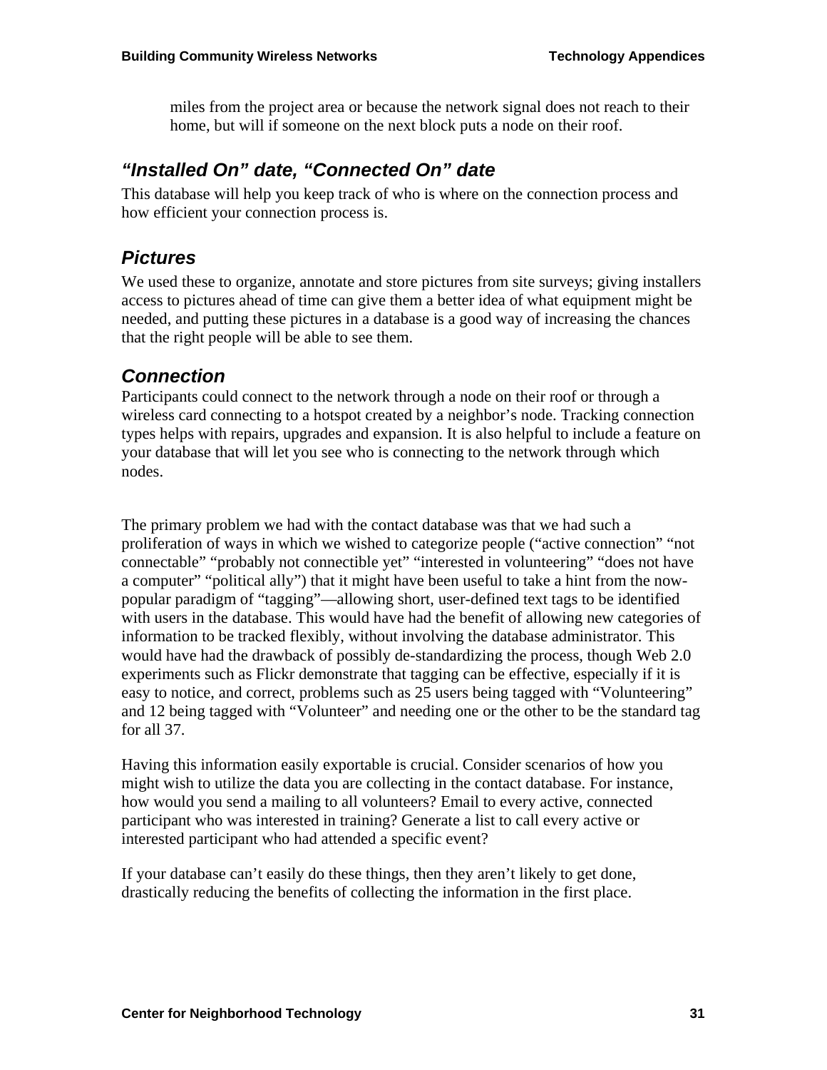miles from the project area or because the network signal does not reach to their home, but will if someone on the next block puts a node on their roof.

### *"Installed On" date, "Connected On" date*

This database will help you keep track of who is where on the connection process and how efficient your connection process is.

### *Pictures*

We used these to organize, annotate and store pictures from site surveys; giving installers access to pictures ahead of time can give them a better idea of what equipment might be needed, and putting these pictures in a database is a good way of increasing the chances that the right people will be able to see them.

### *Connection*

Participants could connect to the network through a node on their roof or through a wireless card connecting to a hotspot created by a neighbor's node. Tracking connection types helps with repairs, upgrades and expansion. It is also helpful to include a feature on your database that will let you see who is connecting to the network through which nodes.

The primary problem we had with the contact database was that we had such a proliferation of ways in which we wished to categorize people ("active connection" "not connectable" "probably not connectible yet" "interested in volunteering" "does not have a computer" "political ally") that it might have been useful to take a hint from the now-popular paradigm of "tagging"—allowing short, user-defined text tags to be identified with users in the database. This would have had the benefit of allowing new categories of information to be tracked flexibly, without involving the database administrator. This would have had the drawback of possibly de-standardizing the process, though Web 2.0 experiments such as Flickr demonstrate that tagging can be effective, especially if it is easy to notice, and correct, problems such as 25 users being tagged with "Volunteering" and 12 being tagged with "Volunteer" and needing one or the other to be the standard tag for all 37.

Having this information easily exportable is crucial. Consider scenarios of how you might wish to utilize the data you are collecting in the contact database. For instance, how would you send a mailing to all volunteers? Email to every active, connected participant who was interested in training? Generate a list to call every active or interested participant who had attended a specific event?

If your database can't easily do these things, then they aren't likely to get done, drastically reducing the benefits of collecting the information in the first place.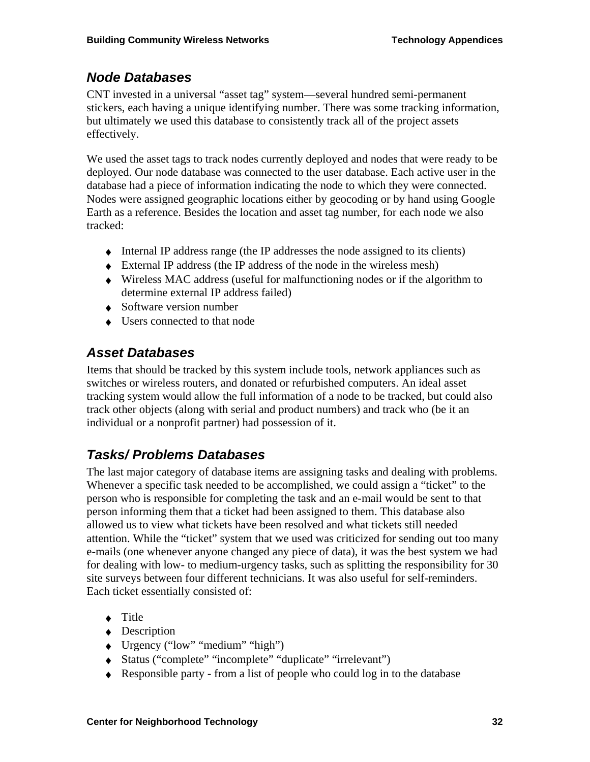## *Node Databases*

CNT invested in a universal "asset tag" system—several hundred semi-permanent stickers, each having a unique identifying number. There was some tracking information, but ultimately we used this database to consistently track all of the project assets effectively.

We used the asset tags to track nodes currently deployed and nodes that were ready to be deployed. Our node database was connected to the user database. Each active user in the database had a piece of information indicating the node to which they were connected. Nodes were assigned geographic locations either by geocoding or by hand using Google Earth as a reference. Besides the location and asset tag number, for each node we also tracked:

- Internal IP address range (the IP addresses the node assigned to its clients)
- External IP address (the IP address of the node in the wireless mesh)
- Wireless MAC address (useful for malfunctioning nodes or if the algorithm to determine external IP address failed)
- Software version number
- Users connected to that node

## *Asset Databases*

Items that should be tracked by this system include tools, network appliances such as switches or wireless routers, and donated or refurbished computers. An ideal asset tracking system would allow the full information of a node to be tracked, but could also track other objects (along with serial and product numbers) and track who (be it an individual or a nonprofit partner) had possession of it.

## *Tasks/ Problems Databases*

The last major category of database items are assigning tasks and dealing with problems. Whenever a specific task needed to be accomplished, we could assign a "ticket" to the person who is responsible for completing the task and an e-mail would be sent to that person informing them that a ticket had been assigned to them. This database also allowed us to view what tickets have been resolved and what tickets still needed attention. While the "ticket" system that we used was criticized for sending out too many e-mails (one whenever anyone changed any piece of data), it was the best system we had for dealing with low- to medium-urgency tasks, such as splitting the responsibility for 30 site surveys between four different technicians. It was also useful for self-reminders. Each ticket essentially consisted of:

- Title
- Description
- Urgency ("low" "medium" "high")
- Status ("complete" "incomplete" "duplicate" "irrelevant")
- Responsible party - from a list of people who could log in to the database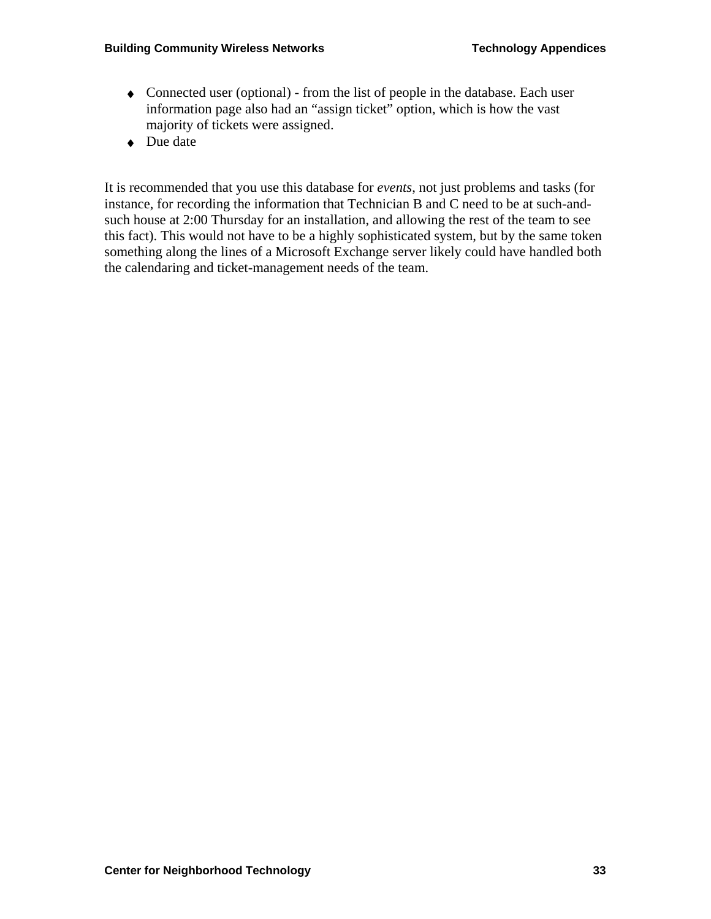- Connected user (optional) - from the list of people in the database. Each user information page also had an “assign ticket” option, which is how the vast majority of tickets were assigned.
- Due date

It is recommended that you use this database for *events*, not just problems and tasks (for instance, for recording the information that Technician B and C need to be at such-and-such house at 2:00 Thursday for an installation, and allowing the rest of the team to see this fact). This would not have to be a highly sophisticated system, but by the same token something along the lines of a Microsoft Exchange server likely could have handled both the calendaring and ticket-management needs of the team.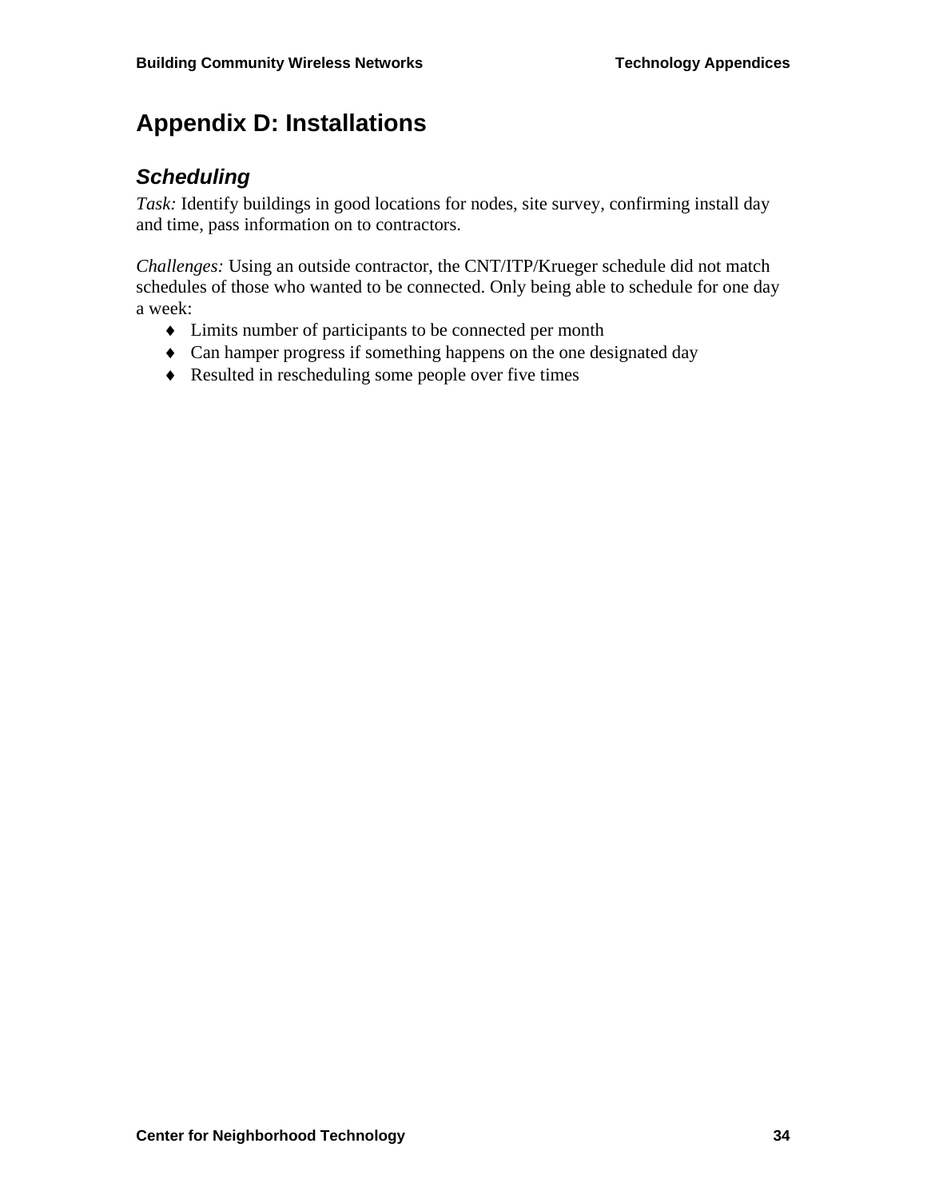# Appendix D: Installations

## *Scheduling*

*Task:* Identify buildings in good locations for nodes, site survey, confirming install day and time, pass information on to contractors.

*Challenges:* Using an outside contractor, the CNT/ITP/Krueger schedule did not match schedules of those who wanted to be connected. Only being able to schedule for one day a week:

- Limits number of participants to be connected per month
- Can hamper progress if something happens on the one designated day
- Resulted in rescheduling some people over five times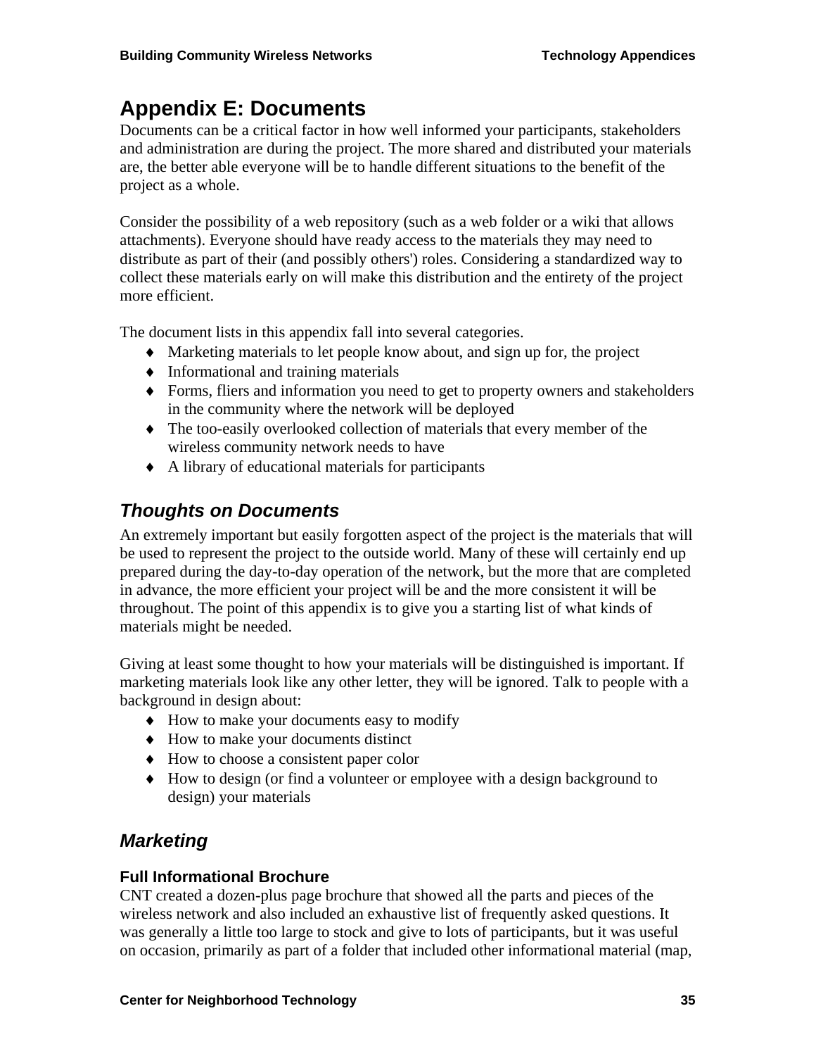# Appendix E: Documents

Documents can be a critical factor in how well informed your participants, stakeholders and administration are during the project. The more shared and distributed your materials are, the better able everyone will be to handle different situations to the benefit of the project as a whole.

Consider the possibility of a web repository (such as a web folder or a wiki that allows attachments). Everyone should have ready access to the materials they may need to distribute as part of their (and possibly others') roles. Considering a standardized way to collect these materials early on will make this distribution and the entirety of the project more efficient.

The document lists in this appendix fall into several categories.

- Marketing materials to let people know about, and sign up for, the project
- Informational and training materials
- Forms, fliers and information you need to get to property owners and stakeholders in the community where the network will be deployed
- The too-easily overlooked collection of materials that every member of the wireless community network needs to have
- A library of educational materials for participants

## *Thoughts on Documents*

An extremely important but easily forgotten aspect of the project is the materials that will be used to represent the project to the outside world. Many of these will certainly end up prepared during the day-to-day operation of the network, but the more that are completed in advance, the more efficient your project will be and the more consistent it will be throughout. The point of this appendix is to give you a starting list of what kinds of materials might be needed.

Giving at least some thought to how your materials will be distinguished is important. If marketing materials look like any other letter, they will be ignored. Talk to people with a background in design about:

- How to make your documents easy to modify
- How to make your documents distinct
- How to choose a consistent paper color
- How to design (or find a volunteer or employee with a design background to design) your materials

## *Marketing*

### Full Informational Brochure

CNT created a dozen-plus page brochure that showed all the parts and pieces of the wireless network and also included an exhaustive list of frequently asked questions. It was generally a little too large to stock and give to lots of participants, but it was useful on occasion, primarily as part of a folder that included other informational material (map,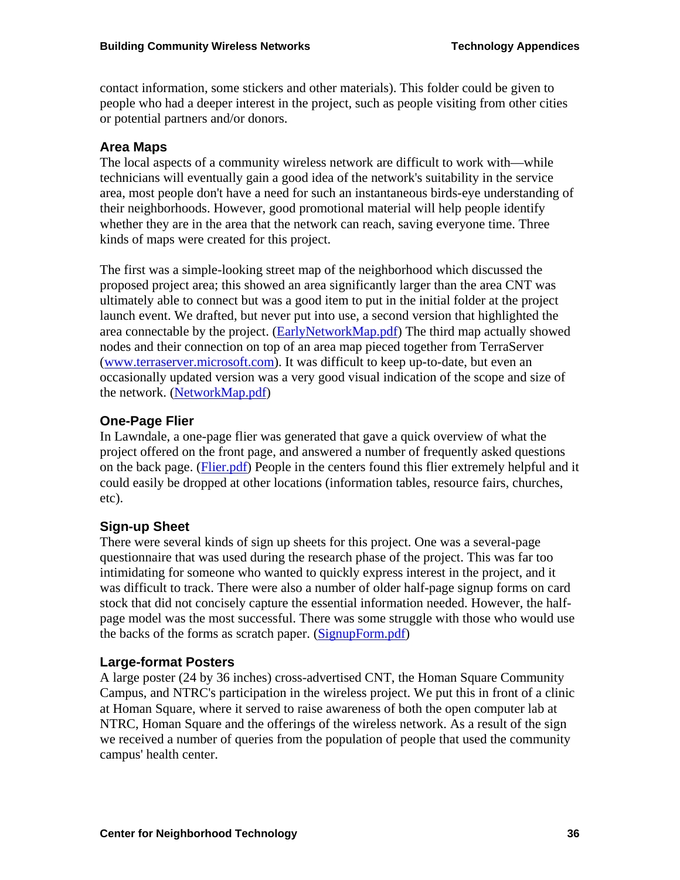contact information, some stickers and other materials). This folder could be given to people who had a deeper interest in the project, such as people visiting from other cities or potential partners and/or donors.

### Area Maps

The local aspects of a community wireless network are difficult to work with—while technicians will eventually gain a good idea of the network's suitability in the service area, most people don't have a need for such an instantaneous birds-eye understanding of their neighborhoods. However, good promotional material will help people identify whether they are in the area that the network can reach, saving everyone time. Three kinds of maps were created for this project.

The first was a simple-looking street map of the neighborhood which discussed the proposed project area; this showed an area significantly larger than the area CNT was ultimately able to connect but was a good item to put in the initial folder at the project launch event. We drafted, but never put into use, a second version that highlighted the area connectable by the project. (EarlyNetworkMap.pdf) The third map actually showed nodes and their connection on top of an area map pieced together from TerraServer (www.terraserver.microsoft.com). It was difficult to keep up-to-date, but even an occasionally updated version was a very good visual indication of the scope and size of the network. (NetworkMap.pdf)

### One-Page Flier

In Lawndale, a one-page flier was generated that gave a quick overview of what the project offered on the front page, and answered a number of frequently asked questions on the back page. (Flier.pdf) People in the centers found this flier extremely helpful and it could easily be dropped at other locations (information tables, resource fairs, churches, etc).

### Sign-up Sheet

There were several kinds of sign up sheets for this project. One was a several-page questionnaire that was used during the research phase of the project. This was far too intimidating for someone who wanted to quickly express interest in the project, and it was difficult to track. There were also a number of older half-page signup forms on card stock that did not concisely capture the essential information needed. However, the half-page model was the most successful. There was some struggle with those who would use the backs of the forms as scratch paper. (SignupForm.pdf)

### Large-format Posters

A large poster (24 by 36 inches) cross-advertised CNT, the Homan Square Community Campus, and NTRC's participation in the wireless project. We put this in front of a clinic at Homan Square, where it served to raise awareness of both the open computer lab at NTRC, Homan Square and the offerings of the wireless network. As a result of the sign we received a number of queries from the population of people that used the community campus' health center.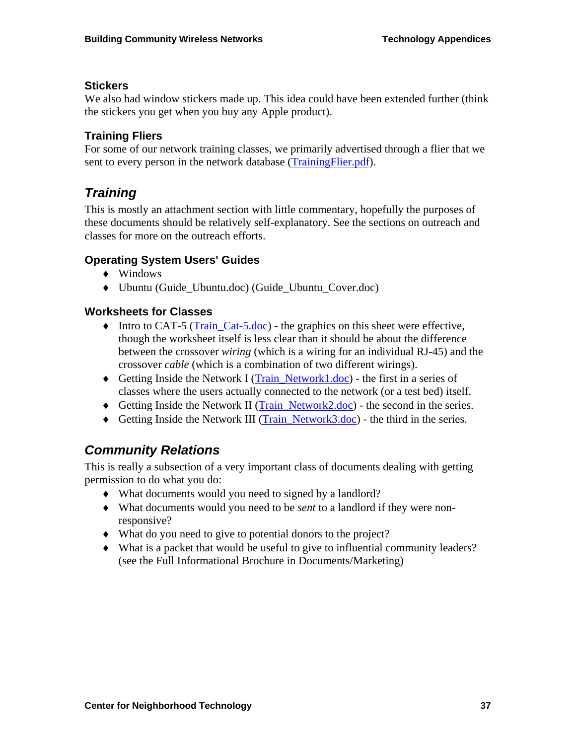### Stickers

We also had window stickers made up. This idea could have been extended further (think the stickers you get when you buy any Apple product).

### Training Fliers

For some of our network training classes, we primarily advertised through a flier that we sent to every person in the network database (TrainingFlier.pdf).

## *Training*

This is mostly an attachment section with little commentary, hopefully the purposes of these documents should be relatively self-explanatory. See the sections on outreach and classes for more on the outreach efforts.

### Operating System Users' Guides

- Windows
- Ubuntu (Guide_Ubuntu.doc) (Guide_Ubuntu_Cover.doc)

### Worksheets for Classes

- Intro to CAT-5 (Train_Cat-5.doc) - the graphics on this sheet were effective, though the worksheet itself is less clear than it should be about the difference between the crossover *wiring* (which is a wiring for an individual RJ-45) and the crossover *cable* (which is a combination of two different wirings).
- Getting Inside the Network I (Train_Network1.doc) - the first in a series of classes where the users actually connected to the network (or a test bed) itself.
- Getting Inside the Network II (Train_Network2.doc) - the second in the series.
- Getting Inside the Network III (Train_Network3.doc) - the third in the series.

## *Community Relations*

This is really a subsection of a very important class of documents dealing with getting permission to do what you do:

- What documents would you need to signed by a landlord?
- What documents would you need to be *sent* to a landlord if they were non-responsive?
- What do you need to give to potential donors to the project?
- What is a packet that would be useful to give to influential community leaders? (see the Full Informational Brochure in Documents/Marketing)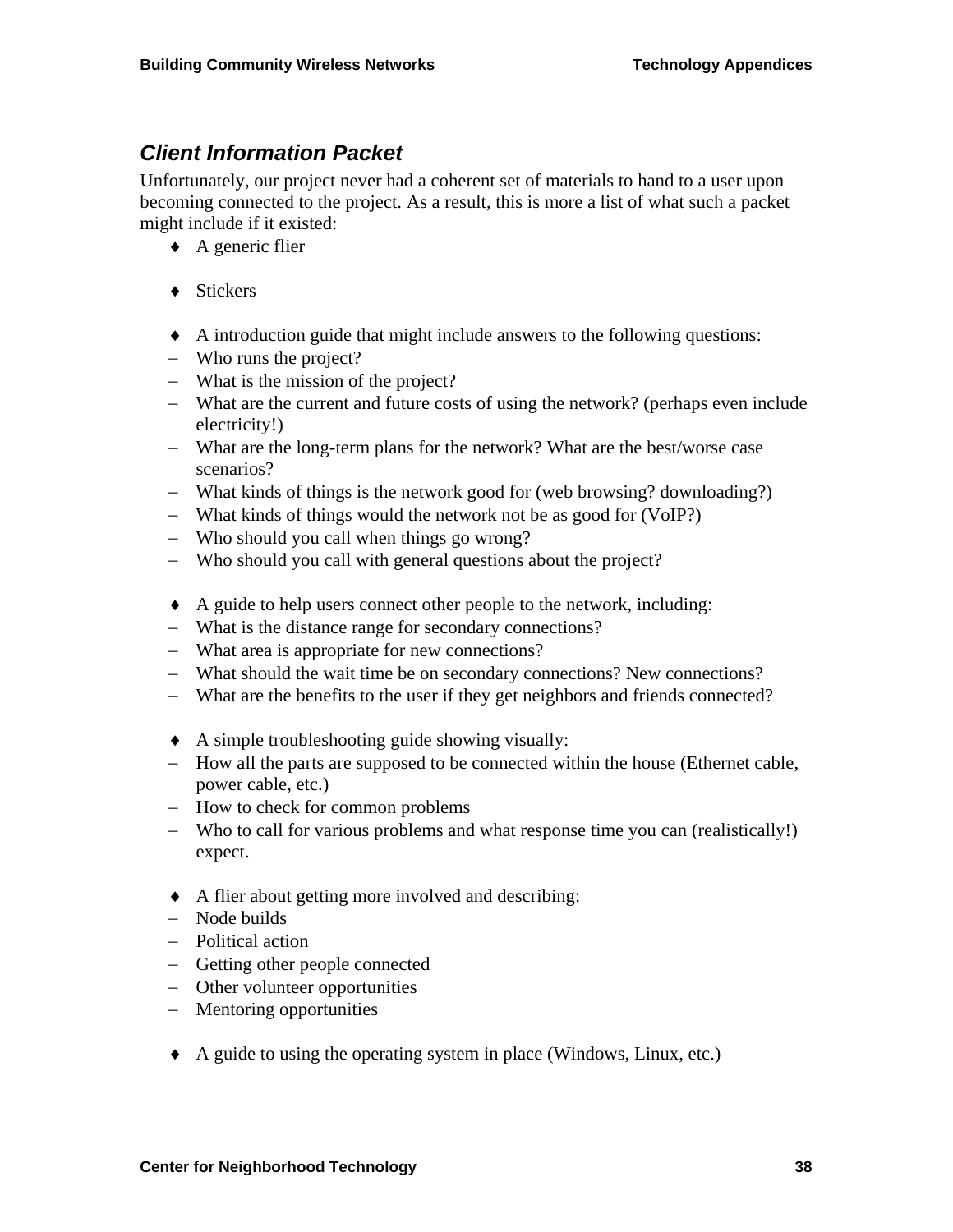### *Client Information Packet*

Unfortunately, our project never had a coherent set of materials to hand to a user upon becoming connected to the project. As a result, this is more a list of what such a packet might include if it existed:

- A generic flier

- Stickers

- A introduction guide that might include answers to the following questions:
  - Who runs the project?
  - What is the mission of the project?
  - What are the current and future costs of using the network? (perhaps even include electricity!)
  - What are the long-term plans for the network? What are the best/worse case scenarios?
  - What kinds of things is the network good for (web browsing? downloading?)
  - What kinds of things would the network not be as good for (VoIP?)
  - Who should you call when things go wrong?
  - Who should you call with general questions about the project?

- A guide to help users connect other people to the network, including:
  - What is the distance range for secondary connections?
  - What area is appropriate for new connections?
  - What should the wait time be on secondary connections? New connections?
  - What are the benefits to the user if they get neighbors and friends connected?

- A simple troubleshooting guide showing visually:
  - How all the parts are supposed to be connected within the house (Ethernet cable, power cable, etc.)
  - How to check for common problems
  - Who to call for various problems and what response time you can (realistically!) expect.

- A flier about getting more involved and describing:
  - Node builds
  - Political action
  - Getting other people connected
  - Other volunteer opportunities
  - Mentoring opportunities

- A guide to using the operating system in place (Windows, Linux, etc.)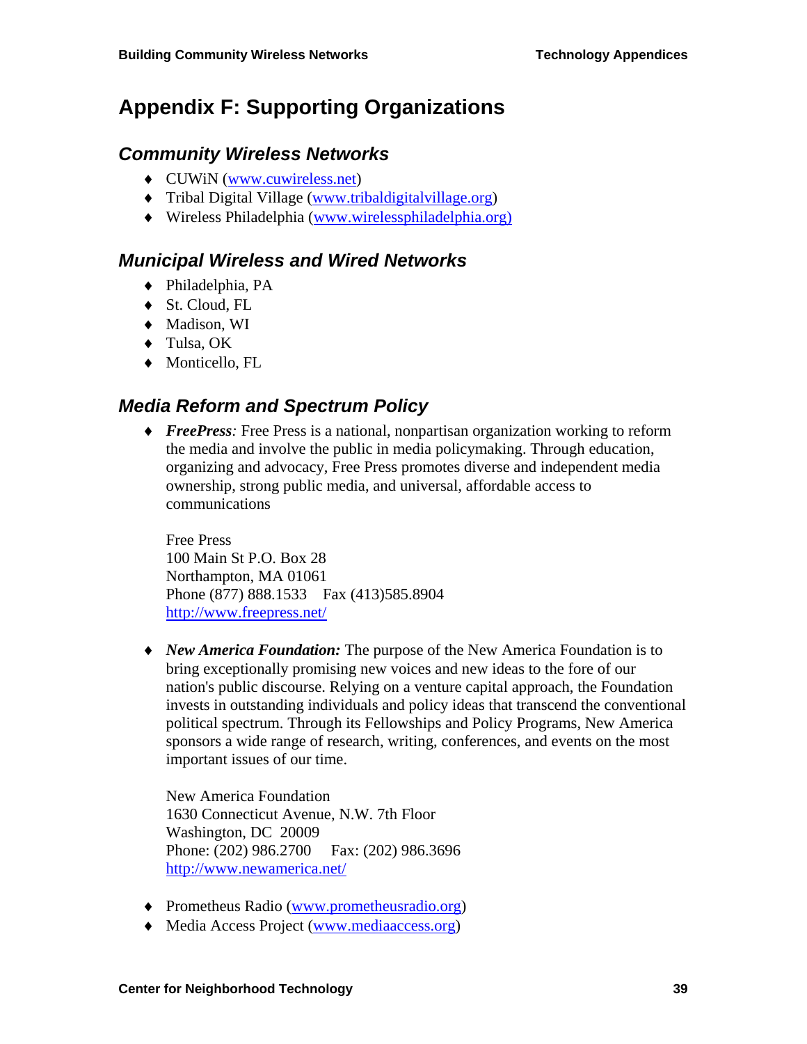# Appendix F: Supporting Organizations

## *Community Wireless Networks*

- CUWiN (www.cuwireless.net)
- Tribal Digital Village (www.tribaldigitalvillage.org)
- Wireless Philadelphia (www.wirelessphiladelphia.org)

## *Municipal Wireless and Wired Networks*

- Philadelphia, PA
- St. Cloud, FL
- Madison, WI
- Tulsa, OK
- Monticello, FL

## *Media Reform and Spectrum Policy*

- ***FreePress****:* Free Press is a national, nonpartisan organization working to reform the media and involve the public in media policymaking. Through education, organizing and advocacy, Free Press promotes diverse and independent media ownership, strong public media, and universal, affordable access to communications

  Free Press  
  100 Main St P.O. Box 28  
  Northampton, MA 01061  
  Phone (877) 888.1533  Fax (413)585.8904  
  http://www.freepress.net/

- ***New America Foundation:*** The purpose of the New America Foundation is to bring exceptionally promising new voices and new ideas to the fore of our nation's public discourse. Relying on a venture capital approach, the Foundation invests in outstanding individuals and policy ideas that transcend the conventional political spectrum. Through its Fellowships and Policy Programs, New America sponsors a wide range of research, writing, conferences, and events on the most important issues of our time.

  New America Foundation  
  1630 Connecticut Avenue, N.W. 7th Floor  
  Washington, DC 20009  
  Phone: (202) 986.2700  Fax: (202) 986.3696  
  http://www.newamerica.net/

- Prometheus Radio (www.prometheusradio.org)
- Media Access Project (www.mediaaccess.org)